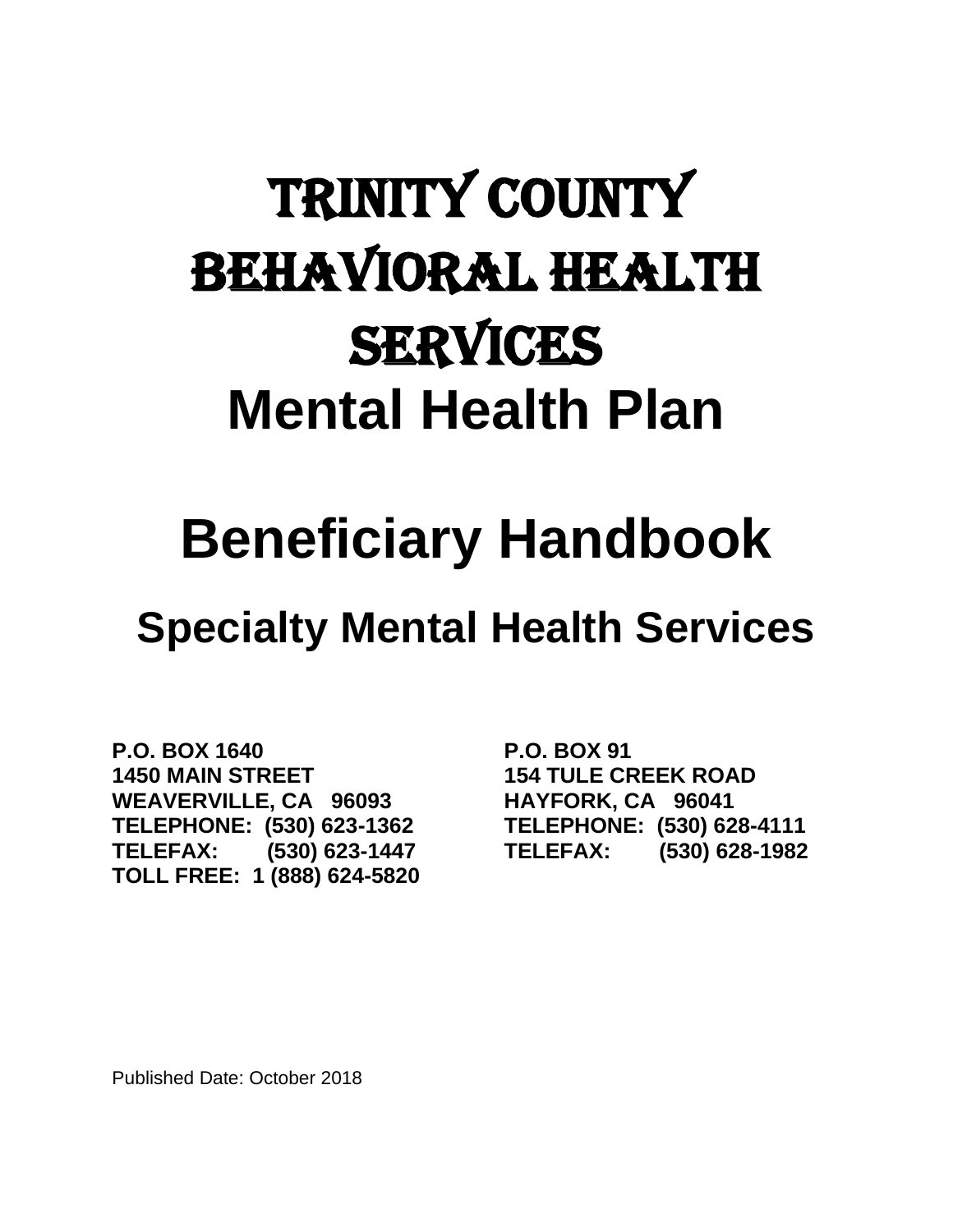# TRINITY COUNTY BEHAVIORAL HEALTH SERVICES

# Mental Health Plan

# Beneficiary Handbook

## Specialty Mental Health Services

**P.O. BOX 1640**
**1450 MAIN STREET**
**WEAVERVILLE, CA 96093**
**TELEPHONE: (530) 623-1362**
**TELEFAX: (530) 623-1447**
**TOLL FREE: 1 (888) 624-5820**

**P.O. BOX 91**
**154 TULE CREEK ROAD**
**HAYFORK, CA 96041**
**TELEPHONE: (530) 628-4111**
**TELEFAX: (530) 628-1982**

Published Date: October 2018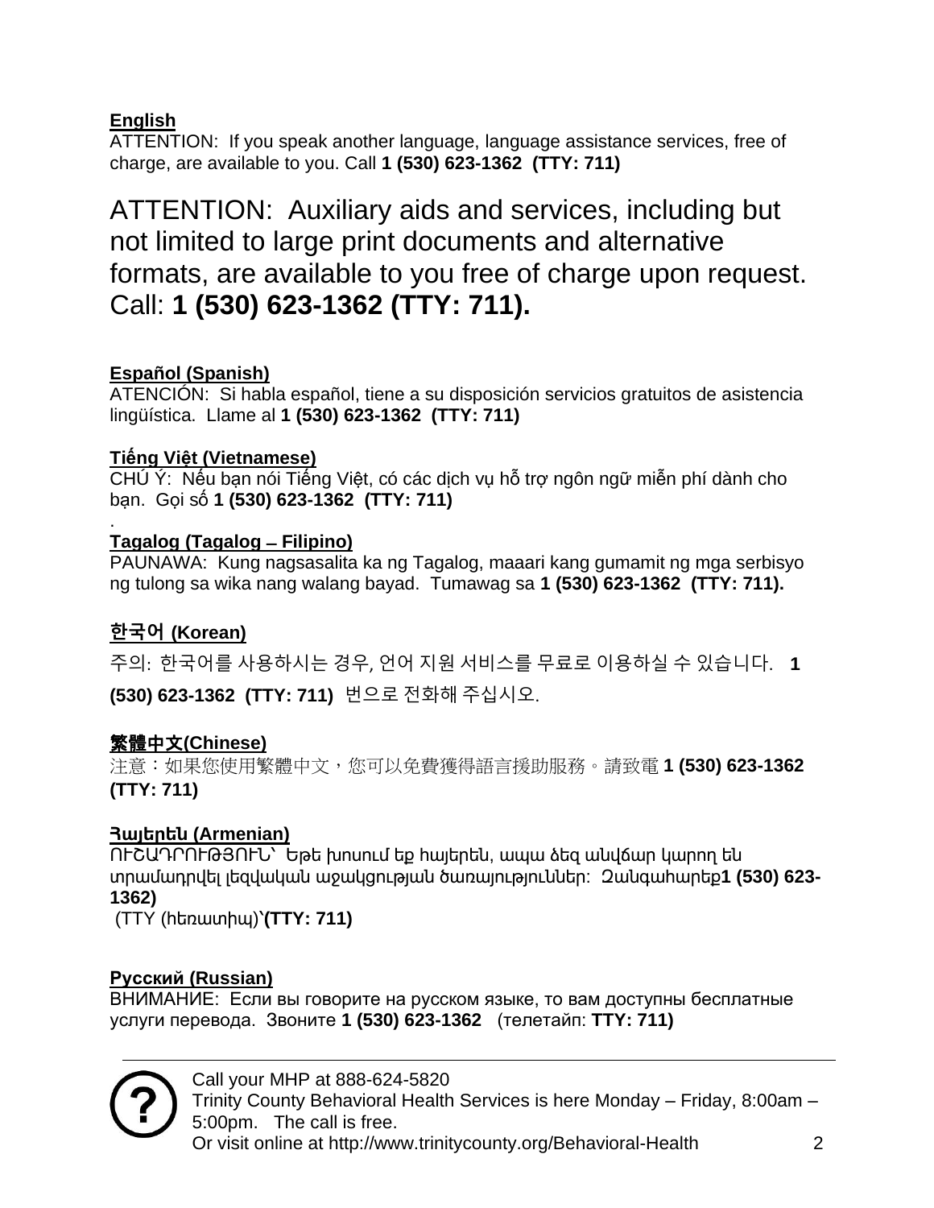**English**

ATTENTION: If you speak another language, language assistance services, free of charge, are available to you. Call **1 (530) 623-1362 (TTY: 711)**

ATTENTION: Auxiliary aids and services, including but not limited to large print documents and alternative formats, are available to you free of charge upon request. Call: **1 (530) 623-1362 (TTY: 711).**

**Español (Spanish)**

ATENCIÓN: Si habla español, tiene a su disposición servicios gratuitos de asistencia lingüística. Llame al **1 (530) 623-1362 (TTY: 711)**

**Tiếng Việt (Vietnamese)**

CHÚ Ý: Nếu bạn nói Tiếng Việt, có các dịch vụ hỗ trợ ngôn ngữ miễn phí dành cho bạn. Gọi số **1 (530) 623-1362 (TTY: 711)**

.

**Tagalog (Tagalog – Filipino)**

PAUNAWA: Kung nagsasalita ka ng Tagalog, maaari kang gumamit ng mga serbisyo ng tulong sa wika nang walang bayad. Tumawag sa **1 (530) 623-1362 (TTY: 711).**

**한국어 (Korean)**

주의: 한국어를 사용하시는 경우, 언어 지원 서비스를 무료로 이용하실 수 있습니다. **1 (530) 623-1362 (TTY: 711)** 번으로 전화해 주십시오.

**繁體中文(Chinese)**

注意：如果您使用繁體中文，您可以免費獲得語言援助服務。請致電 **1 (530) 623-1362 (TTY: 711)**

**Հայերեն (Armenian)**

ՈՒՇԱԴՐՈՒԹՅՈՒՆ՝ Եթե խոսում եք հայերեն, ապա ձեզ անվճար կարող են տրամադրվել լեզվական աջակցության ծառայություններ: Զանգահարեք**1 (530) 623-1362)**

(TTY (հեռատիպ)՝**(TTY: 711)**

**Русский (Russian)**

ВНИМАНИЕ: Если вы говорите на русском языке, то вам доступны бесплатные услуги перевода. Звоните **1 (530) 623-1362** (телетайп: **TTY: 711)**

Call your MHP at 888-624-5820
Trinity County Behavioral Health Services is here Monday – Friday, 8:00am – 5:00pm. The call is free.
Or visit online at http://www.trinitycounty.org/Behavioral-Health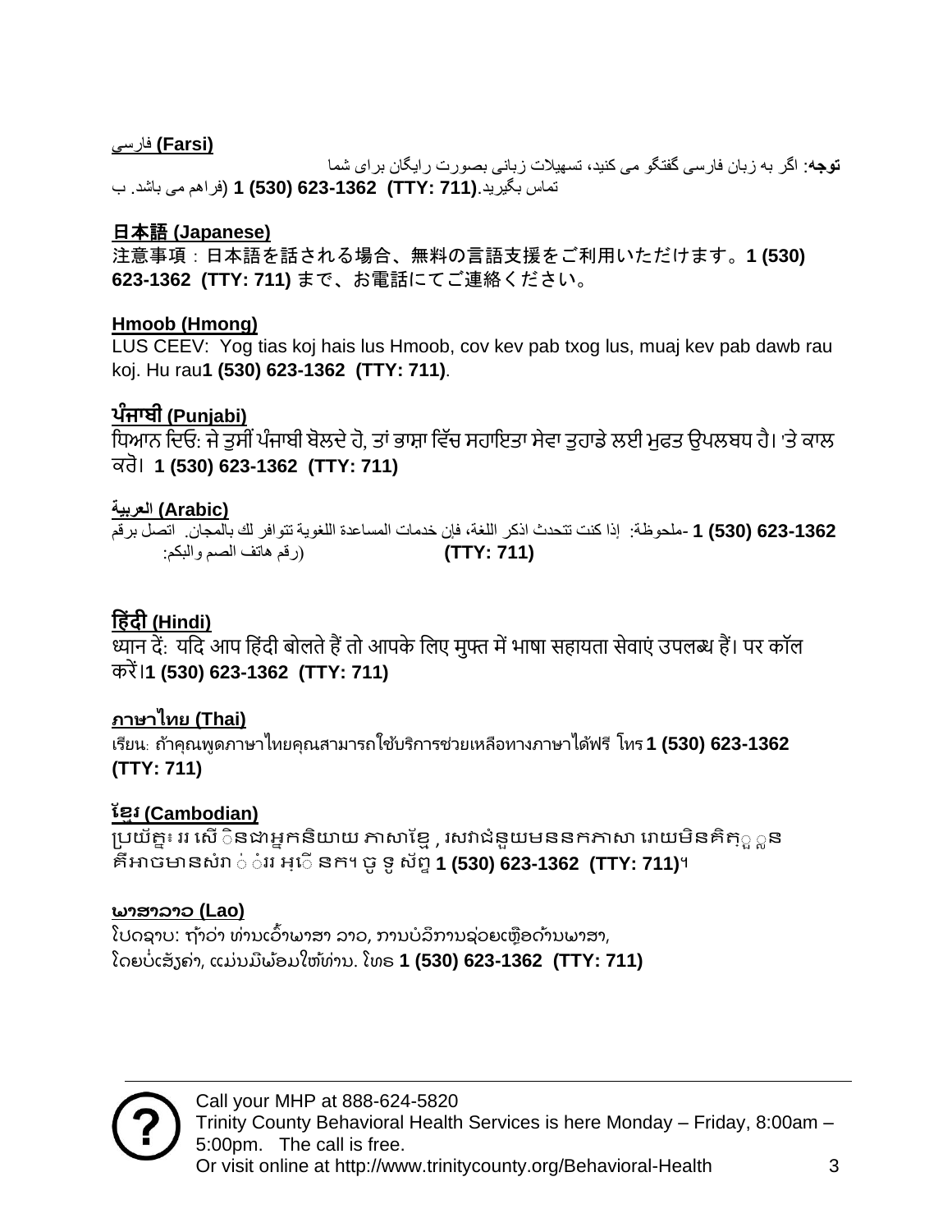**فارسی (Farsi)**

**توجه**: اگر به زبان فارسی گفتگو می کنید، تسهیلات زبانی بصورت رایگان برای شما فراهم می باشد. با **1 (530) 623-1362 (TTY: 711)** تماس بگیرید.

**日本語 (Japanese)**

注意事項：日本語を話される場合、無料の言語支援をご利用いただけます。**1 (530) 623-1362 (TTY: 711)** まで、お電話にてご連絡ください。

**Hmoob (Hmong)**

LUS CEEV: Yog tias koj hais lus Hmoob, cov kev pab txog lus, muaj kev pab dawb rau koj. Hu rau**1 (530) 623-1362 (TTY: 711)**.

**ਪੰਜਾਬੀ (Punjabi)**

ਧਿਆਨ ਦਿਓ: ਜੇ ਤੁਸੀਂ ਪੰਜਾਬੀ ਬੋਲਦੇ ਹੋ, ਤਾਂ ਭਾਸ਼ਾ ਵਿੱਚ ਸਹਾਇਤਾ ਸੇਵਾ ਤੁਹਾਡੇ ਲਈ ਮੁਫਤ ਉਪਲਬਧ ਹੈ। 'ਤੇ ਕਾਲ ਕਰੋ। **1 (530) 623-1362 (TTY: 711)**

**العربية (Arabic)**

ملحوظة: إذا كنت تتحدث اذكر اللغة، فإن خدمات المساعدة اللغوية تتوافر لك بالمجان. اتصل برقم **1 (530) 623-1362** (رقم هاتف الصم والبكم: **(TTY: 711)**

**हिंदी (Hindi)**

ध्यान दें: यदि आप हिंदी बोलते हैं तो आपके लिए मुफ्त में भाषा सहायता सेवाएं उपलब्ध हैं। पर कॉल करें।**1 (530) 623-1362 (TTY: 711)**

**ภาษาไทย (Thai)**

เรียน: ถ้าคุณพูดภาษาไทยคุณสามารถใช้บริการช่วยเหลือทางภาษาได้ฟรี โทร **1 (530) 623-1362 (TTY: 711)**

**ខ្មែរ (Cambodian)**

ប្រយ័ត្ន៖ បើសិនជាអ្នកនិយាយ ភាសាខ្មែរ, សេវាជំនួយមននកភាសា ដោយមិនគិតឈ្នួល គឺអាចមានសំរាប់បំរើ អ្នក។ ចូរ ទូរស័ព្ទ **1 (530) 623-1362 (TTY: 711)**។

**ພາສາລາວ (Lao)**

ໂປດຊາບ: ຖ້າວ່າ ທ່ານເວົ້າພາສາ ລາວ, ການບໍລິການຊ່ວຍເຫຼືອດ້ານພາສາ, ໂດຍບໍ່ເສັຽຄ່າ, ແມ່ນມີພ້ອມໃຫ້ທ່ານ. ໂທຣ **1 (530) 623-1362 (TTY: 711)**

---

Call your MHP at 888-624-5820
Trinity County Behavioral Health Services is here Monday – Friday, 8:00am – 5:00pm. The call is free.
Or visit online at http://www.trinitycounty.org/Behavioral-Health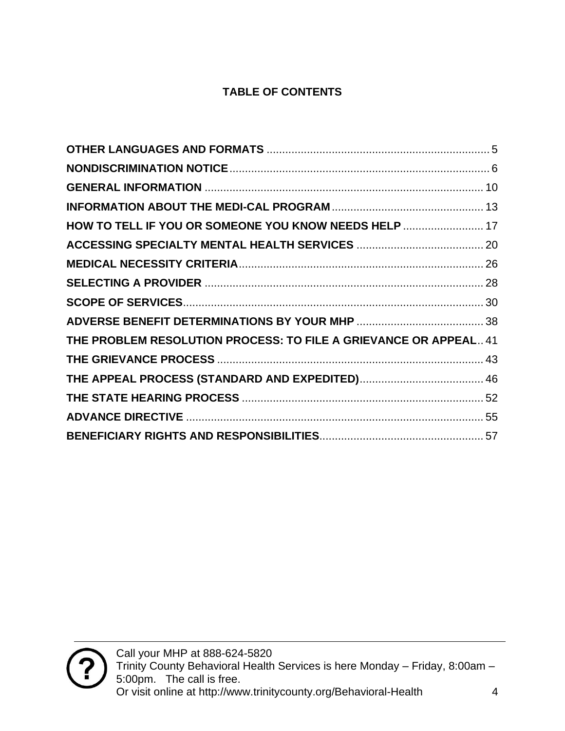# TABLE OF CONTENTS

| | |
|---|---|
| **OTHER LANGUAGES AND FORMATS** | 5 |
| **NONDISCRIMINATION NOTICE** | 6 |
| **GENERAL INFORMATION** | 10 |
| **INFORMATION ABOUT THE MEDI-CAL PROGRAM** | 13 |
| **HOW TO TELL IF YOU OR SOMEONE YOU KNOW NEEDS HELP** | 17 |
| **ACCESSING SPECIALTY MENTAL HEALTH SERVICES** | 20 |
| **MEDICAL NECESSITY CRITERIA** | 26 |
| **SELECTING A PROVIDER** | 28 |
| **SCOPE OF SERVICES** | 30 |
| **ADVERSE BENEFIT DETERMINATIONS BY YOUR MHP** | 38 |
| **THE PROBLEM RESOLUTION PROCESS: TO FILE A GRIEVANCE OR APPEAL** | 41 |
| **THE GRIEVANCE PROCESS** | 43 |
| **THE APPEAL PROCESS (STANDARD AND EXPEDITED)** | 46 |
| **THE STATE HEARING PROCESS** | 52 |
| **ADVANCE DIRECTIVE** | 55 |
| **BENEFICIARY RIGHTS AND RESPONSIBILITIES** | 57 |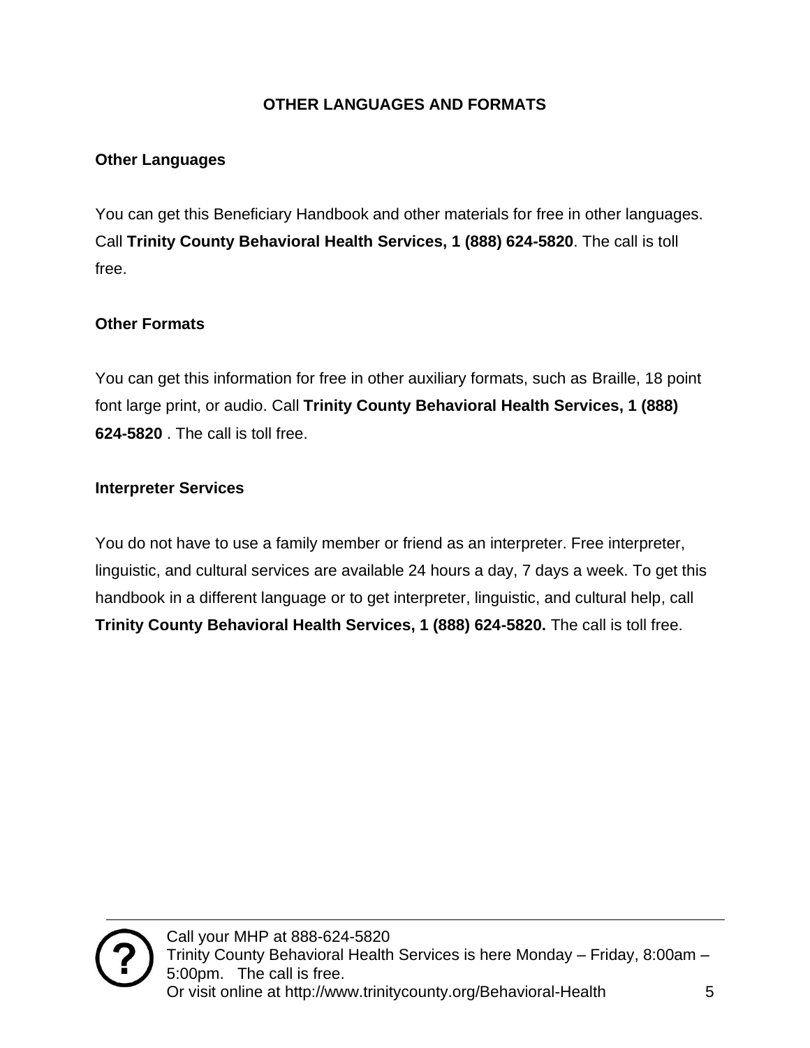## OTHER LANGUAGES AND FORMATS

### Other Languages

You can get this Beneficiary Handbook and other materials for free in other languages. Call **Trinity County Behavioral Health Services, 1 (888) 624-5820**. The call is toll free.

### Other Formats

You can get this information for free in other auxiliary formats, such as Braille, 18 point font large print, or audio. Call **Trinity County Behavioral Health Services, 1 (888) 624-5820** . The call is toll free.

### Interpreter Services

You do not have to use a family member or friend as an interpreter. Free interpreter, linguistic, and cultural services are available 24 hours a day, 7 days a week. To get this handbook in a different language or to get interpreter, linguistic, and cultural help, call **Trinity County Behavioral Health Services, 1 (888) 624-5820.** The call is toll free.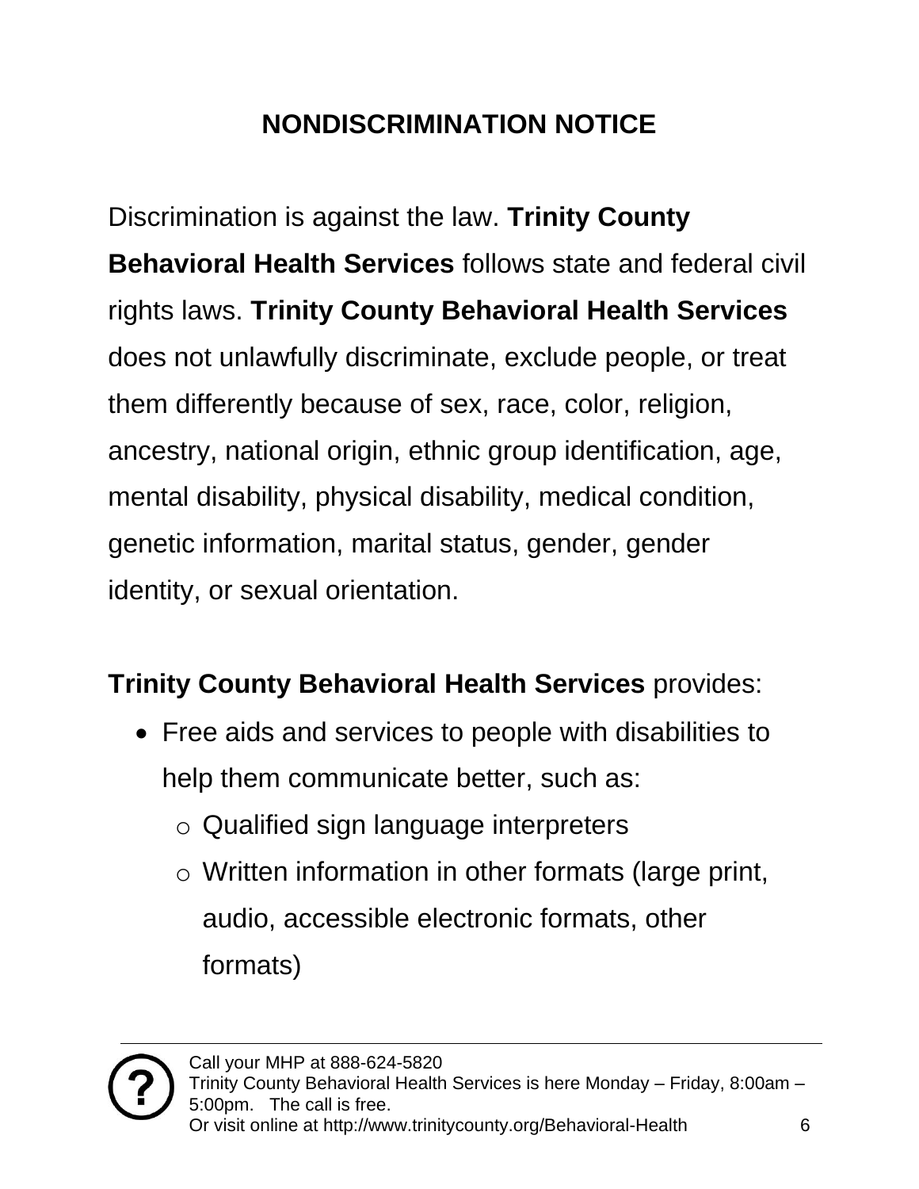# NONDISCRIMINATION NOTICE

Discrimination is against the law. **Trinity County Behavioral Health Services** follows state and federal civil rights laws. **Trinity County Behavioral Health Services** does not unlawfully discriminate, exclude people, or treat them differently because of sex, race, color, religion, ancestry, national origin, ethnic group identification, age, mental disability, physical disability, medical condition, genetic information, marital status, gender, gender identity, or sexual orientation.

**Trinity County Behavioral Health Services** provides:

- Free aids and services to people with disabilities to help them communicate better, such as:
  - Qualified sign language interpreters
  - Written information in other formats (large print, audio, accessible electronic formats, other formats)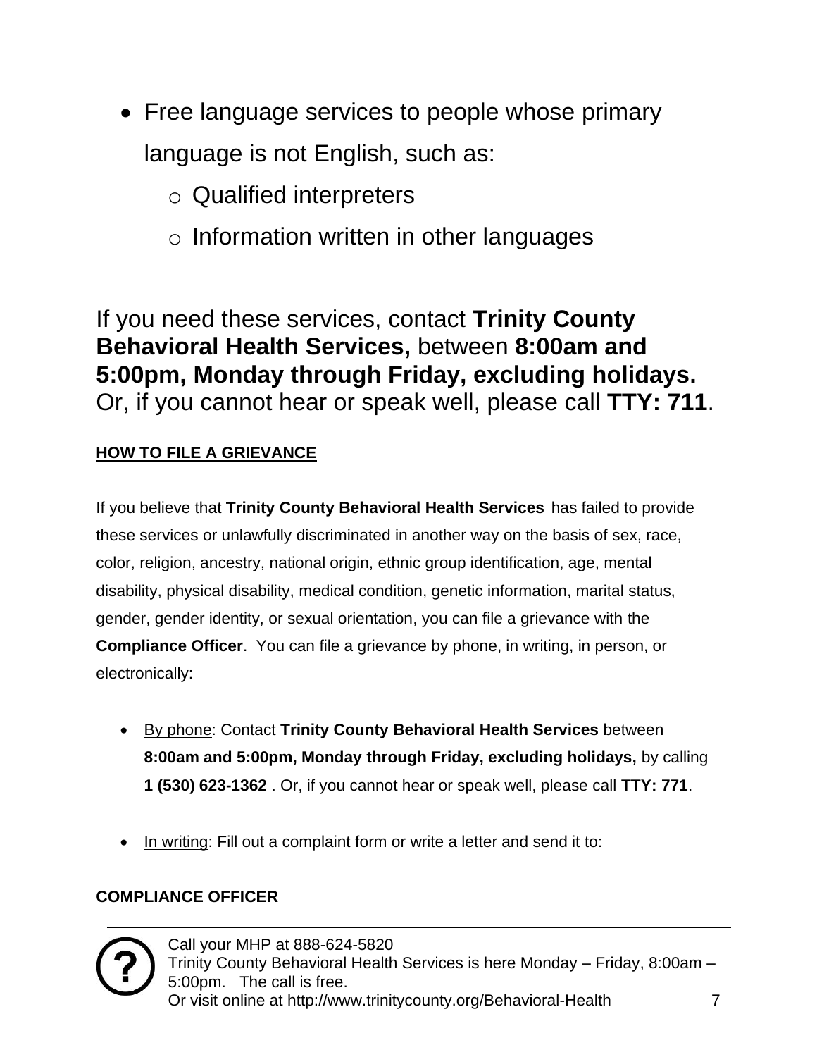- Free language services to people whose primary language is not English, such as:
  - Qualified interpreters
  - Information written in other languages

If you need these services, contact **Trinity County Behavioral Health Services,** between **8:00am and 5:00pm, Monday through Friday, excluding holidays.** Or, if you cannot hear or speak well, please call **TTY: 711**.

**HOW TO FILE A GRIEVANCE**

If you believe that **Trinity County Behavioral Health Services** has failed to provide these services or unlawfully discriminated in another way on the basis of sex, race, color, religion, ancestry, national origin, ethnic group identification, age, mental disability, physical disability, medical condition, genetic information, marital status, gender, gender identity, or sexual orientation, you can file a grievance with the **Compliance Officer**. You can file a grievance by phone, in writing, in person, or electronically:

- By phone: Contact **Trinity County Behavioral Health Services** between **8:00am and 5:00pm, Monday through Friday, excluding holidays,** by calling **1 (530) 623-1362** . Or, if you cannot hear or speak well, please call **TTY: 771**.

- In writing: Fill out a complaint form or write a letter and send it to:

**COMPLIANCE OFFICER**

Call your MHP at 888-624-5820
Trinity County Behavioral Health Services is here Monday – Friday, 8:00am – 5:00pm. The call is free.
Or visit online at http://www.trinitycounty.org/Behavioral-Health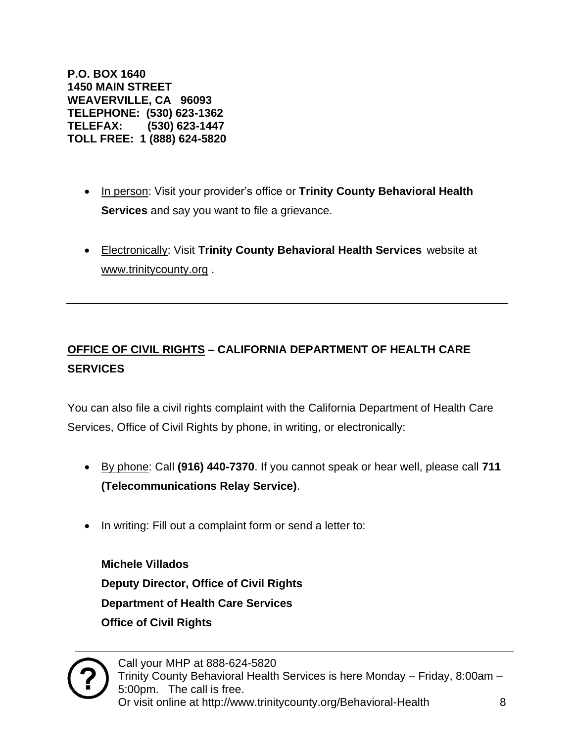**P.O. BOX 1640**
**1450 MAIN STREET**
**WEAVERVILLE, CA 96093**
**TELEPHONE: (530) 623-1362**
**TELEFAX: (530) 623-1447**
**TOLL FREE: 1 (888) 624-5820**

- In person: Visit your provider's office or **Trinity County Behavioral Health Services** and say you want to file a grievance.
- Electronically: Visit **Trinity County Behavioral Health Services** website at www.trinitycounty.org .

---

## OFFICE OF CIVIL RIGHTS – CALIFORNIA DEPARTMENT OF HEALTH CARE SERVICES

You can also file a civil rights complaint with the California Department of Health Care Services, Office of Civil Rights by phone, in writing, or electronically:

- By phone: Call **(916) 440-7370**. If you cannot speak or hear well, please call **711 (Telecommunications Relay Service)**.
- In writing: Fill out a complaint form or send a letter to:

  **Michele Villados**
  **Deputy Director, Office of Civil Rights**
  **Department of Health Care Services**
  **Office of Civil Rights**

Call your MHP at 888-624-5820
Trinity County Behavioral Health Services is here Monday – Friday, 8:00am – 5:00pm. The call is free.
Or visit online at http://www.trinitycounty.org/Behavioral-Health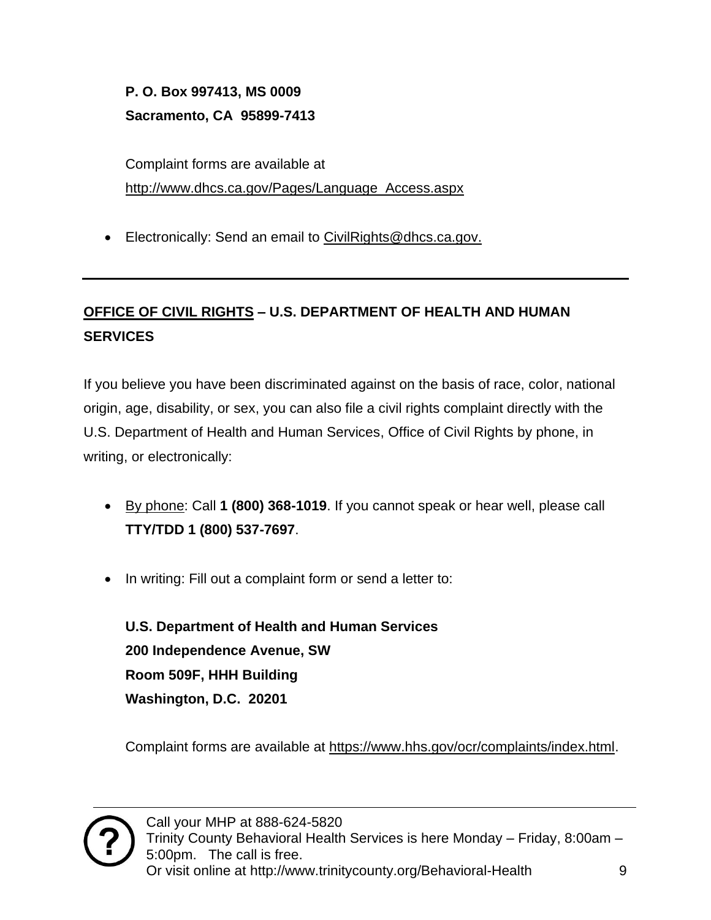**P. O. Box 997413, MS 0009**
**Sacramento, CA 95899-7413**

Complaint forms are available at http://www.dhcs.ca.gov/Pages/Language_Access.aspx

- Electronically: Send an email to CivilRights@dhcs.ca.gov.

---

## OFFICE OF CIVIL RIGHTS – U.S. DEPARTMENT OF HEALTH AND HUMAN SERVICES

If you believe you have been discriminated against on the basis of race, color, national origin, age, disability, or sex, you can also file a civil rights complaint directly with the U.S. Department of Health and Human Services, Office of Civil Rights by phone, in writing, or electronically:

- By phone: Call **1 (800) 368-1019**. If you cannot speak or hear well, please call **TTY/TDD 1 (800) 537-7697**.

- In writing: Fill out a complaint form or send a letter to:

  **U.S. Department of Health and Human Services**
  **200 Independence Avenue, SW**
  **Room 509F, HHH Building**
  **Washington, D.C. 20201**

  Complaint forms are available at https://www.hhs.gov/ocr/complaints/index.html.

Call your MHP at 888-624-5820
Trinity County Behavioral Health Services is here Monday – Friday, 8:00am – 5:00pm. The call is free.
Or visit online at http://www.trinitycounty.org/Behavioral-Health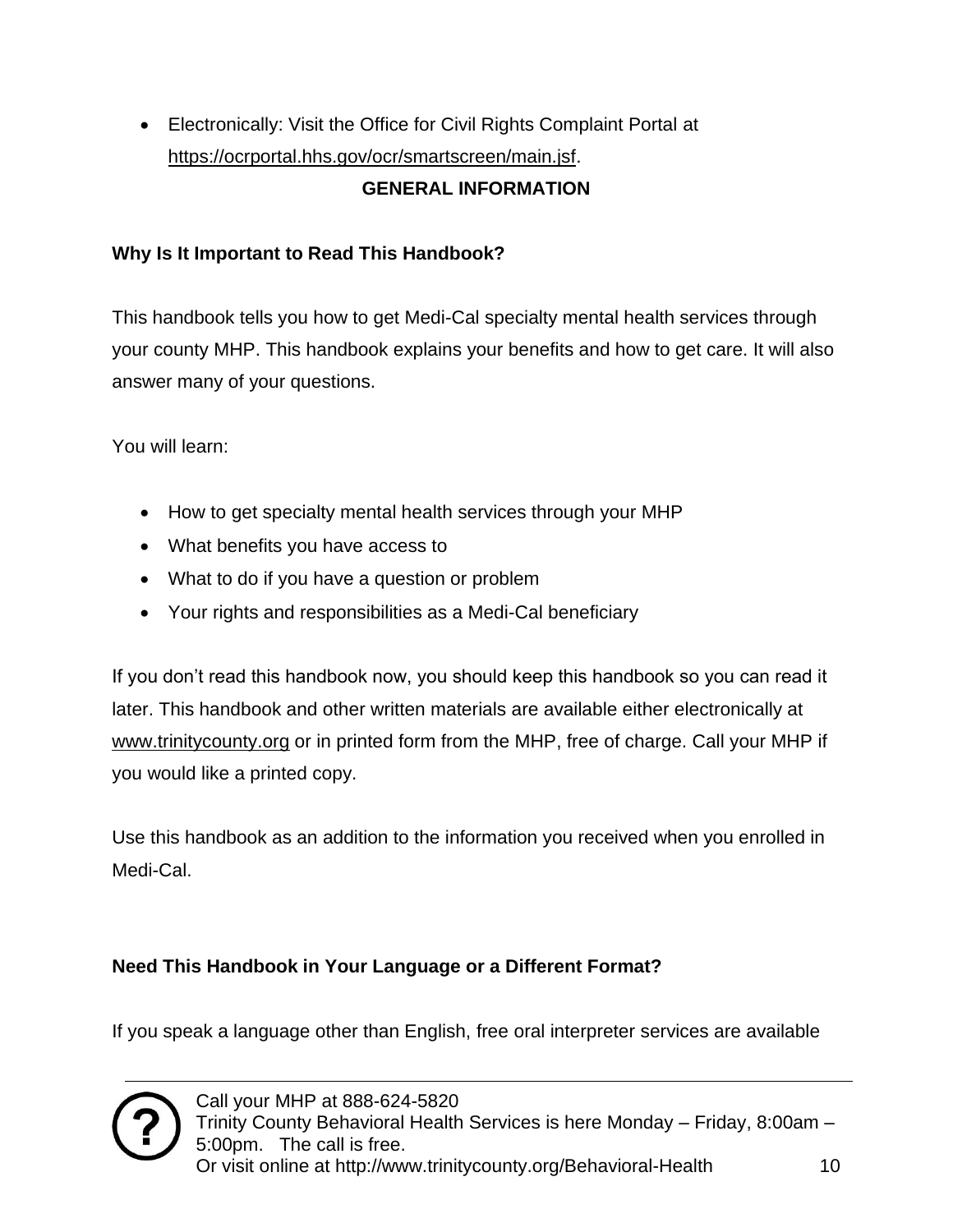- Electronically: Visit the Office for Civil Rights Complaint Portal at https://ocrportal.hhs.gov/ocr/smartscreen/main.jsf.

## GENERAL INFORMATION

### Why Is It Important to Read This Handbook?

This handbook tells you how to get Medi-Cal specialty mental health services through your county MHP. This handbook explains your benefits and how to get care. It will also answer many of your questions.

You will learn:

- How to get specialty mental health services through your MHP
- What benefits you have access to
- What to do if you have a question or problem
- Your rights and responsibilities as a Medi-Cal beneficiary

If you don't read this handbook now, you should keep this handbook so you can read it later. This handbook and other written materials are available either electronically at www.trinitycounty.org or in printed form from the MHP, free of charge. Call your MHP if you would like a printed copy.

Use this handbook as an addition to the information you received when you enrolled in Medi-Cal.

### Need This Handbook in Your Language or a Different Format?

If you speak a language other than English, free oral interpreter services are available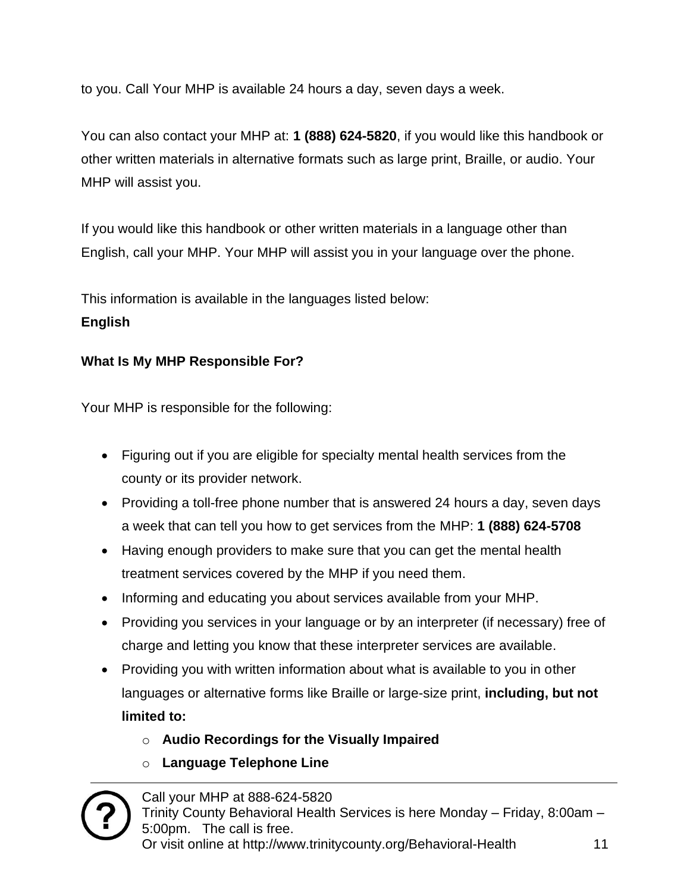to you. Call Your MHP is available 24 hours a day, seven days a week.

You can also contact your MHP at: **1 (888) 624-5820**, if you would like this handbook or other written materials in alternative formats such as large print, Braille, or audio. Your MHP will assist you.

If you would like this handbook or other written materials in a language other than English, call your MHP. Your MHP will assist you in your language over the phone.

This information is available in the languages listed below:
**English**

**What Is My MHP Responsible For?**

Your MHP is responsible for the following:

- Figuring out if you are eligible for specialty mental health services from the county or its provider network.
- Providing a toll-free phone number that is answered 24 hours a day, seven days a week that can tell you how to get services from the MHP: **1 (888) 624-5708**
- Having enough providers to make sure that you can get the mental health treatment services covered by the MHP if you need them.
- Informing and educating you about services available from your MHP.
- Providing you services in your language or by an interpreter (if necessary) free of charge and letting you know that these interpreter services are available.
- Providing you with written information about what is available to you in other languages or alternative forms like Braille or large-size print, **including, but not limited to:**
    - **Audio Recordings for the Visually Impaired**
    - **Language Telephone Line**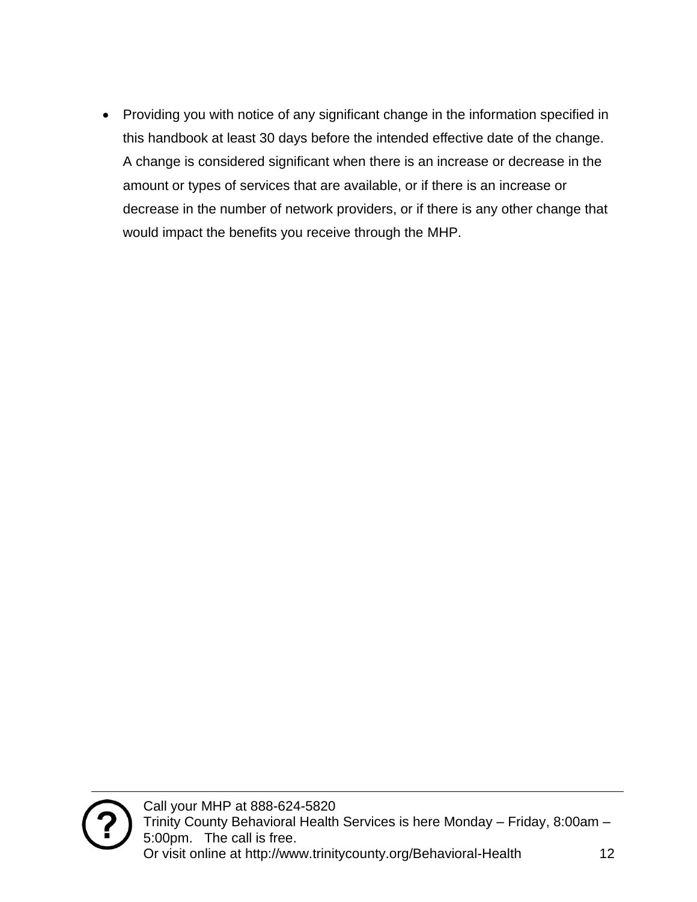- Providing you with notice of any significant change in the information specified in this handbook at least 30 days before the intended effective date of the change. A change is considered significant when there is an increase or decrease in the amount or types of services that are available, or if there is an increase or decrease in the number of network providers, or if there is any other change that would impact the benefits you receive through the MHP.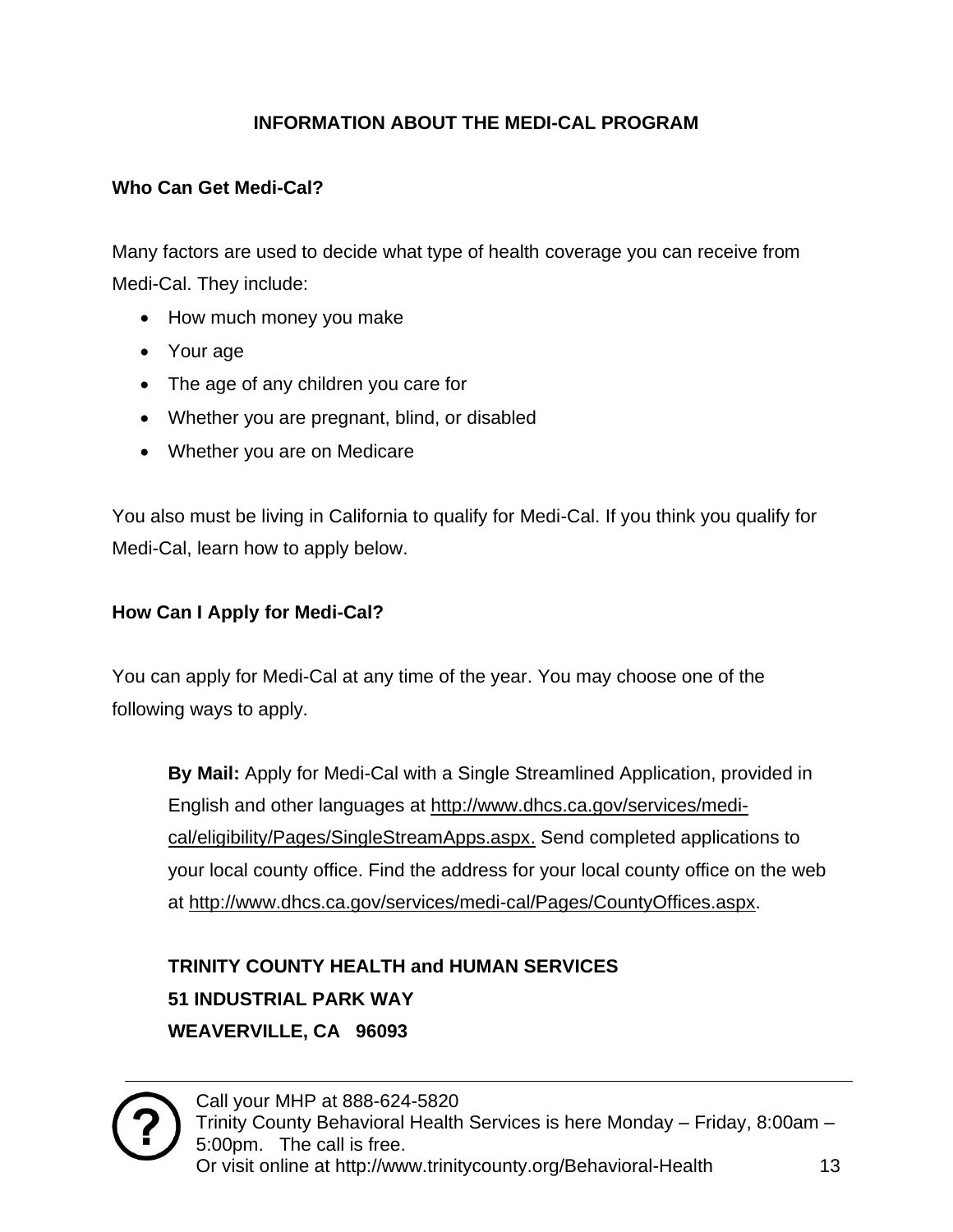## INFORMATION ABOUT THE MEDI-CAL PROGRAM

### Who Can Get Medi-Cal?

Many factors are used to decide what type of health coverage you can receive from Medi-Cal. They include:

- How much money you make
- Your age
- The age of any children you care for
- Whether you are pregnant, blind, or disabled
- Whether you are on Medicare

You also must be living in California to qualify for Medi-Cal. If you think you qualify for Medi-Cal, learn how to apply below.

### How Can I Apply for Medi-Cal?

You can apply for Medi-Cal at any time of the year. You may choose one of the following ways to apply.

**By Mail:** Apply for Medi-Cal with a Single Streamlined Application, provided in English and other languages at http://www.dhcs.ca.gov/services/medi-cal/eligibility/Pages/SingleStreamApps.aspx. Send completed applications to your local county office. Find the address for your local county office on the web at http://www.dhcs.ca.gov/services/medi-cal/Pages/CountyOffices.aspx.

**TRINITY COUNTY HEALTH and HUMAN SERVICES**
**51 INDUSTRIAL PARK WAY**
**WEAVERVILLE, CA 96093**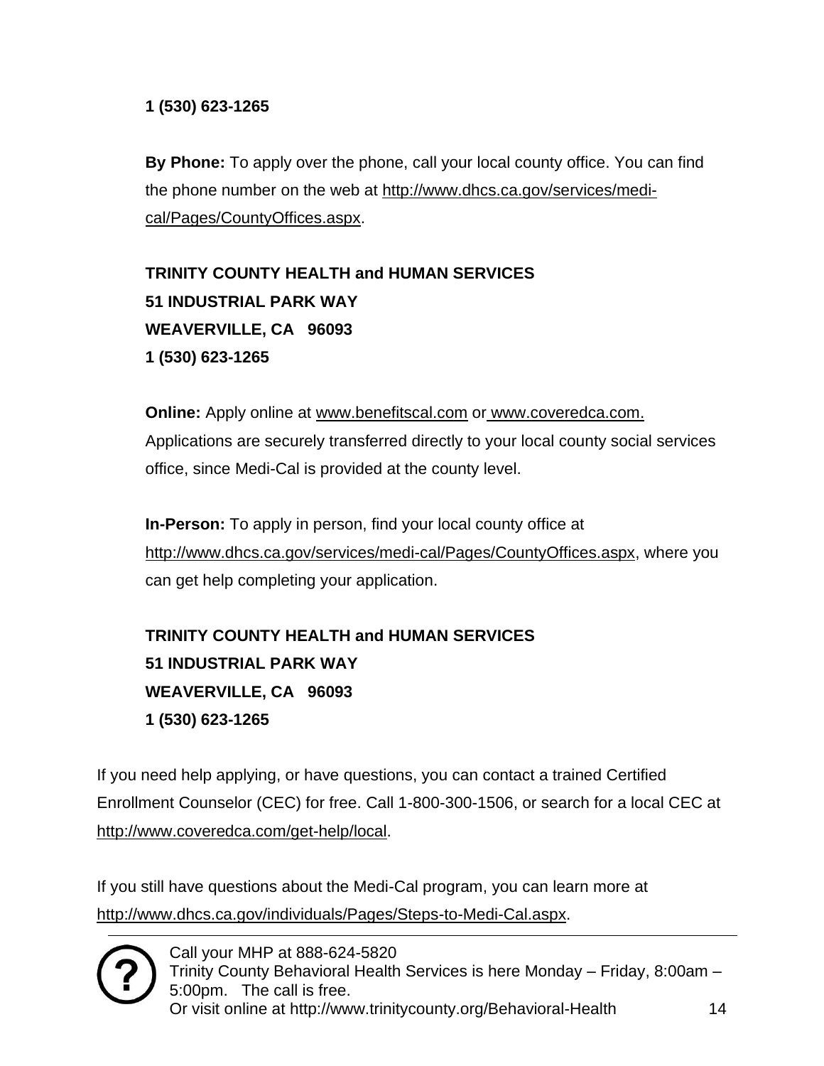**1 (530) 623-1265**

**By Phone:** To apply over the phone, call your local county office. You can find the phone number on the web at http://www.dhcs.ca.gov/services/medi-cal/Pages/CountyOffices.aspx.

**TRINITY COUNTY HEALTH and HUMAN SERVICES**
**51 INDUSTRIAL PARK WAY**
**WEAVERVILLE, CA 96093**
**1 (530) 623-1265**

**Online:** Apply online at www.benefitscal.com or www.coveredca.com. Applications are securely transferred directly to your local county social services office, since Medi-Cal is provided at the county level.

**In-Person:** To apply in person, find your local county office at http://www.dhcs.ca.gov/services/medi-cal/Pages/CountyOffices.aspx, where you can get help completing your application.

**TRINITY COUNTY HEALTH and HUMAN SERVICES**
**51 INDUSTRIAL PARK WAY**
**WEAVERVILLE, CA 96093**
**1 (530) 623-1265**

If you need help applying, or have questions, you can contact a trained Certified Enrollment Counselor (CEC) for free. Call 1-800-300-1506, or search for a local CEC at http://www.coveredca.com/get-help/local.

If you still have questions about the Medi-Cal program, you can learn more at http://www.dhcs.ca.gov/individuals/Pages/Steps-to-Medi-Cal.aspx.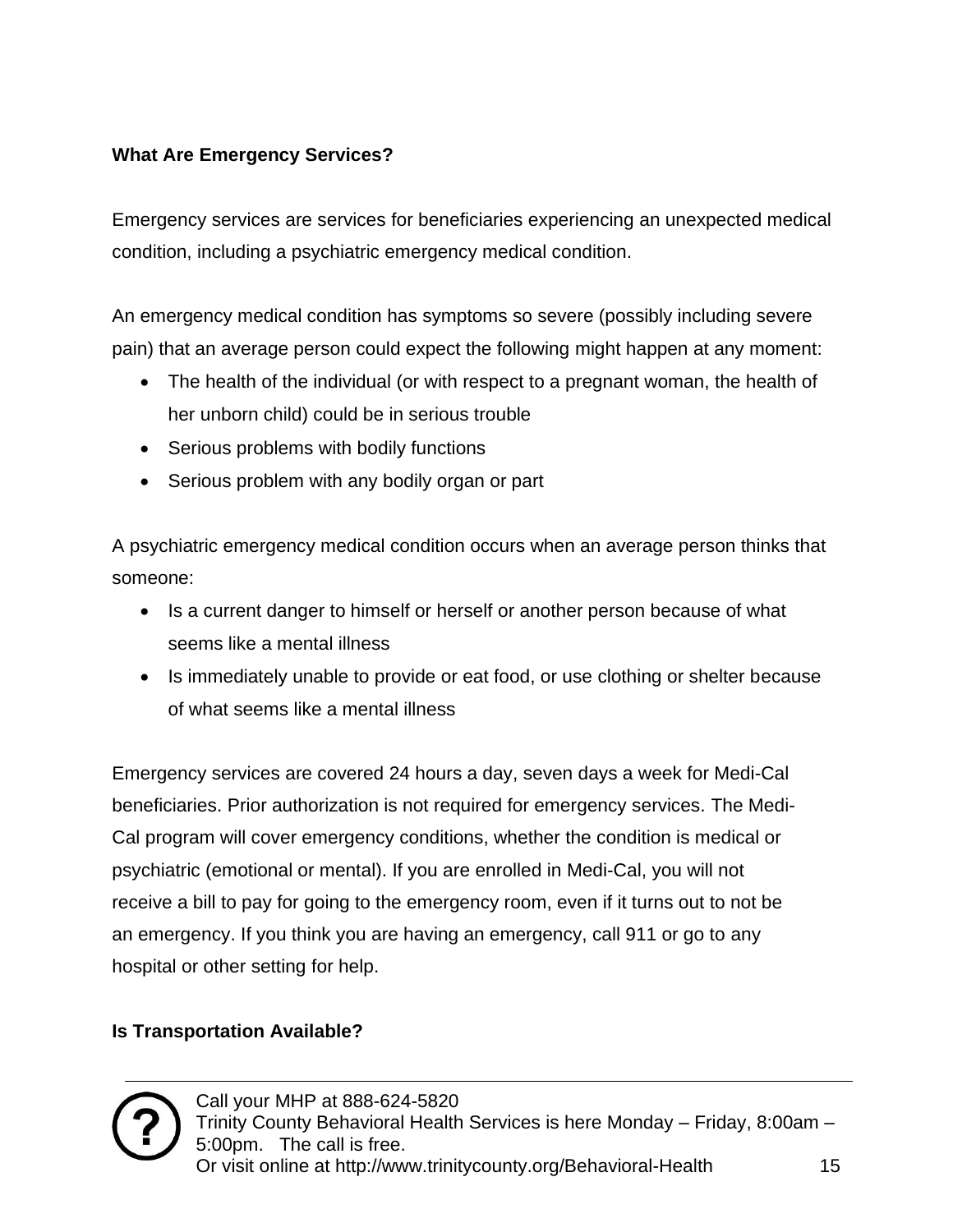**What Are Emergency Services?**

Emergency services are services for beneficiaries experiencing an unexpected medical condition, including a psychiatric emergency medical condition.

An emergency medical condition has symptoms so severe (possibly including severe pain) that an average person could expect the following might happen at any moment:

- The health of the individual (or with respect to a pregnant woman, the health of her unborn child) could be in serious trouble
- Serious problems with bodily functions
- Serious problem with any bodily organ or part

A psychiatric emergency medical condition occurs when an average person thinks that someone:

- Is a current danger to himself or herself or another person because of what seems like a mental illness
- Is immediately unable to provide or eat food, or use clothing or shelter because of what seems like a mental illness

Emergency services are covered 24 hours a day, seven days a week for Medi-Cal beneficiaries. Prior authorization is not required for emergency services. The Medi-Cal program will cover emergency conditions, whether the condition is medical or psychiatric (emotional or mental). If you are enrolled in Medi-Cal, you will not receive a bill to pay for going to the emergency room, even if it turns out to not be an emergency. If you think you are having an emergency, call 911 or go to any hospital or other setting for help.

**Is Transportation Available?**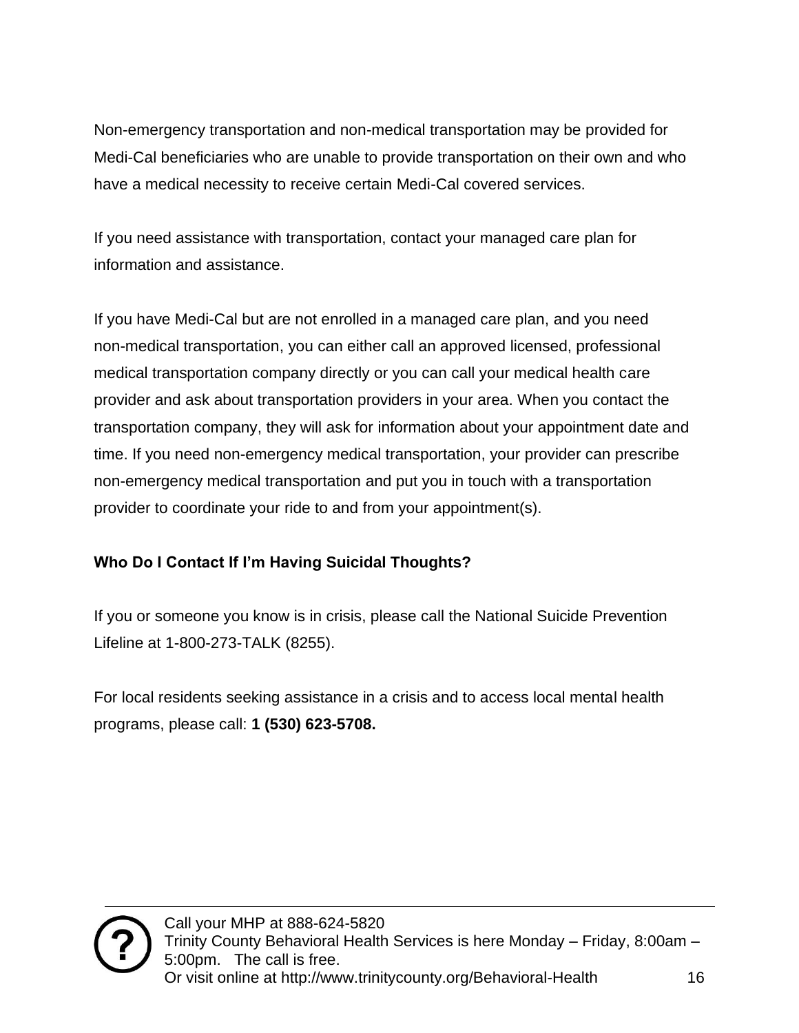Non-emergency transportation and non-medical transportation may be provided for Medi-Cal beneficiaries who are unable to provide transportation on their own and who have a medical necessity to receive certain Medi-Cal covered services.

If you need assistance with transportation, contact your managed care plan for information and assistance.

If you have Medi-Cal but are not enrolled in a managed care plan, and you need non-medical transportation, you can either call an approved licensed, professional medical transportation company directly or you can call your medical health care provider and ask about transportation providers in your area. When you contact the transportation company, they will ask for information about your appointment date and time. If you need non-emergency medical transportation, your provider can prescribe non-emergency medical transportation and put you in touch with a transportation provider to coordinate your ride to and from your appointment(s).

**Who Do I Contact If I'm Having Suicidal Thoughts?**

If you or someone you know is in crisis, please call the National Suicide Prevention Lifeline at 1-800-273-TALK (8255).

For local residents seeking assistance in a crisis and to access local mental health programs, please call: **1 (530) 623-5708.**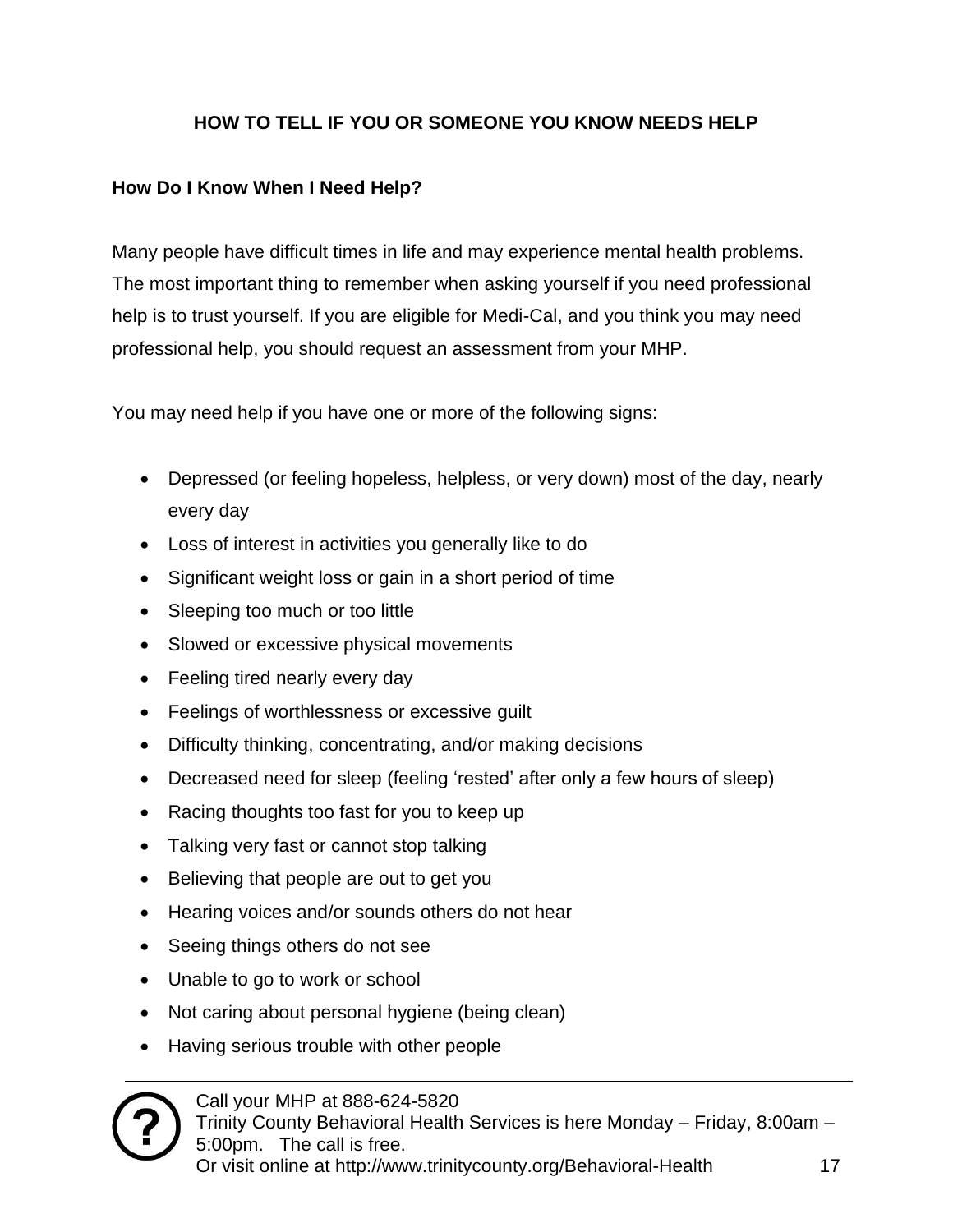## HOW TO TELL IF YOU OR SOMEONE YOU KNOW NEEDS HELP

### How Do I Know When I Need Help?

Many people have difficult times in life and may experience mental health problems. The most important thing to remember when asking yourself if you need professional help is to trust yourself. If you are eligible for Medi-Cal, and you think you may need professional help, you should request an assessment from your MHP.

You may need help if you have one or more of the following signs:

- Depressed (or feeling hopeless, helpless, or very down) most of the day, nearly every day
- Loss of interest in activities you generally like to do
- Significant weight loss or gain in a short period of time
- Sleeping too much or too little
- Slowed or excessive physical movements
- Feeling tired nearly every day
- Feelings of worthlessness or excessive guilt
- Difficulty thinking, concentrating, and/or making decisions
- Decreased need for sleep (feeling 'rested' after only a few hours of sleep)
- Racing thoughts too fast for you to keep up
- Talking very fast or cannot stop talking
- Believing that people are out to get you
- Hearing voices and/or sounds others do not hear
- Seeing things others do not see
- Unable to go to work or school
- Not caring about personal hygiene (being clean)
- Having serious trouble with other people

Call your MHP at 888-624-5820
Trinity County Behavioral Health Services is here Monday – Friday, 8:00am – 5:00pm. The call is free.
Or visit online at http://www.trinitycounty.org/Behavioral-Health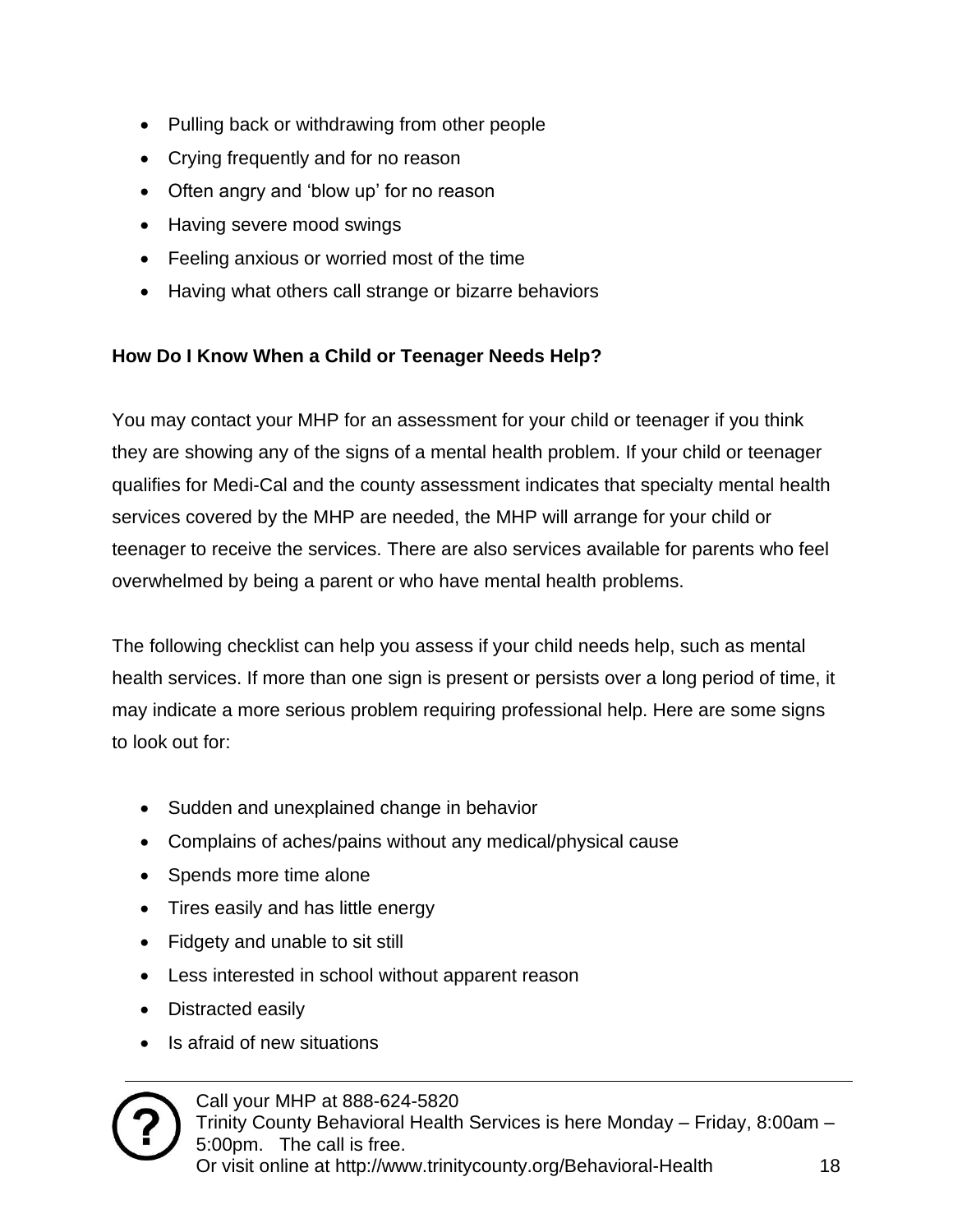- Pulling back or withdrawing from other people
- Crying frequently and for no reason
- Often angry and 'blow up' for no reason
- Having severe mood swings
- Feeling anxious or worried most of the time
- Having what others call strange or bizarre behaviors

**How Do I Know When a Child or Teenager Needs Help?**

You may contact your MHP for an assessment for your child or teenager if you think they are showing any of the signs of a mental health problem. If your child or teenager qualifies for Medi-Cal and the county assessment indicates that specialty mental health services covered by the MHP are needed, the MHP will arrange for your child or teenager to receive the services. There are also services available for parents who feel overwhelmed by being a parent or who have mental health problems.

The following checklist can help you assess if your child needs help, such as mental health services. If more than one sign is present or persists over a long period of time, it may indicate a more serious problem requiring professional help. Here are some signs to look out for:

- Sudden and unexplained change in behavior
- Complains of aches/pains without any medical/physical cause
- Spends more time alone
- Tires easily and has little energy
- Fidgety and unable to sit still
- Less interested in school without apparent reason
- Distracted easily
- Is afraid of new situations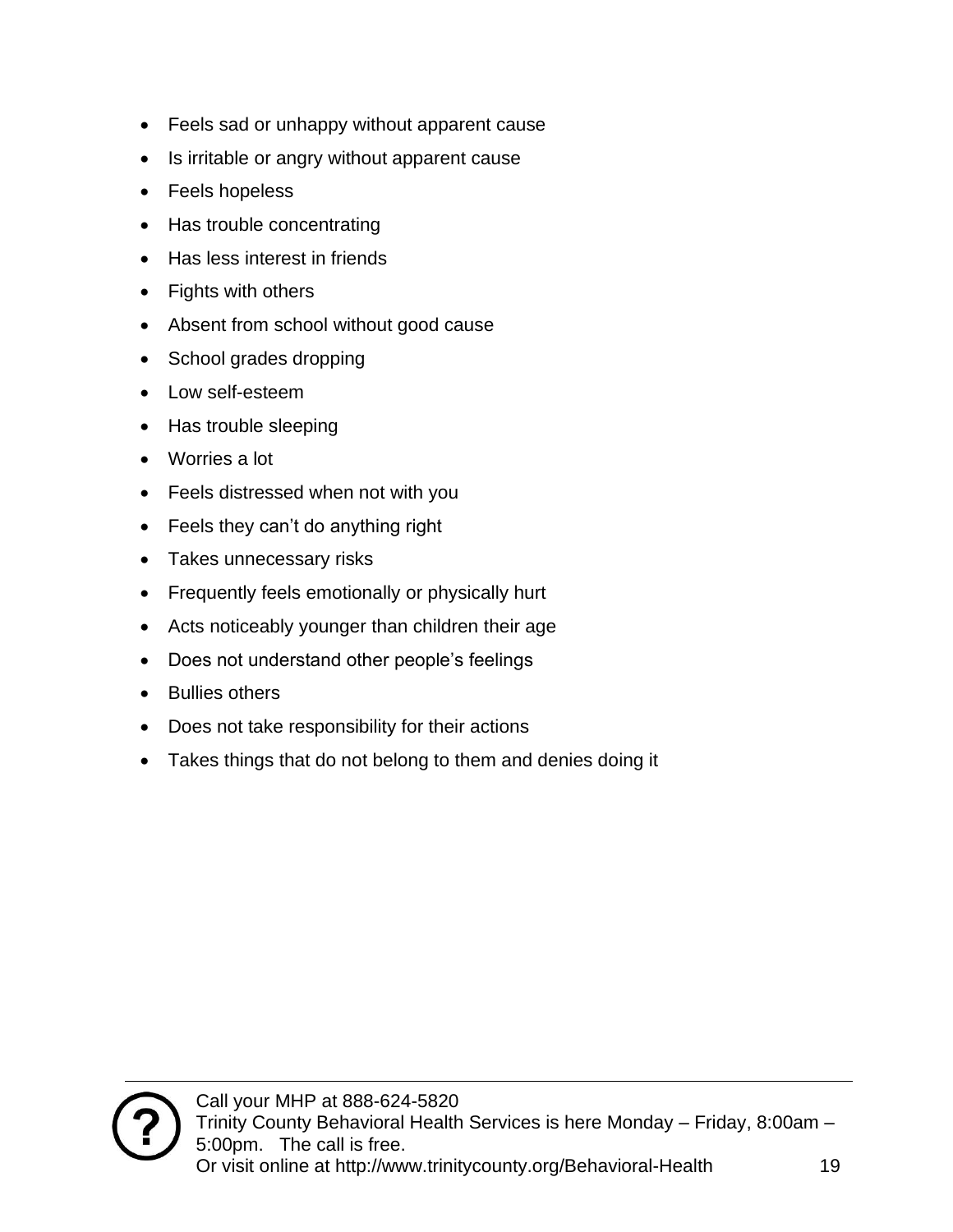- Feels sad or unhappy without apparent cause
- Is irritable or angry without apparent cause
- Feels hopeless
- Has trouble concentrating
- Has less interest in friends
- Fights with others
- Absent from school without good cause
- School grades dropping
- Low self-esteem
- Has trouble sleeping
- Worries a lot
- Feels distressed when not with you
- Feels they can't do anything right
- Takes unnecessary risks
- Frequently feels emotionally or physically hurt
- Acts noticeably younger than children their age
- Does not understand other people's feelings
- Bullies others
- Does not take responsibility for their actions
- Takes things that do not belong to them and denies doing it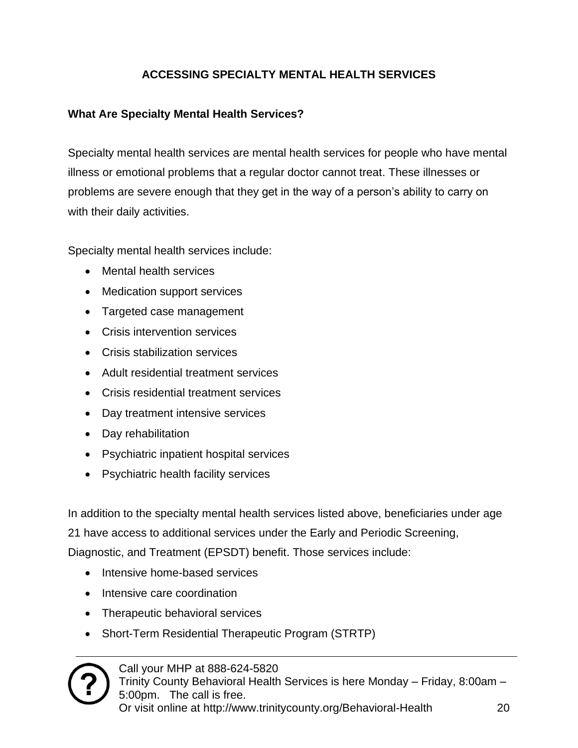## ACCESSING SPECIALTY MENTAL HEALTH SERVICES

### What Are Specialty Mental Health Services?

Specialty mental health services are mental health services for people who have mental illness or emotional problems that a regular doctor cannot treat. These illnesses or problems are severe enough that they get in the way of a person's ability to carry on with their daily activities.

Specialty mental health services include:

- Mental health services
- Medication support services
- Targeted case management
- Crisis intervention services
- Crisis stabilization services
- Adult residential treatment services
- Crisis residential treatment services
- Day treatment intensive services
- Day rehabilitation
- Psychiatric inpatient hospital services
- Psychiatric health facility services

In addition to the specialty mental health services listed above, beneficiaries under age 21 have access to additional services under the Early and Periodic Screening, Diagnostic, and Treatment (EPSDT) benefit. Those services include:

- Intensive home-based services
- Intensive care coordination
- Therapeutic behavioral services
- Short-Term Residential Therapeutic Program (STRTP)

Call your MHP at 888-624-5820
Trinity County Behavioral Health Services is here Monday – Friday, 8:00am – 5:00pm. The call is free.
Or visit online at http://www.trinitycounty.org/Behavioral-Health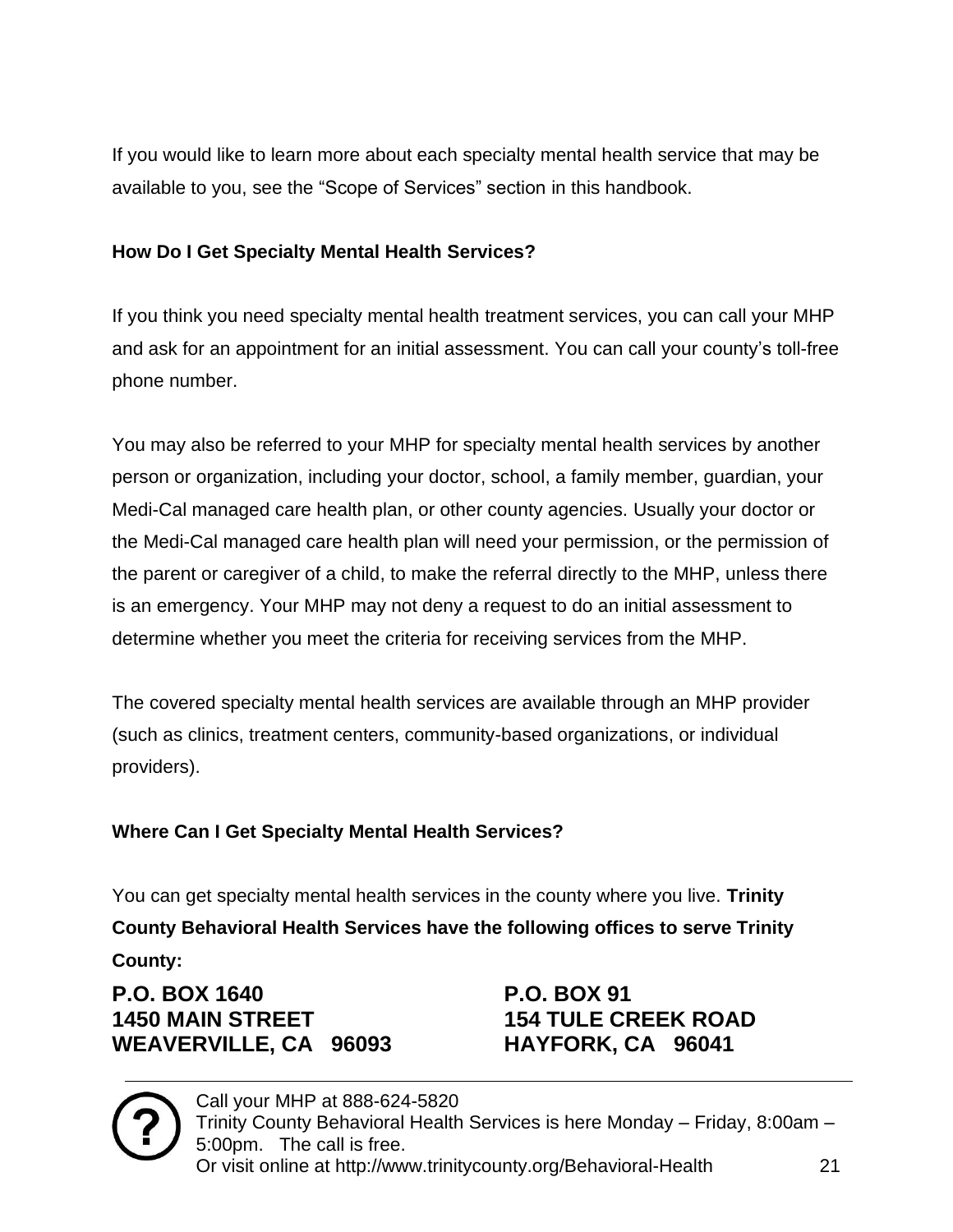If you would like to learn more about each specialty mental health service that may be available to you, see the "Scope of Services" section in this handbook.

### How Do I Get Specialty Mental Health Services?

If you think you need specialty mental health treatment services, you can call your MHP and ask for an appointment for an initial assessment. You can call your county's toll-free phone number.

You may also be referred to your MHP for specialty mental health services by another person or organization, including your doctor, school, a family member, guardian, your Medi-Cal managed care health plan, or other county agencies. Usually your doctor or the Medi-Cal managed care health plan will need your permission, or the permission of the parent or caregiver of a child, to make the referral directly to the MHP, unless there is an emergency. Your MHP may not deny a request to do an initial assessment to determine whether you meet the criteria for receiving services from the MHP.

The covered specialty mental health services are available through an MHP provider (such as clinics, treatment centers, community-based organizations, or individual providers).

### Where Can I Get Specialty Mental Health Services?

You can get specialty mental health services in the county where you live. **Trinity County Behavioral Health Services have the following offices to serve Trinity County:**

**P.O. BOX 1640**
**1450 MAIN STREET**
**WEAVERVILLE, CA 96093**

**P.O. BOX 91**
**154 TULE CREEK ROAD**
**HAYFORK, CA 96041**

Call your MHP at 888-624-5820
Trinity County Behavioral Health Services is here Monday – Friday, 8:00am – 5:00pm. The call is free.
Or visit online at http://www.trinitycounty.org/Behavioral-Health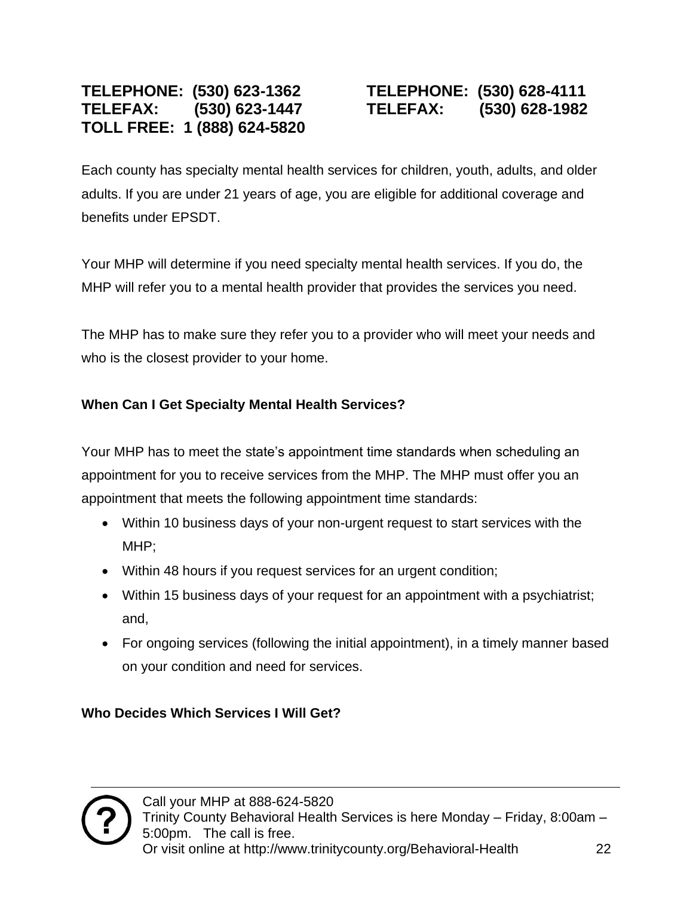**TELEPHONE: (530) 623-1362**
**TELEFAX: (530) 623-1447**
**TOLL FREE: 1 (888) 624-5820**

**TELEPHONE: (530) 628-4111**
**TELEFAX: (530) 628-1982**

Each county has specialty mental health services for children, youth, adults, and older adults. If you are under 21 years of age, you are eligible for additional coverage and benefits under EPSDT.

Your MHP will determine if you need specialty mental health services. If you do, the MHP will refer you to a mental health provider that provides the services you need.

The MHP has to make sure they refer you to a provider who will meet your needs and who is the closest provider to your home.

**When Can I Get Specialty Mental Health Services?**

Your MHP has to meet the state's appointment time standards when scheduling an appointment for you to receive services from the MHP. The MHP must offer you an appointment that meets the following appointment time standards:

- Within 10 business days of your non-urgent request to start services with the MHP;
- Within 48 hours if you request services for an urgent condition;
- Within 15 business days of your request for an appointment with a psychiatrist; and,
- For ongoing services (following the initial appointment), in a timely manner based on your condition and need for services.

**Who Decides Which Services I Will Get?**

Call your MHP at 888-624-5820
Trinity County Behavioral Health Services is here Monday – Friday, 8:00am – 5:00pm. The call is free.
Or visit online at http://www.trinitycounty.org/Behavioral-Health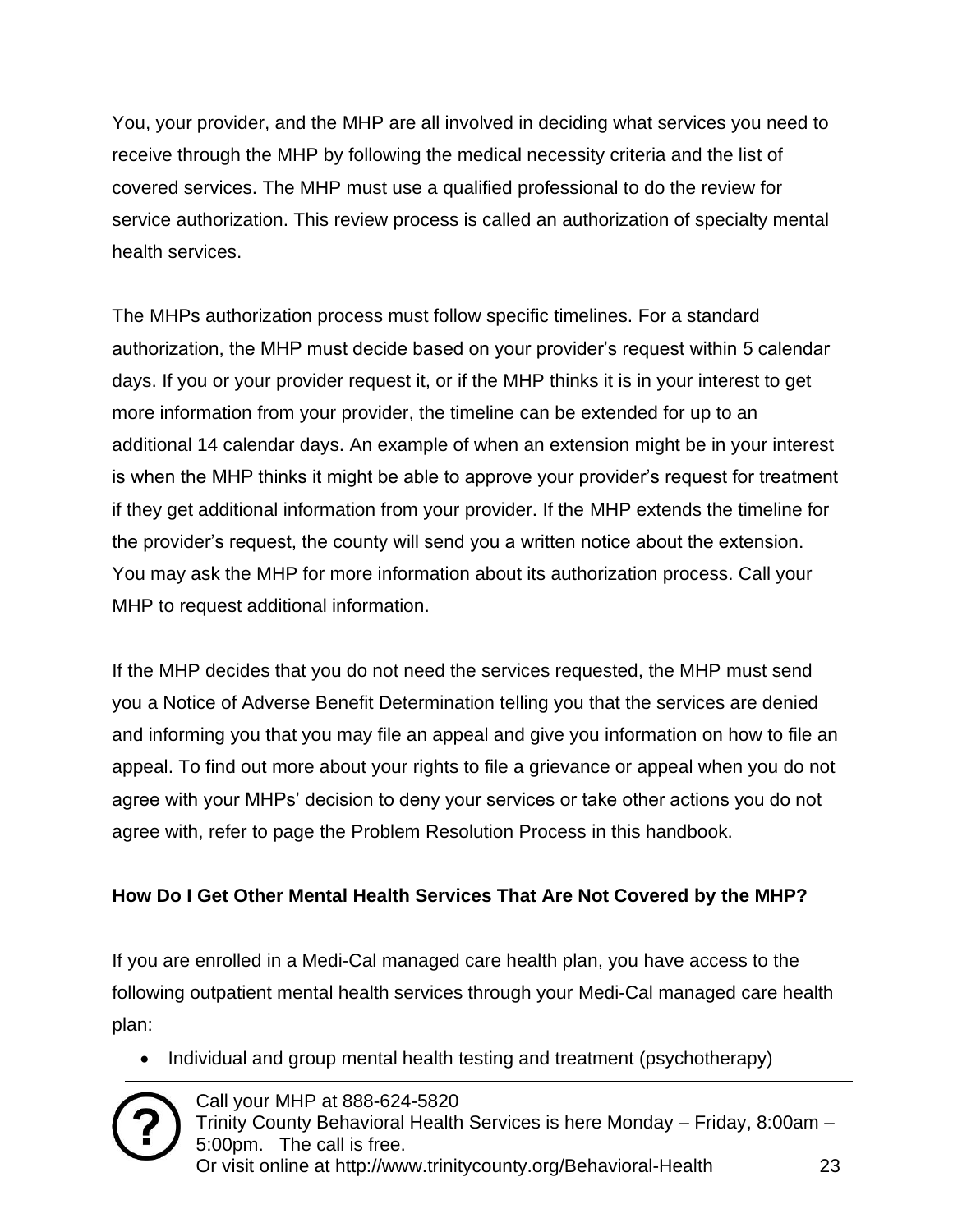You, your provider, and the MHP are all involved in deciding what services you need to receive through the MHP by following the medical necessity criteria and the list of covered services. The MHP must use a qualified professional to do the review for service authorization. This review process is called an authorization of specialty mental health services.

The MHPs authorization process must follow specific timelines. For a standard authorization, the MHP must decide based on your provider's request within 5 calendar days. If you or your provider request it, or if the MHP thinks it is in your interest to get more information from your provider, the timeline can be extended for up to an additional 14 calendar days. An example of when an extension might be in your interest is when the MHP thinks it might be able to approve your provider's request for treatment if they get additional information from your provider. If the MHP extends the timeline for the provider's request, the county will send you a written notice about the extension. You may ask the MHP for more information about its authorization process. Call your MHP to request additional information.

If the MHP decides that you do not need the services requested, the MHP must send you a Notice of Adverse Benefit Determination telling you that the services are denied and informing you that you may file an appeal and give you information on how to file an appeal. To find out more about your rights to file a grievance or appeal when you do not agree with your MHPs' decision to deny your services or take other actions you do not agree with, refer to page the Problem Resolution Process in this handbook.

**How Do I Get Other Mental Health Services That Are Not Covered by the MHP?**

If you are enrolled in a Medi-Cal managed care health plan, you have access to the following outpatient mental health services through your Medi-Cal managed care health plan:

- Individual and group mental health testing and treatment (psychotherapy)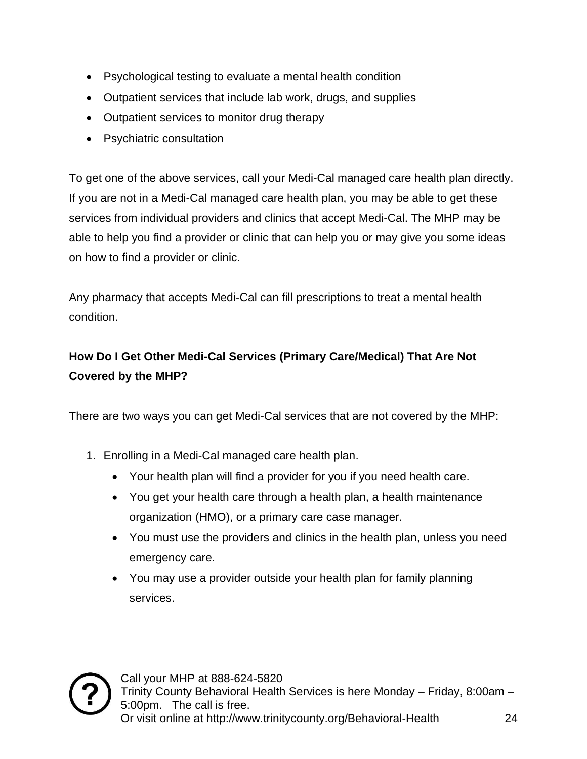- Psychological testing to evaluate a mental health condition
- Outpatient services that include lab work, drugs, and supplies
- Outpatient services to monitor drug therapy
- Psychiatric consultation

To get one of the above services, call your Medi-Cal managed care health plan directly. If you are not in a Medi-Cal managed care health plan, you may be able to get these services from individual providers and clinics that accept Medi-Cal. The MHP may be able to help you find a provider or clinic that can help you or may give you some ideas on how to find a provider or clinic.

Any pharmacy that accepts Medi-Cal can fill prescriptions to treat a mental health condition.

**How Do I Get Other Medi-Cal Services (Primary Care/Medical) That Are Not Covered by the MHP?**

There are two ways you can get Medi-Cal services that are not covered by the MHP:

1. Enrolling in a Medi-Cal managed care health plan.
   - Your health plan will find a provider for you if you need health care.
   - You get your health care through a health plan, a health maintenance organization (HMO), or a primary care case manager.
   - You must use the providers and clinics in the health plan, unless you need emergency care.
   - You may use a provider outside your health plan for family planning services.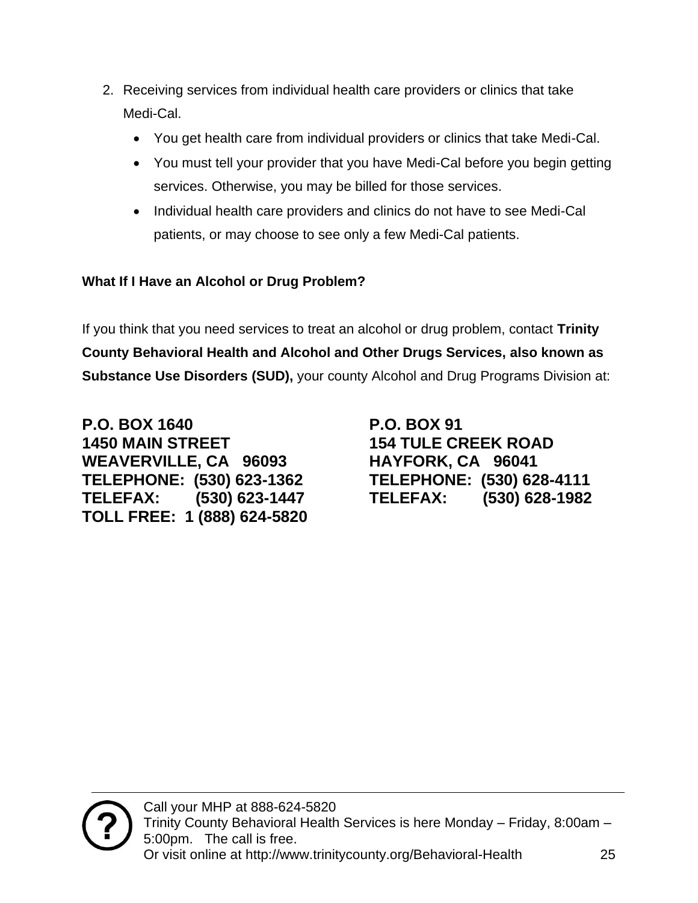2. Receiving services from individual health care providers or clinics that take Medi-Cal.
   - You get health care from individual providers or clinics that take Medi-Cal.
   - You must tell your provider that you have Medi-Cal before you begin getting services. Otherwise, you may be billed for those services.
   - Individual health care providers and clinics do not have to see Medi-Cal patients, or may choose to see only a few Medi-Cal patients.

**What If I Have an Alcohol or Drug Problem?**

If you think that you need services to treat an alcohol or drug problem, contact **Trinity County Behavioral Health and Alcohol and Other Drugs Services, also known as Substance Use Disorders (SUD),** your county Alcohol and Drug Programs Division at:

**P.O. BOX 1640**
**1450 MAIN STREET**
**WEAVERVILLE, CA 96093**
**TELEPHONE: (530) 623-1362**
**TELEFAX: (530) 623-1447**
**TOLL FREE: 1 (888) 624-5820**

**P.O. BOX 91**
**154 TULE CREEK ROAD**
**HAYFORK, CA 96041**
**TELEPHONE: (530) 628-4111**
**TELEFAX: (530) 628-1982**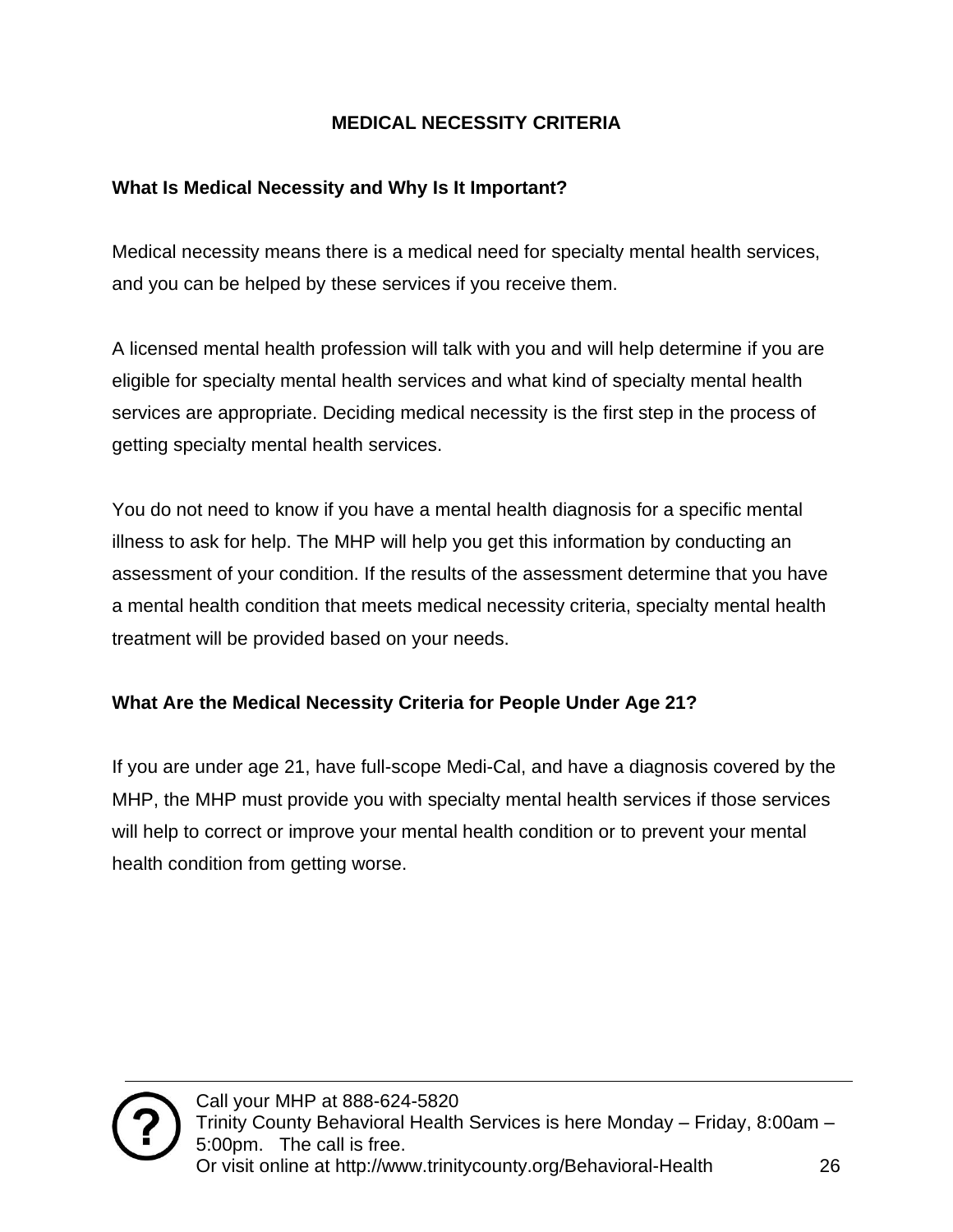## MEDICAL NECESSITY CRITERIA

### What Is Medical Necessity and Why Is It Important?

Medical necessity means there is a medical need for specialty mental health services, and you can be helped by these services if you receive them.

A licensed mental health profession will talk with you and will help determine if you are eligible for specialty mental health services and what kind of specialty mental health services are appropriate. Deciding medical necessity is the first step in the process of getting specialty mental health services.

You do not need to know if you have a mental health diagnosis for a specific mental illness to ask for help. The MHP will help you get this information by conducting an assessment of your condition. If the results of the assessment determine that you have a mental health condition that meets medical necessity criteria, specialty mental health treatment will be provided based on your needs.

### What Are the Medical Necessity Criteria for People Under Age 21?

If you are under age 21, have full-scope Medi-Cal, and have a diagnosis covered by the MHP, the MHP must provide you with specialty mental health services if those services will help to correct or improve your mental health condition or to prevent your mental health condition from getting worse.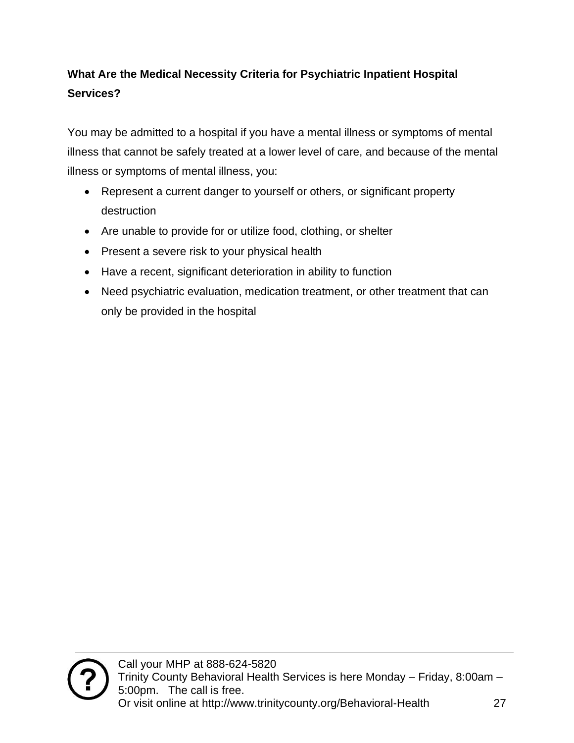**What Are the Medical Necessity Criteria for Psychiatric Inpatient Hospital Services?**

You may be admitted to a hospital if you have a mental illness or symptoms of mental illness that cannot be safely treated at a lower level of care, and because of the mental illness or symptoms of mental illness, you:

- Represent a current danger to yourself or others, or significant property destruction
- Are unable to provide for or utilize food, clothing, or shelter
- Present a severe risk to your physical health
- Have a recent, significant deterioration in ability to function
- Need psychiatric evaluation, medication treatment, or other treatment that can only be provided in the hospital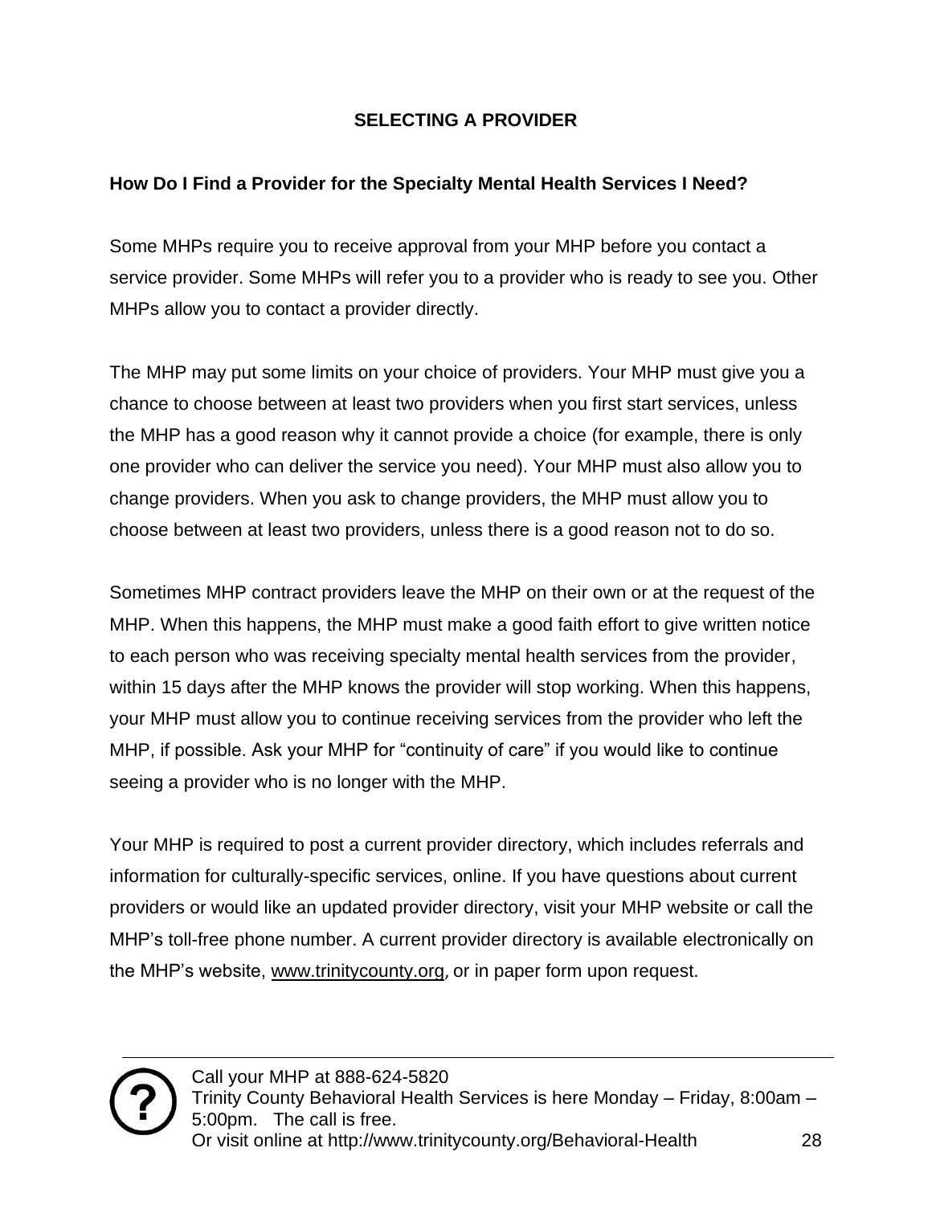## SELECTING A PROVIDER

### How Do I Find a Provider for the Specialty Mental Health Services I Need?

Some MHPs require you to receive approval from your MHP before you contact a service provider. Some MHPs will refer you to a provider who is ready to see you. Other MHPs allow you to contact a provider directly.

The MHP may put some limits on your choice of providers. Your MHP must give you a chance to choose between at least two providers when you first start services, unless the MHP has a good reason why it cannot provide a choice (for example, there is only one provider who can deliver the service you need). Your MHP must also allow you to change providers. When you ask to change providers, the MHP must allow you to choose between at least two providers, unless there is a good reason not to do so.

Sometimes MHP contract providers leave the MHP on their own or at the request of the MHP. When this happens, the MHP must make a good faith effort to give written notice to each person who was receiving specialty mental health services from the provider, within 15 days after the MHP knows the provider will stop working. When this happens, your MHP must allow you to continue receiving services from the provider who left the MHP, if possible. Ask your MHP for “continuity of care” if you would like to continue seeing a provider who is no longer with the MHP.

Your MHP is required to post a current provider directory, which includes referrals and information for culturally-specific services, online. If you have questions about current providers or would like an updated provider directory, visit your MHP website or call the MHP’s toll-free phone number. A current provider directory is available electronically on the MHP’s website, www.trinitycounty.org, or in paper form upon request.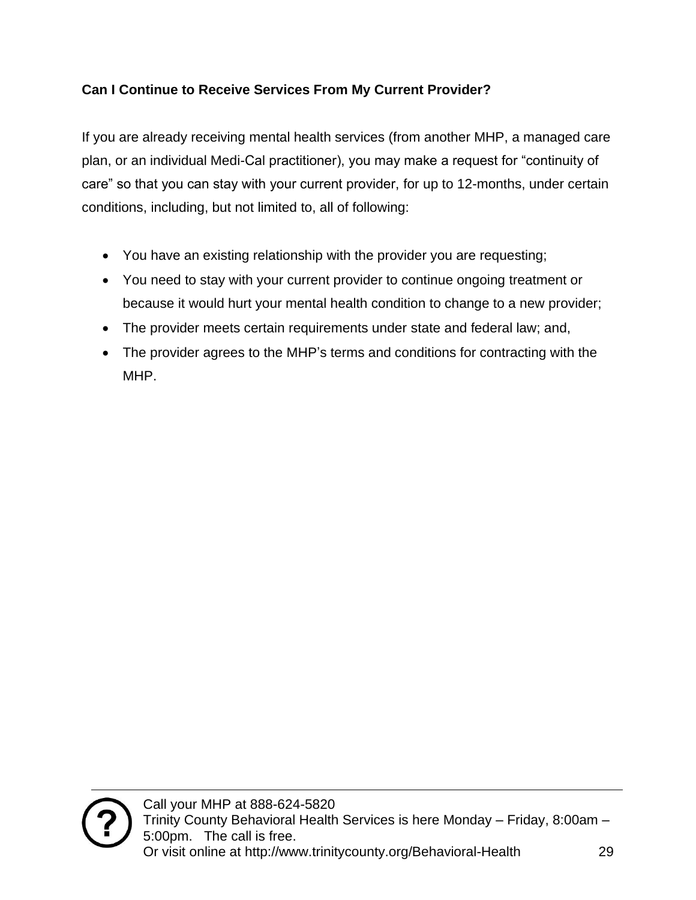**Can I Continue to Receive Services From My Current Provider?**

If you are already receiving mental health services (from another MHP, a managed care plan, or an individual Medi-Cal practitioner), you may make a request for "continuity of care" so that you can stay with your current provider, for up to 12-months, under certain conditions, including, but not limited to, all of following:

- You have an existing relationship with the provider you are requesting;
- You need to stay with your current provider to continue ongoing treatment or because it would hurt your mental health condition to change to a new provider;
- The provider meets certain requirements under state and federal law; and,
- The provider agrees to the MHP's terms and conditions for contracting with the MHP.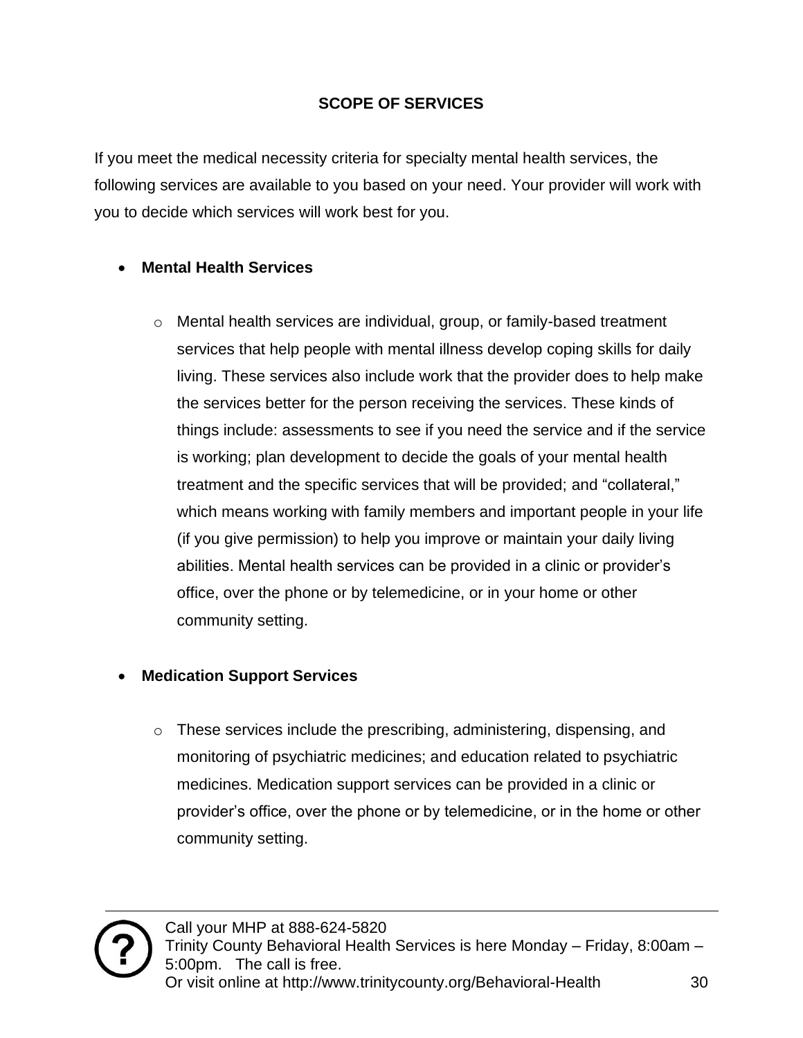## SCOPE OF SERVICES

If you meet the medical necessity criteria for specialty mental health services, the following services are available to you based on your need. Your provider will work with you to decide which services will work best for you.

- **Mental Health Services**
  - Mental health services are individual, group, or family-based treatment services that help people with mental illness develop coping skills for daily living. These services also include work that the provider does to help make the services better for the person receiving the services. These kinds of things include: assessments to see if you need the service and if the service is working; plan development to decide the goals of your mental health treatment and the specific services that will be provided; and "collateral," which means working with family members and important people in your life (if you give permission) to help you improve or maintain your daily living abilities. Mental health services can be provided in a clinic or provider's office, over the phone or by telemedicine, or in your home or other community setting.

- **Medication Support Services**
  - These services include the prescribing, administering, dispensing, and monitoring of psychiatric medicines; and education related to psychiatric medicines. Medication support services can be provided in a clinic or provider's office, over the phone or by telemedicine, or in the home or other community setting.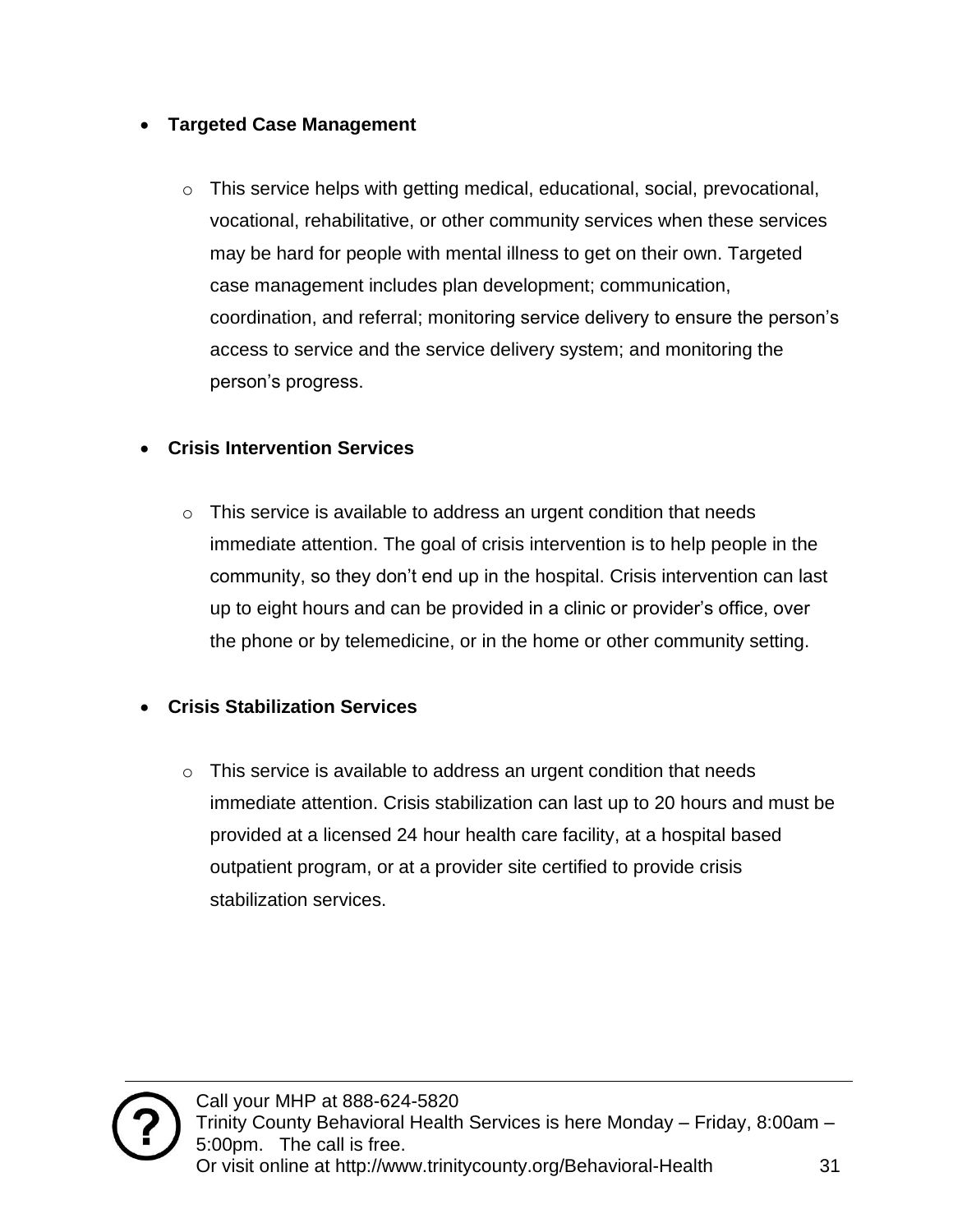- **Targeted Case Management**

  - This service helps with getting medical, educational, social, prevocational, vocational, rehabilitative, or other community services when these services may be hard for people with mental illness to get on their own. Targeted case management includes plan development; communication, coordination, and referral; monitoring service delivery to ensure the person's access to service and the service delivery system; and monitoring the person's progress.

- **Crisis Intervention Services**

  - This service is available to address an urgent condition that needs immediate attention. The goal of crisis intervention is to help people in the community, so they don't end up in the hospital. Crisis intervention can last up to eight hours and can be provided in a clinic or provider's office, over the phone or by telemedicine, or in the home or other community setting.

- **Crisis Stabilization Services**

  - This service is available to address an urgent condition that needs immediate attention. Crisis stabilization can last up to 20 hours and must be provided at a licensed 24 hour health care facility, at a hospital based outpatient program, or at a provider site certified to provide crisis stabilization services.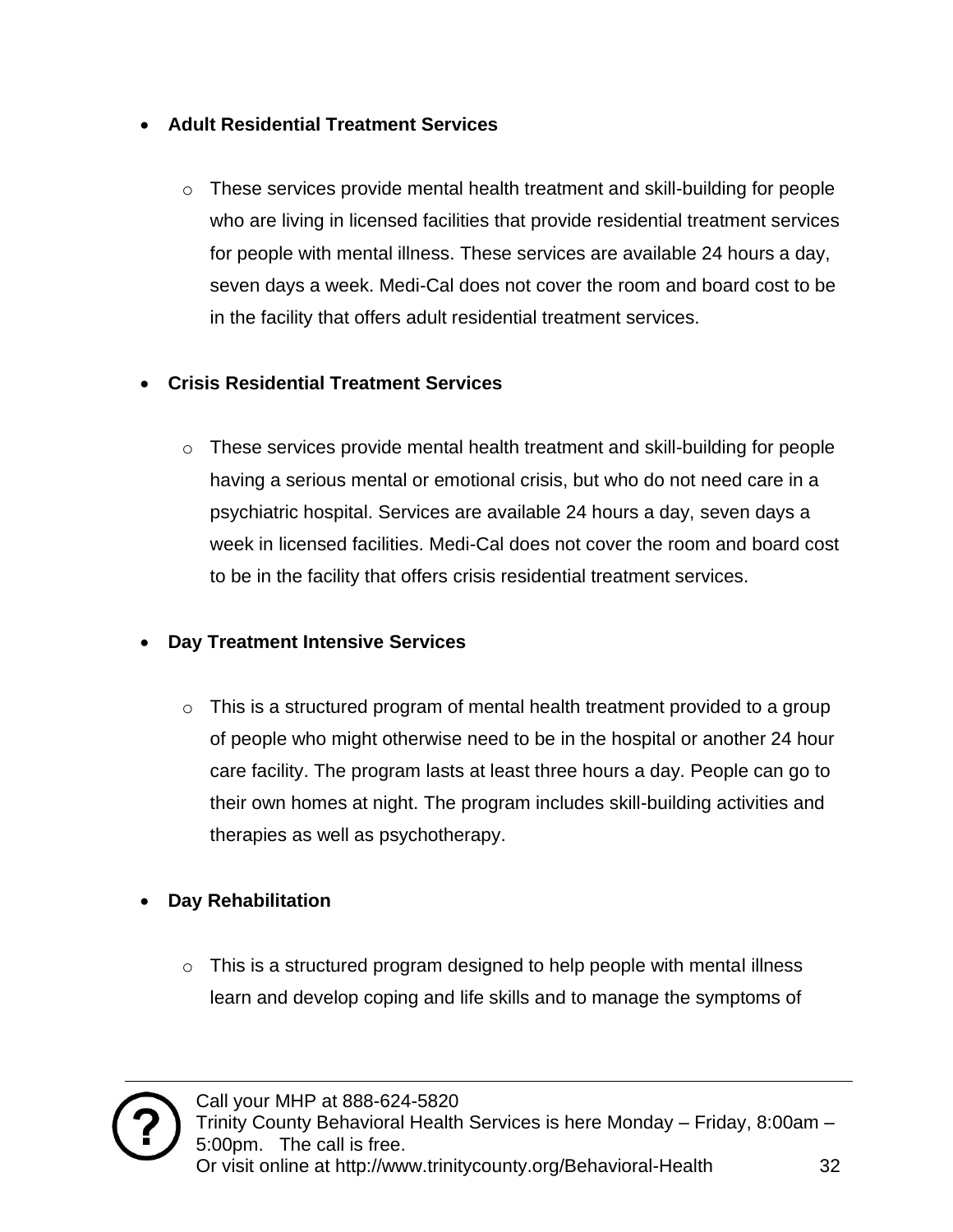- **Adult Residential Treatment Services**

    - These services provide mental health treatment and skill-building for people who are living in licensed facilities that provide residential treatment services for people with mental illness. These services are available 24 hours a day, seven days a week. Medi-Cal does not cover the room and board cost to be in the facility that offers adult residential treatment services.

- **Crisis Residential Treatment Services**

    - These services provide mental health treatment and skill-building for people having a serious mental or emotional crisis, but who do not need care in a psychiatric hospital. Services are available 24 hours a day, seven days a week in licensed facilities. Medi-Cal does not cover the room and board cost to be in the facility that offers crisis residential treatment services.

- **Day Treatment Intensive Services**

    - This is a structured program of mental health treatment provided to a group of people who might otherwise need to be in the hospital or another 24 hour care facility. The program lasts at least three hours a day. People can go to their own homes at night. The program includes skill-building activities and therapies as well as psychotherapy.

- **Day Rehabilitation**

    - This is a structured program designed to help people with mental illness learn and develop coping and life skills and to manage the symptoms of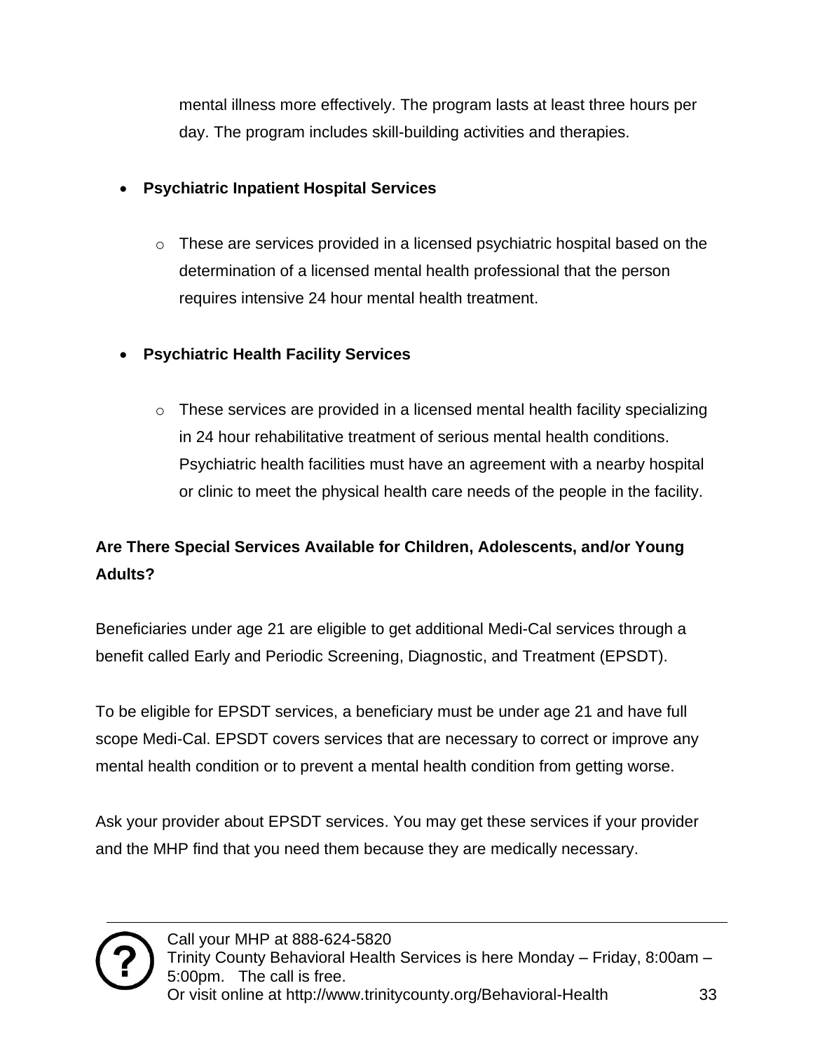mental illness more effectively. The program lasts at least three hours per day. The program includes skill-building activities and therapies.

- **Psychiatric Inpatient Hospital Services**
  - These are services provided in a licensed psychiatric hospital based on the determination of a licensed mental health professional that the person requires intensive 24 hour mental health treatment.

- **Psychiatric Health Facility Services**
  - These services are provided in a licensed mental health facility specializing in 24 hour rehabilitative treatment of serious mental health conditions. Psychiatric health facilities must have an agreement with a nearby hospital or clinic to meet the physical health care needs of the people in the facility.

**Are There Special Services Available for Children, Adolescents, and/or Young Adults?**

Beneficiaries under age 21 are eligible to get additional Medi-Cal services through a benefit called Early and Periodic Screening, Diagnostic, and Treatment (EPSDT).

To be eligible for EPSDT services, a beneficiary must be under age 21 and have full scope Medi-Cal. EPSDT covers services that are necessary to correct or improve any mental health condition or to prevent a mental health condition from getting worse.

Ask your provider about EPSDT services. You may get these services if your provider and the MHP find that you need them because they are medically necessary.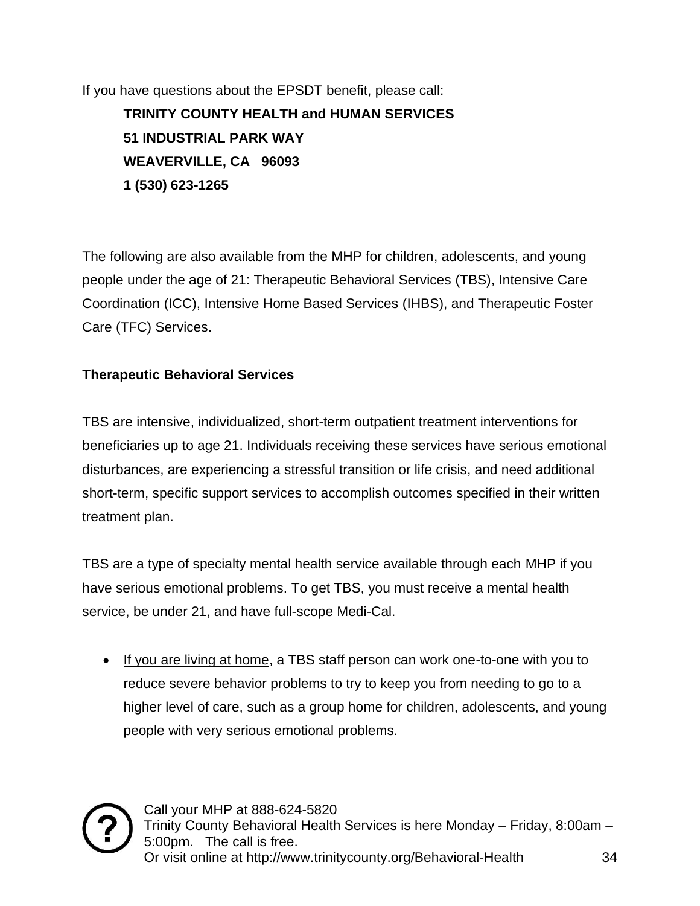If you have questions about the EPSDT benefit, please call:

**TRINITY COUNTY HEALTH and HUMAN SERVICES**
**51 INDUSTRIAL PARK WAY**
**WEAVERVILLE, CA 96093**
**1 (530) 623-1265**

The following are also available from the MHP for children, adolescents, and young people under the age of 21: Therapeutic Behavioral Services (TBS), Intensive Care Coordination (ICC), Intensive Home Based Services (IHBS), and Therapeutic Foster Care (TFC) Services.

**Therapeutic Behavioral Services**

TBS are intensive, individualized, short-term outpatient treatment interventions for beneficiaries up to age 21. Individuals receiving these services have serious emotional disturbances, are experiencing a stressful transition or life crisis, and need additional short-term, specific support services to accomplish outcomes specified in their written treatment plan.

TBS are a type of specialty mental health service available through each MHP if you have serious emotional problems. To get TBS, you must receive a mental health service, be under 21, and have full-scope Medi-Cal.

- <u>If you are living at home</u>, a TBS staff person can work one-to-one with you to reduce severe behavior problems to try to keep you from needing to go to a higher level of care, such as a group home for children, adolescents, and young people with very serious emotional problems.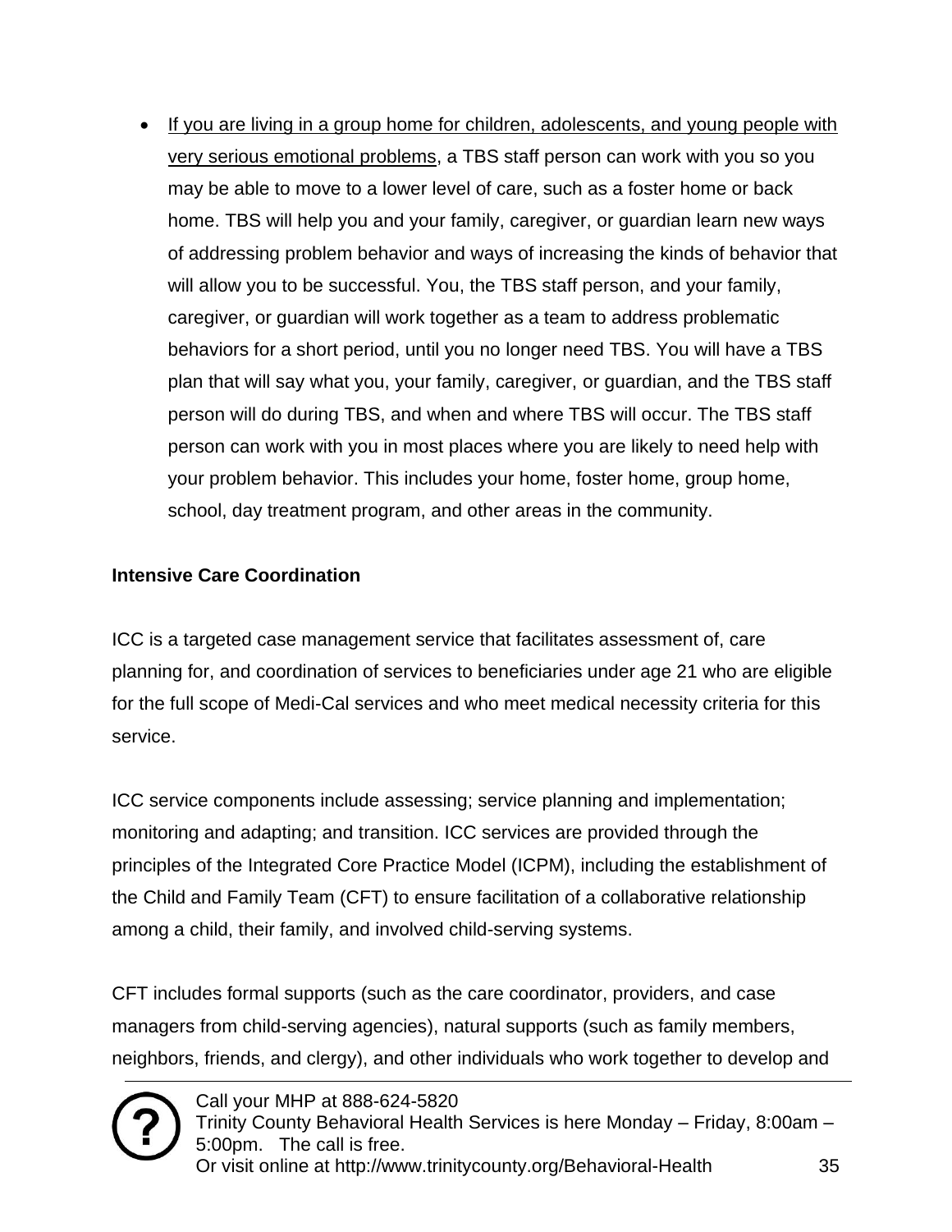- <u>If you are living in a group home for children, adolescents, and young people with very serious emotional problems</u>, a TBS staff person can work with you so you may be able to move to a lower level of care, such as a foster home or back home. TBS will help you and your family, caregiver, or guardian learn new ways of addressing problem behavior and ways of increasing the kinds of behavior that will allow you to be successful. You, the TBS staff person, and your family, caregiver, or guardian will work together as a team to address problematic behaviors for a short period, until you no longer need TBS. You will have a TBS plan that will say what you, your family, caregiver, or guardian, and the TBS staff person will do during TBS, and when and where TBS will occur. The TBS staff person can work with you in most places where you are likely to need help with your problem behavior. This includes your home, foster home, group home, school, day treatment program, and other areas in the community.

**Intensive Care Coordination**

ICC is a targeted case management service that facilitates assessment of, care planning for, and coordination of services to beneficiaries under age 21 who are eligible for the full scope of Medi-Cal services and who meet medical necessity criteria for this service.

ICC service components include assessing; service planning and implementation; monitoring and adapting; and transition. ICC services are provided through the principles of the Integrated Core Practice Model (ICPM), including the establishment of the Child and Family Team (CFT) to ensure facilitation of a collaborative relationship among a child, their family, and involved child-serving systems.

CFT includes formal supports (such as the care coordinator, providers, and case managers from child-serving agencies), natural supports (such as family members, neighbors, friends, and clergy), and other individuals who work together to develop and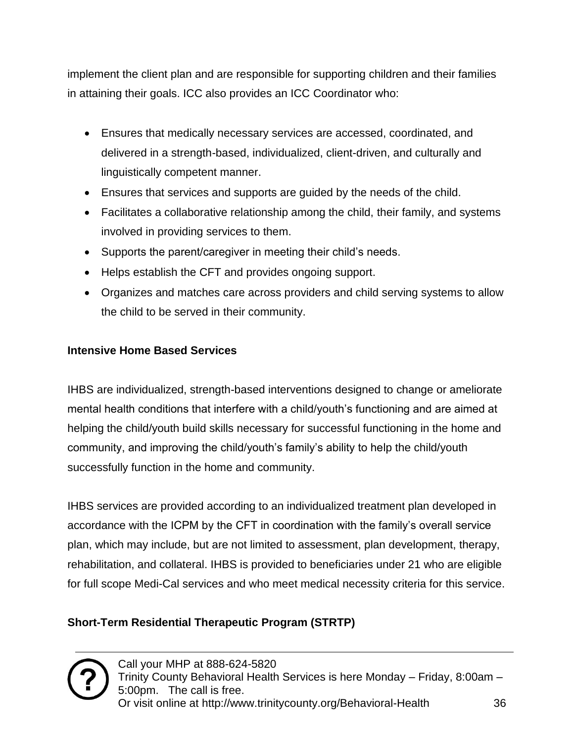implement the client plan and are responsible for supporting children and their families in attaining their goals. ICC also provides an ICC Coordinator who:

- Ensures that medically necessary services are accessed, coordinated, and delivered in a strength-based, individualized, client-driven, and culturally and linguistically competent manner.
- Ensures that services and supports are guided by the needs of the child.
- Facilitates a collaborative relationship among the child, their family, and systems involved in providing services to them.
- Supports the parent/caregiver in meeting their child's needs.
- Helps establish the CFT and provides ongoing support.
- Organizes and matches care across providers and child serving systems to allow the child to be served in their community.

**Intensive Home Based Services**

IHBS are individualized, strength-based interventions designed to change or ameliorate mental health conditions that interfere with a child/youth's functioning and are aimed at helping the child/youth build skills necessary for successful functioning in the home and community, and improving the child/youth's family's ability to help the child/youth successfully function in the home and community.

IHBS services are provided according to an individualized treatment plan developed in accordance with the ICPM by the CFT in coordination with the family's overall service plan, which may include, but are not limited to assessment, plan development, therapy, rehabilitation, and collateral. IHBS is provided to beneficiaries under 21 who are eligible for full scope Medi-Cal services and who meet medical necessity criteria for this service.

**Short-Term Residential Therapeutic Program (STRTP)**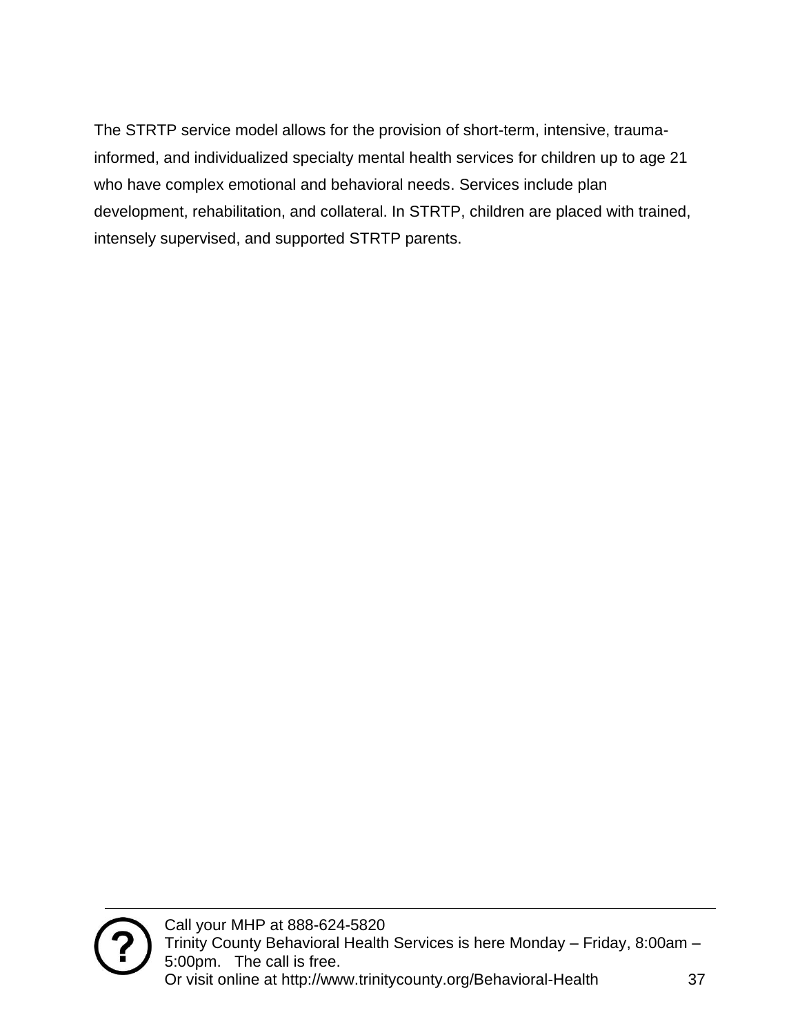The STRTP service model allows for the provision of short-term, intensive, trauma-informed, and individualized specialty mental health services for children up to age 21 who have complex emotional and behavioral needs. Services include plan development, rehabilitation, and collateral. In STRTP, children are placed with trained, intensely supervised, and supported STRTP parents.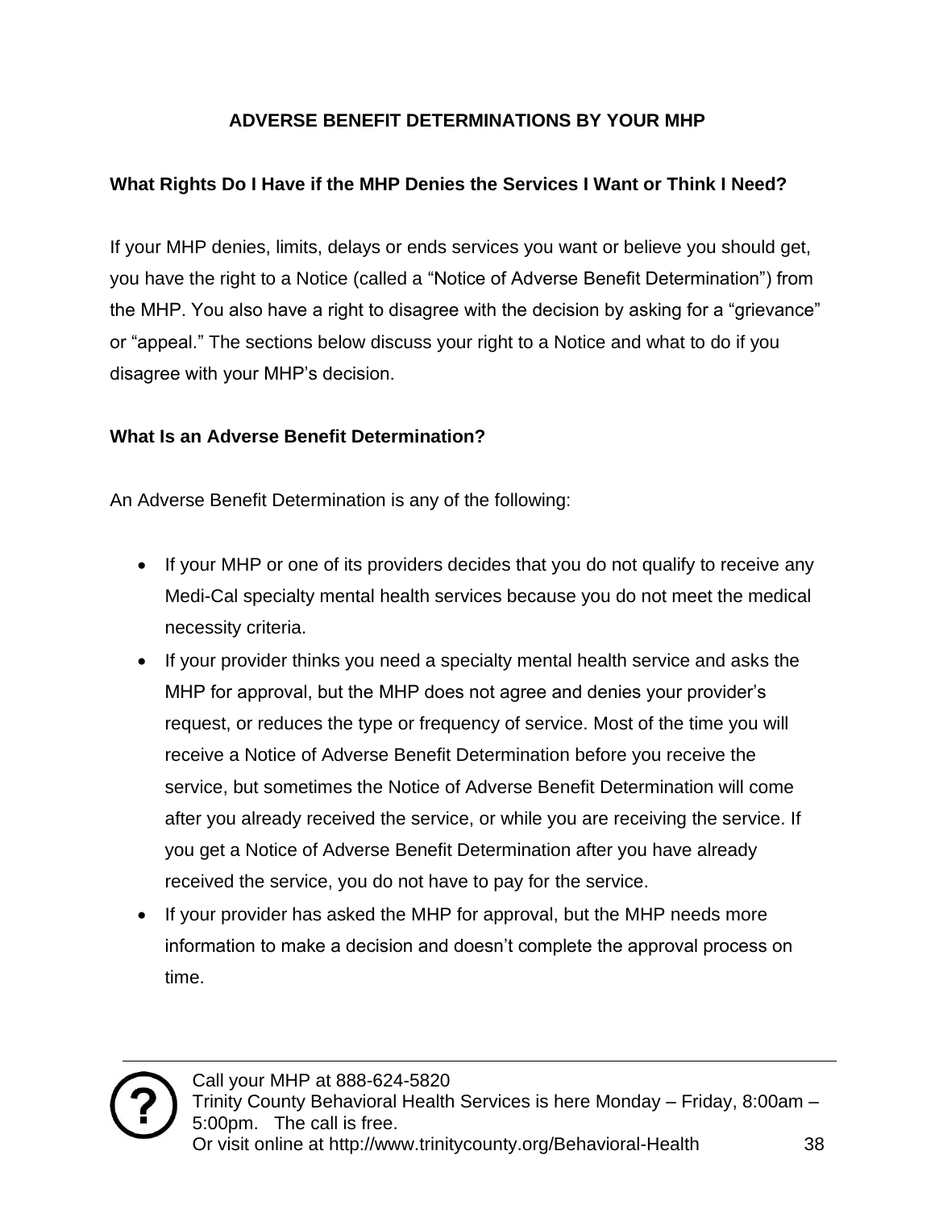## ADVERSE BENEFIT DETERMINATIONS BY YOUR MHP

### What Rights Do I Have if the MHP Denies the Services I Want or Think I Need?

If your MHP denies, limits, delays or ends services you want or believe you should get, you have the right to a Notice (called a "Notice of Adverse Benefit Determination") from the MHP. You also have a right to disagree with the decision by asking for a "grievance" or "appeal." The sections below discuss your right to a Notice and what to do if you disagree with your MHP's decision.

### What Is an Adverse Benefit Determination?

An Adverse Benefit Determination is any of the following:

- If your MHP or one of its providers decides that you do not qualify to receive any Medi-Cal specialty mental health services because you do not meet the medical necessity criteria.
- If your provider thinks you need a specialty mental health service and asks the MHP for approval, but the MHP does not agree and denies your provider's request, or reduces the type or frequency of service. Most of the time you will receive a Notice of Adverse Benefit Determination before you receive the service, but sometimes the Notice of Adverse Benefit Determination will come after you already received the service, or while you are receiving the service. If you get a Notice of Adverse Benefit Determination after you have already received the service, you do not have to pay for the service.
- If your provider has asked the MHP for approval, but the MHP needs more information to make a decision and doesn't complete the approval process on time.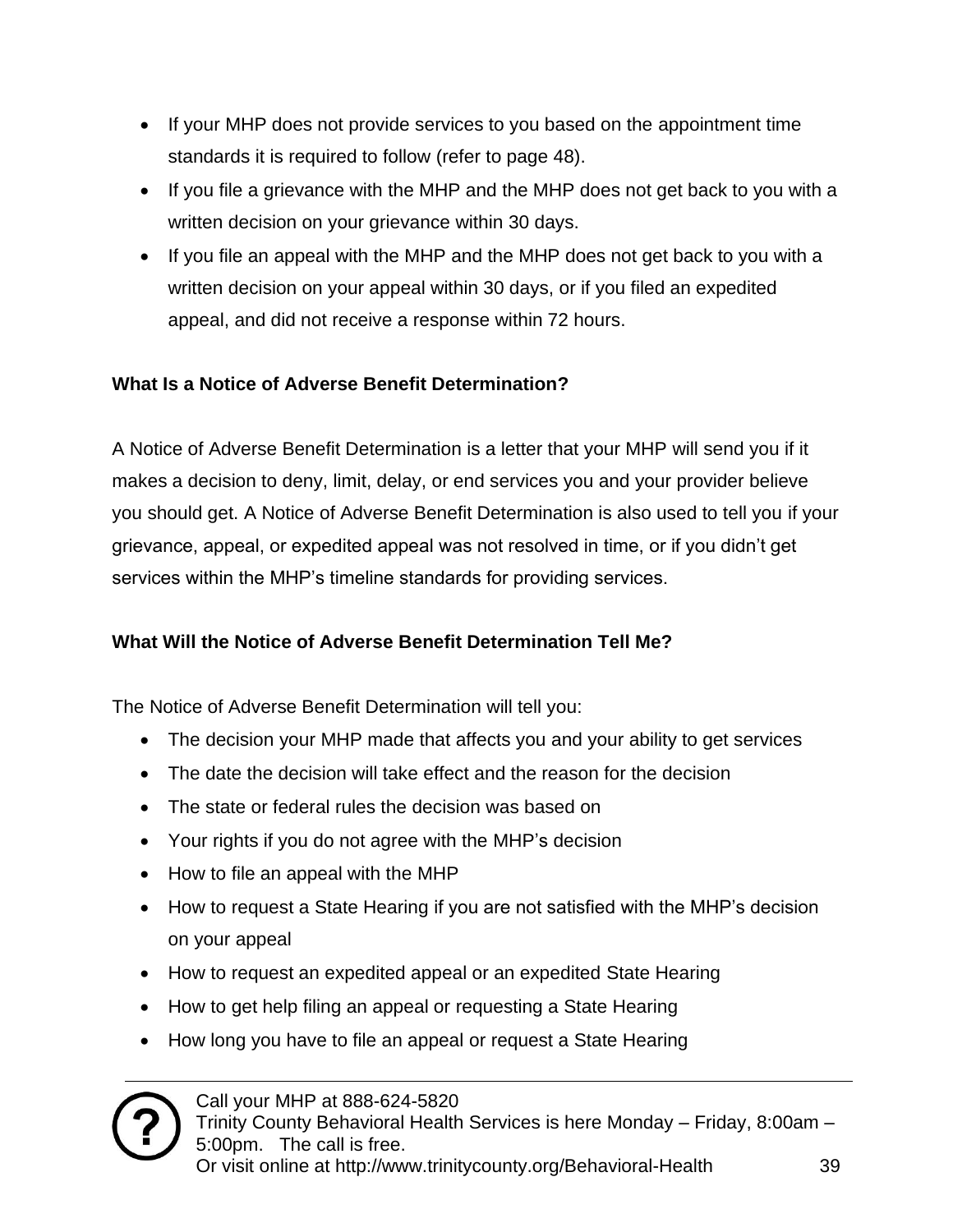- If your MHP does not provide services to you based on the appointment time standards it is required to follow (refer to page 48).
- If you file a grievance with the MHP and the MHP does not get back to you with a written decision on your grievance within 30 days.
- If you file an appeal with the MHP and the MHP does not get back to you with a written decision on your appeal within 30 days, or if you filed an expedited appeal, and did not receive a response within 72 hours.

**What Is a Notice of Adverse Benefit Determination?**

A Notice of Adverse Benefit Determination is a letter that your MHP will send you if it makes a decision to deny, limit, delay, or end services you and your provider believe you should get. A Notice of Adverse Benefit Determination is also used to tell you if your grievance, appeal, or expedited appeal was not resolved in time, or if you didn't get services within the MHP's timeline standards for providing services.

**What Will the Notice of Adverse Benefit Determination Tell Me?**

The Notice of Adverse Benefit Determination will tell you:

- The decision your MHP made that affects you and your ability to get services
- The date the decision will take effect and the reason for the decision
- The state or federal rules the decision was based on
- Your rights if you do not agree with the MHP's decision
- How to file an appeal with the MHP
- How to request a State Hearing if you are not satisfied with the MHP's decision on your appeal
- How to request an expedited appeal or an expedited State Hearing
- How to get help filing an appeal or requesting a State Hearing
- How long you have to file an appeal or request a State Hearing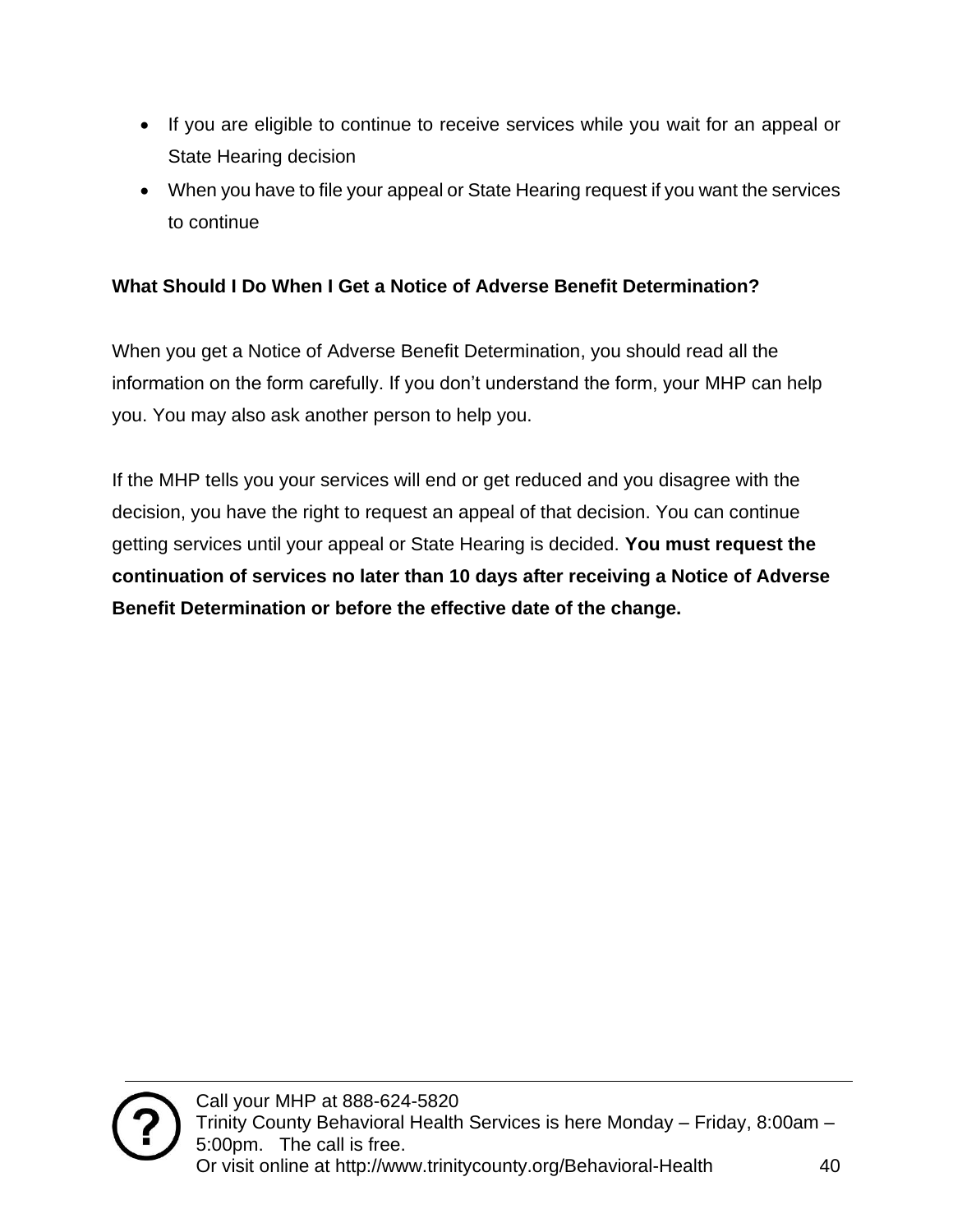- If you are eligible to continue to receive services while you wait for an appeal or State Hearing decision
- When you have to file your appeal or State Hearing request if you want the services to continue

**What Should I Do When I Get a Notice of Adverse Benefit Determination?**

When you get a Notice of Adverse Benefit Determination, you should read all the information on the form carefully. If you don't understand the form, your MHP can help you. You may also ask another person to help you.

If the MHP tells you your services will end or get reduced and you disagree with the decision, you have the right to request an appeal of that decision. You can continue getting services until your appeal or State Hearing is decided. **You must request the continuation of services no later than 10 days after receiving a Notice of Adverse Benefit Determination or before the effective date of the change.**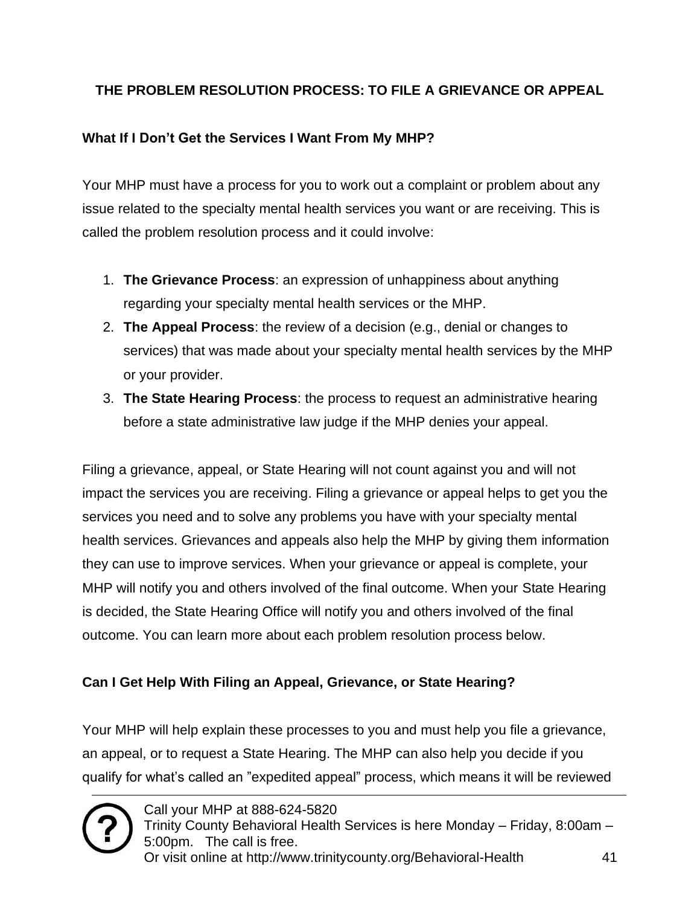## THE PROBLEM RESOLUTION PROCESS: TO FILE A GRIEVANCE OR APPEAL

### What If I Don't Get the Services I Want From My MHP?

Your MHP must have a process for you to work out a complaint or problem about any issue related to the specialty mental health services you want or are receiving. This is called the problem resolution process and it could involve:

1. **The Grievance Process**: an expression of unhappiness about anything regarding your specialty mental health services or the MHP.
2. **The Appeal Process**: the review of a decision (e.g., denial or changes to services) that was made about your specialty mental health services by the MHP or your provider.
3. **The State Hearing Process**: the process to request an administrative hearing before a state administrative law judge if the MHP denies your appeal.

Filing a grievance, appeal, or State Hearing will not count against you and will not impact the services you are receiving. Filing a grievance or appeal helps to get you the services you need and to solve any problems you have with your specialty mental health services. Grievances and appeals also help the MHP by giving them information they can use to improve services. When your grievance or appeal is complete, your MHP will notify you and others involved of the final outcome. When your State Hearing is decided, the State Hearing Office will notify you and others involved of the final outcome. You can learn more about each problem resolution process below.

### Can I Get Help With Filing an Appeal, Grievance, or State Hearing?

Your MHP will help explain these processes to you and must help you file a grievance, an appeal, or to request a State Hearing. The MHP can also help you decide if you qualify for what's called an "expedited appeal" process, which means it will be reviewed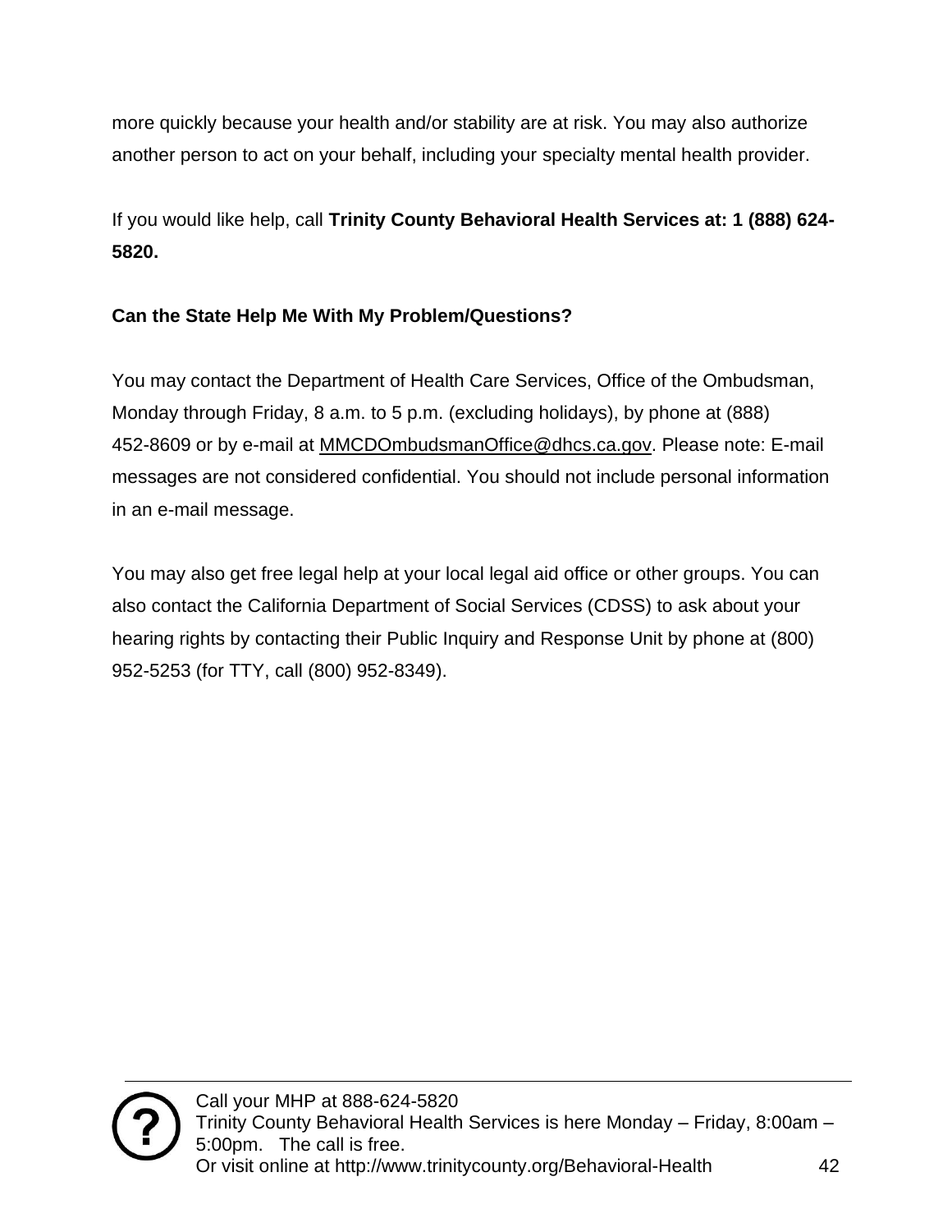more quickly because your health and/or stability are at risk. You may also authorize another person to act on your behalf, including your specialty mental health provider.

If you would like help, call **Trinity County Behavioral Health Services at: 1 (888) 624-5820.**

**Can the State Help Me With My Problem/Questions?**

You may contact the Department of Health Care Services, Office of the Ombudsman, Monday through Friday, 8 a.m. to 5 p.m. (excluding holidays), by phone at (888) 452-8609 or by e-mail at MMCDOmbudsmanOffice@dhcs.ca.gov. Please note: E-mail messages are not considered confidential. You should not include personal information in an e-mail message.

You may also get free legal help at your local legal aid office or other groups. You can also contact the California Department of Social Services (CDSS) to ask about your hearing rights by contacting their Public Inquiry and Response Unit by phone at (800) 952-5253 (for TTY, call (800) 952-8349).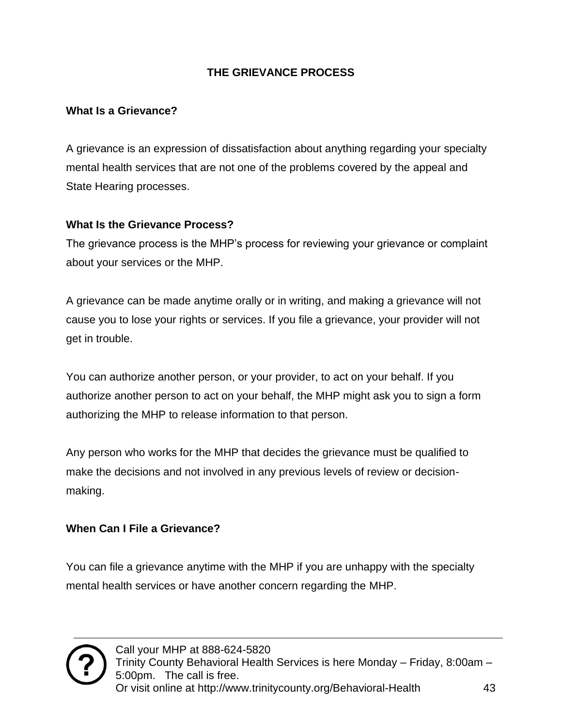## THE GRIEVANCE PROCESS

### What Is a Grievance?

A grievance is an expression of dissatisfaction about anything regarding your specialty mental health services that are not one of the problems covered by the appeal and State Hearing processes.

### What Is the Grievance Process?

The grievance process is the MHP's process for reviewing your grievance or complaint about your services or the MHP.

A grievance can be made anytime orally or in writing, and making a grievance will not cause you to lose your rights or services. If you file a grievance, your provider will not get in trouble.

You can authorize another person, or your provider, to act on your behalf. If you authorize another person to act on your behalf, the MHP might ask you to sign a form authorizing the MHP to release information to that person.

Any person who works for the MHP that decides the grievance must be qualified to make the decisions and not involved in any previous levels of review or decision-making.

### When Can I File a Grievance?

You can file a grievance anytime with the MHP if you are unhappy with the specialty mental health services or have another concern regarding the MHP.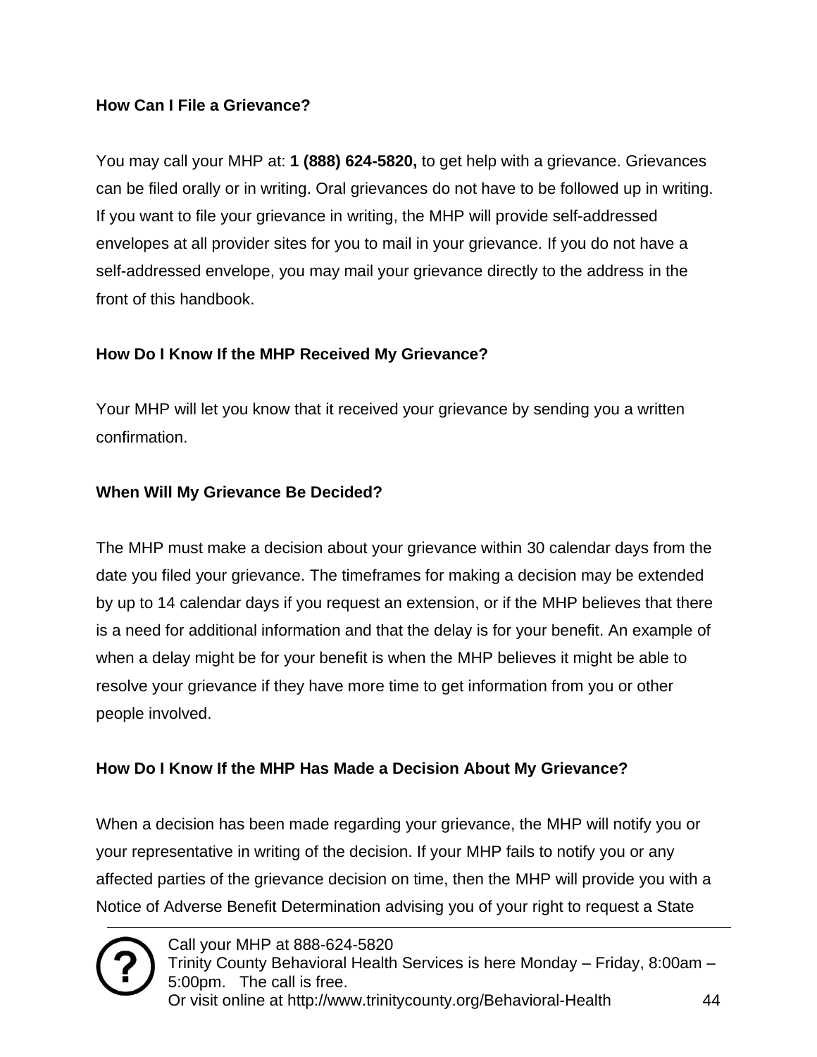**How Can I File a Grievance?**

You may call your MHP at: **1 (888) 624-5820,** to get help with a grievance. Grievances can be filed orally or in writing. Oral grievances do not have to be followed up in writing. If you want to file your grievance in writing, the MHP will provide self-addressed envelopes at all provider sites for you to mail in your grievance. If you do not have a self-addressed envelope, you may mail your grievance directly to the address in the front of this handbook.

**How Do I Know If the MHP Received My Grievance?**

Your MHP will let you know that it received your grievance by sending you a written confirmation.

**When Will My Grievance Be Decided?**

The MHP must make a decision about your grievance within 30 calendar days from the date you filed your grievance. The timeframes for making a decision may be extended by up to 14 calendar days if you request an extension, or if the MHP believes that there is a need for additional information and that the delay is for your benefit. An example of when a delay might be for your benefit is when the MHP believes it might be able to resolve your grievance if they have more time to get information from you or other people involved.

**How Do I Know If the MHP Has Made a Decision About My Grievance?**

When a decision has been made regarding your grievance, the MHP will notify you or your representative in writing of the decision. If your MHP fails to notify you or any affected parties of the grievance decision on time, then the MHP will provide you with a Notice of Adverse Benefit Determination advising you of your right to request a State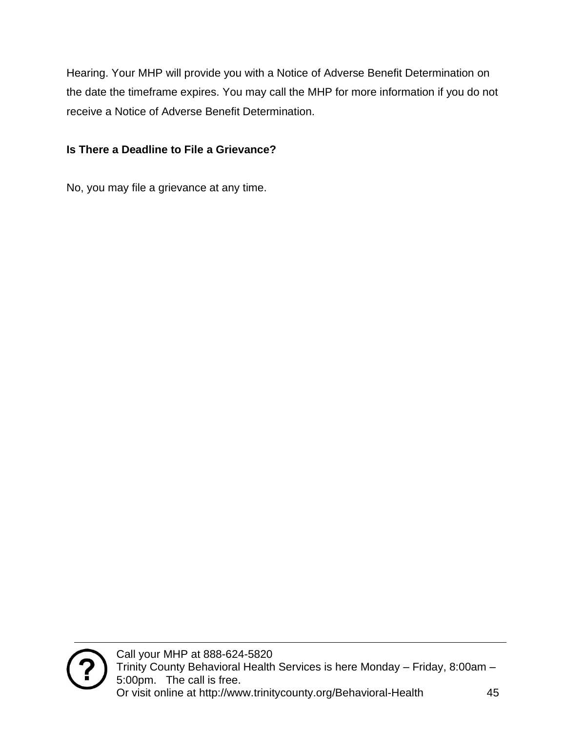Hearing. Your MHP will provide you with a Notice of Adverse Benefit Determination on the date the timeframe expires. You may call the MHP for more information if you do not receive a Notice of Adverse Benefit Determination.

**Is There a Deadline to File a Grievance?**

No, you may file a grievance at any time.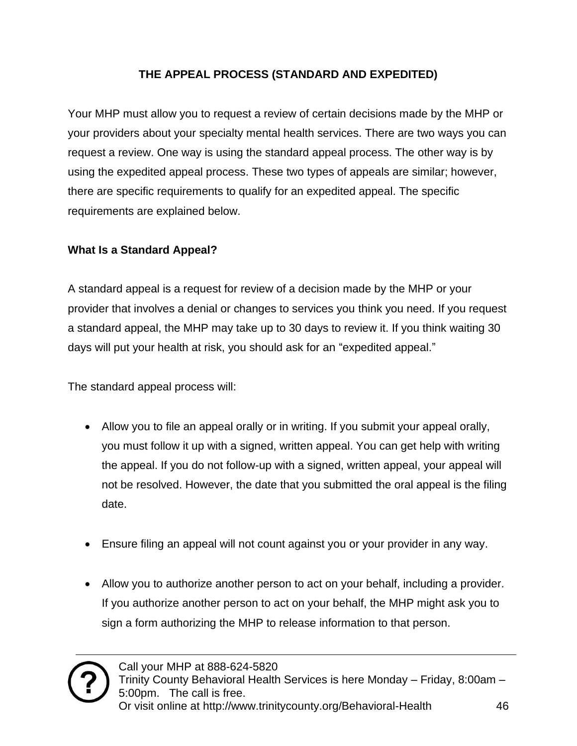## THE APPEAL PROCESS (STANDARD AND EXPEDITED)

Your MHP must allow you to request a review of certain decisions made by the MHP or your providers about your specialty mental health services. There are two ways you can request a review. One way is using the standard appeal process. The other way is by using the expedited appeal process. These two types of appeals are similar; however, there are specific requirements to qualify for an expedited appeal. The specific requirements are explained below.

### What Is a Standard Appeal?

A standard appeal is a request for review of a decision made by the MHP or your provider that involves a denial or changes to services you think you need. If you request a standard appeal, the MHP may take up to 30 days to review it. If you think waiting 30 days will put your health at risk, you should ask for an "expedited appeal."

The standard appeal process will:

- Allow you to file an appeal orally or in writing. If you submit your appeal orally, you must follow it up with a signed, written appeal. You can get help with writing the appeal. If you do not follow-up with a signed, written appeal, your appeal will not be resolved. However, the date that you submitted the oral appeal is the filing date.
- Ensure filing an appeal will not count against you or your provider in any way.
- Allow you to authorize another person to act on your behalf, including a provider. If you authorize another person to act on your behalf, the MHP might ask you to sign a form authorizing the MHP to release information to that person.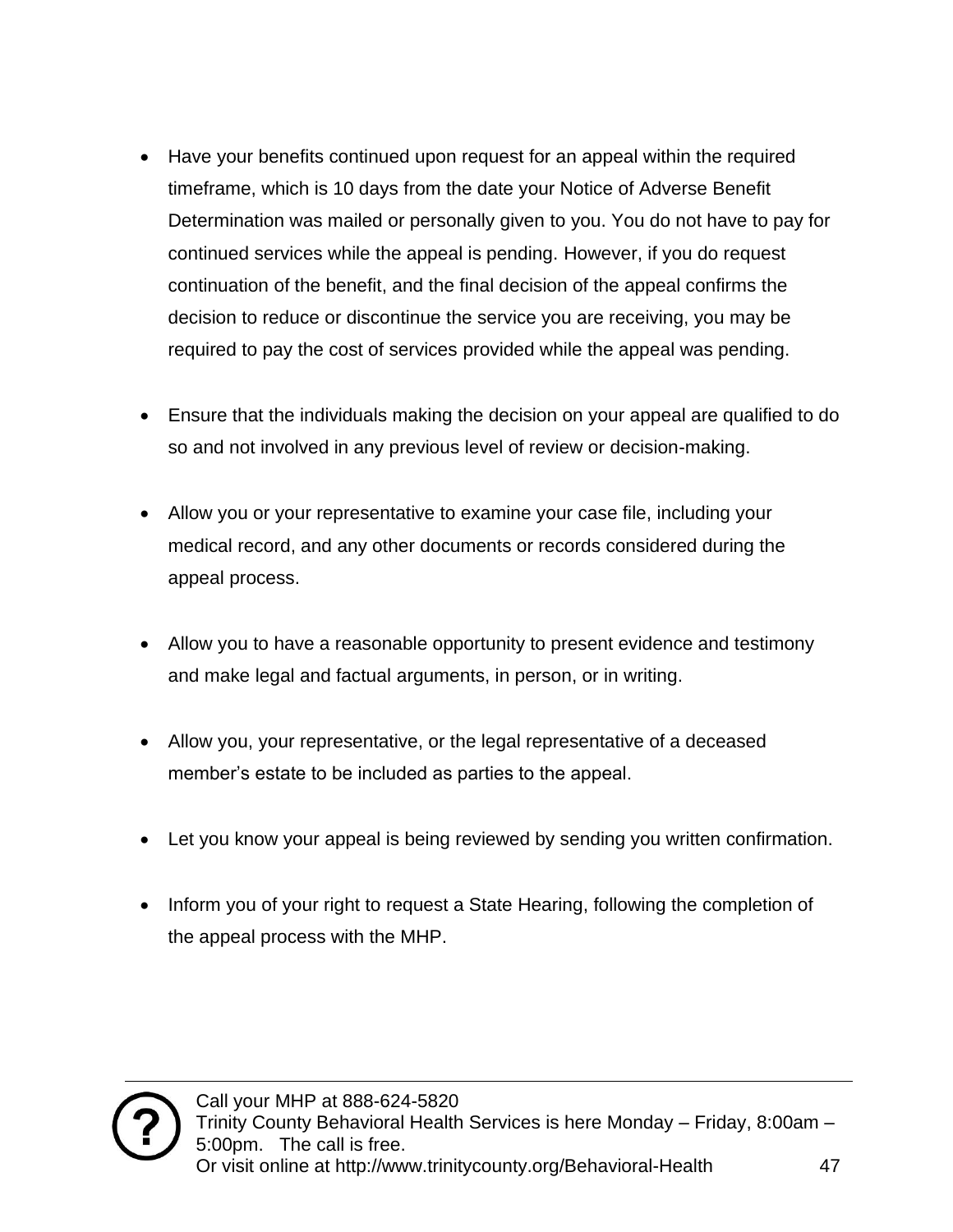- Have your benefits continued upon request for an appeal within the required timeframe, which is 10 days from the date your Notice of Adverse Benefit Determination was mailed or personally given to you. You do not have to pay for continued services while the appeal is pending. However, if you do request continuation of the benefit, and the final decision of the appeal confirms the decision to reduce or discontinue the service you are receiving, you may be required to pay the cost of services provided while the appeal was pending.

- Ensure that the individuals making the decision on your appeal are qualified to do so and not involved in any previous level of review or decision-making.

- Allow you or your representative to examine your case file, including your medical record, and any other documents or records considered during the appeal process.

- Allow you to have a reasonable opportunity to present evidence and testimony and make legal and factual arguments, in person, or in writing.

- Allow you, your representative, or the legal representative of a deceased member's estate to be included as parties to the appeal.

- Let you know your appeal is being reviewed by sending you written confirmation.

- Inform you of your right to request a State Hearing, following the completion of the appeal process with the MHP.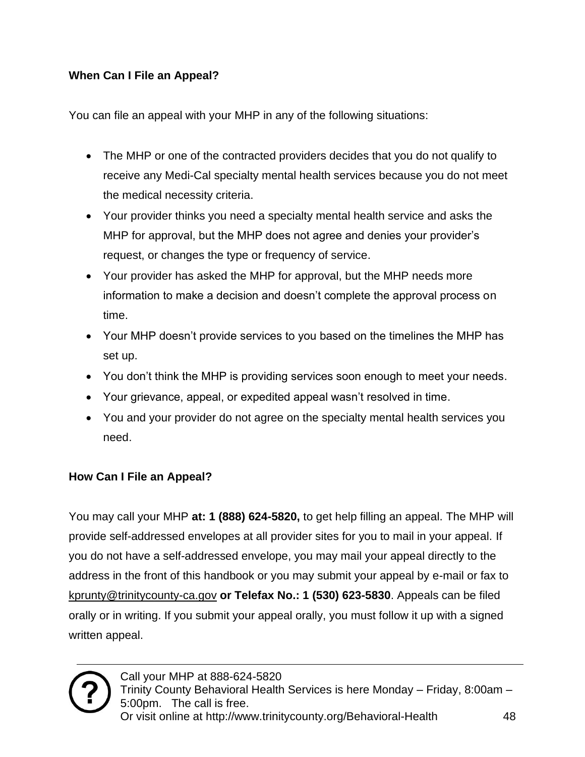### When Can I File an Appeal?

You can file an appeal with your MHP in any of the following situations:

- The MHP or one of the contracted providers decides that you do not qualify to receive any Medi-Cal specialty mental health services because you do not meet the medical necessity criteria.
- Your provider thinks you need a specialty mental health service and asks the MHP for approval, but the MHP does not agree and denies your provider's request, or changes the type or frequency of service.
- Your provider has asked the MHP for approval, but the MHP needs more information to make a decision and doesn't complete the approval process on time.
- Your MHP doesn't provide services to you based on the timelines the MHP has set up.
- You don't think the MHP is providing services soon enough to meet your needs.
- Your grievance, appeal, or expedited appeal wasn't resolved in time.
- You and your provider do not agree on the specialty mental health services you need.

### How Can I File an Appeal?

You may call your MHP **at: 1 (888) 624-5820,** to get help filling an appeal. The MHP will provide self-addressed envelopes at all provider sites for you to mail in your appeal. If you do not have a self-addressed envelope, you may mail your appeal directly to the address in the front of this handbook or you may submit your appeal by e-mail or fax to kprunty@trinitycounty-ca.gov **or Telefax No.: 1 (530) 623-5830**. Appeals can be filed orally or in writing. If you submit your appeal orally, you must follow it up with a signed written appeal.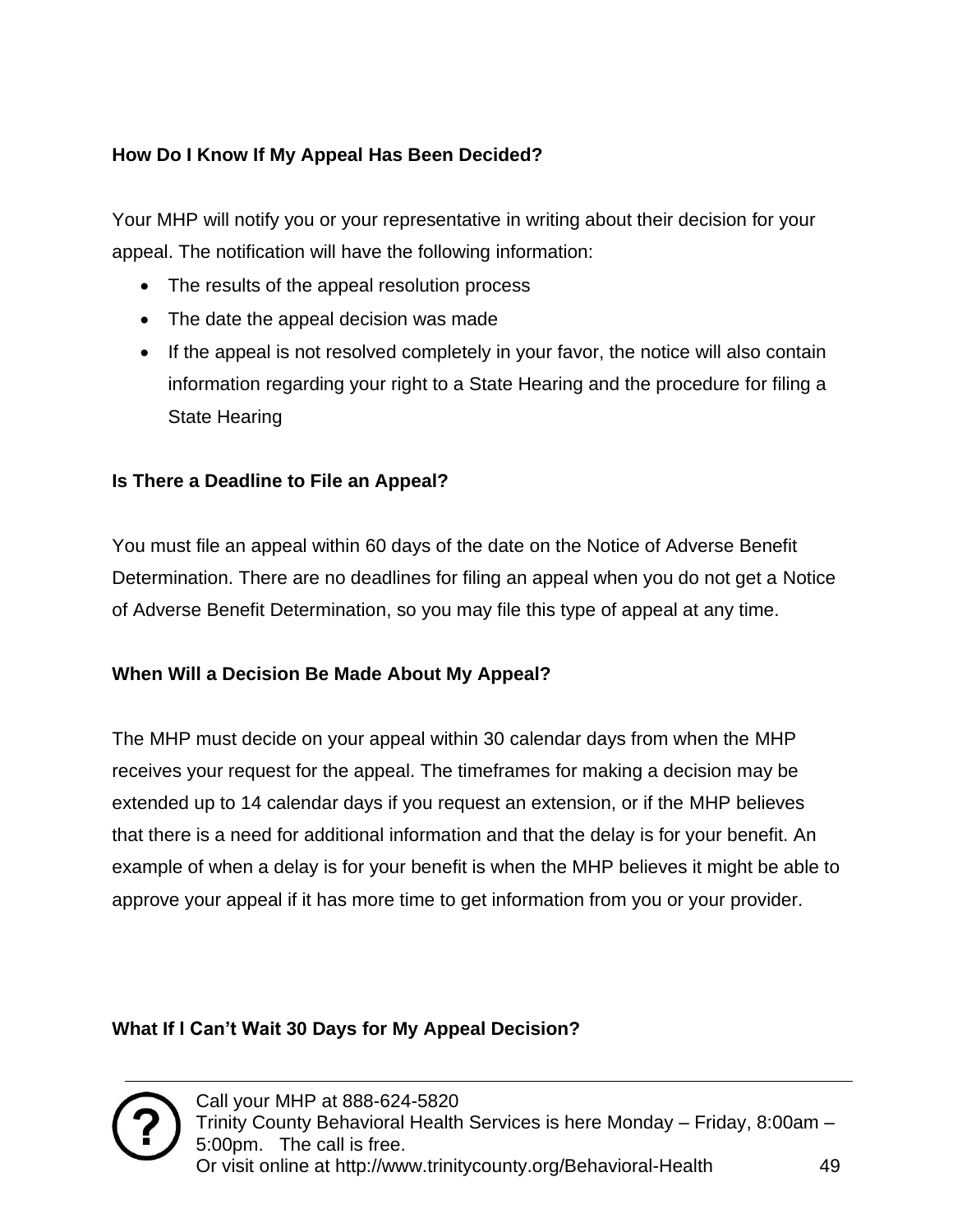**How Do I Know If My Appeal Has Been Decided?**

Your MHP will notify you or your representative in writing about their decision for your appeal. The notification will have the following information:

- The results of the appeal resolution process
- The date the appeal decision was made
- If the appeal is not resolved completely in your favor, the notice will also contain information regarding your right to a State Hearing and the procedure for filing a State Hearing

**Is There a Deadline to File an Appeal?**

You must file an appeal within 60 days of the date on the Notice of Adverse Benefit Determination. There are no deadlines for filing an appeal when you do not get a Notice of Adverse Benefit Determination, so you may file this type of appeal at any time.

**When Will a Decision Be Made About My Appeal?**

The MHP must decide on your appeal within 30 calendar days from when the MHP receives your request for the appeal. The timeframes for making a decision may be extended up to 14 calendar days if you request an extension, or if the MHP believes that there is a need for additional information and that the delay is for your benefit. An example of when a delay is for your benefit is when the MHP believes it might be able to approve your appeal if it has more time to get information from you or your provider.

**What If I Can't Wait 30 Days for My Appeal Decision?**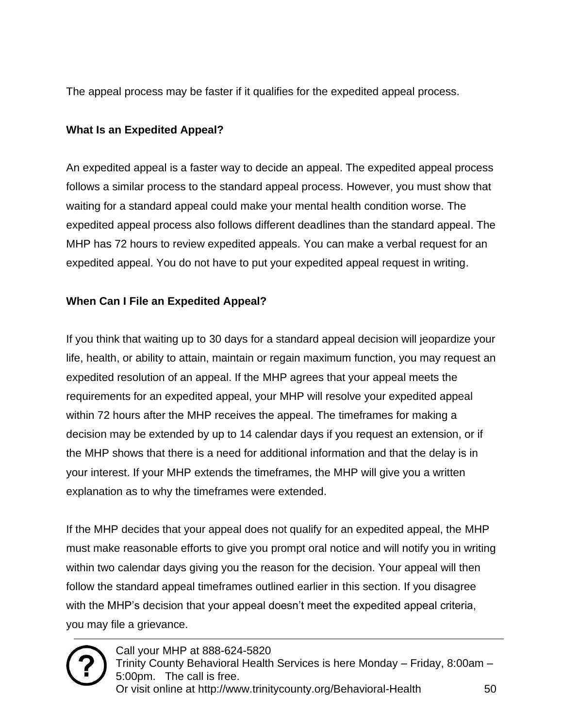The appeal process may be faster if it qualifies for the expedited appeal process.

**What Is an Expedited Appeal?**

An expedited appeal is a faster way to decide an appeal. The expedited appeal process follows a similar process to the standard appeal process. However, you must show that waiting for a standard appeal could make your mental health condition worse. The expedited appeal process also follows different deadlines than the standard appeal. The MHP has 72 hours to review expedited appeals. You can make a verbal request for an expedited appeal. You do not have to put your expedited appeal request in writing.

**When Can I File an Expedited Appeal?**

If you think that waiting up to 30 days for a standard appeal decision will jeopardize your life, health, or ability to attain, maintain or regain maximum function, you may request an expedited resolution of an appeal. If the MHP agrees that your appeal meets the requirements for an expedited appeal, your MHP will resolve your expedited appeal within 72 hours after the MHP receives the appeal. The timeframes for making a decision may be extended by up to 14 calendar days if you request an extension, or if the MHP shows that there is a need for additional information and that the delay is in your interest. If your MHP extends the timeframes, the MHP will give you a written explanation as to why the timeframes were extended.

If the MHP decides that your appeal does not qualify for an expedited appeal, the MHP must make reasonable efforts to give you prompt oral notice and will notify you in writing within two calendar days giving you the reason for the decision. Your appeal will then follow the standard appeal timeframes outlined earlier in this section. If you disagree with the MHP's decision that your appeal doesn't meet the expedited appeal criteria, you may file a grievance.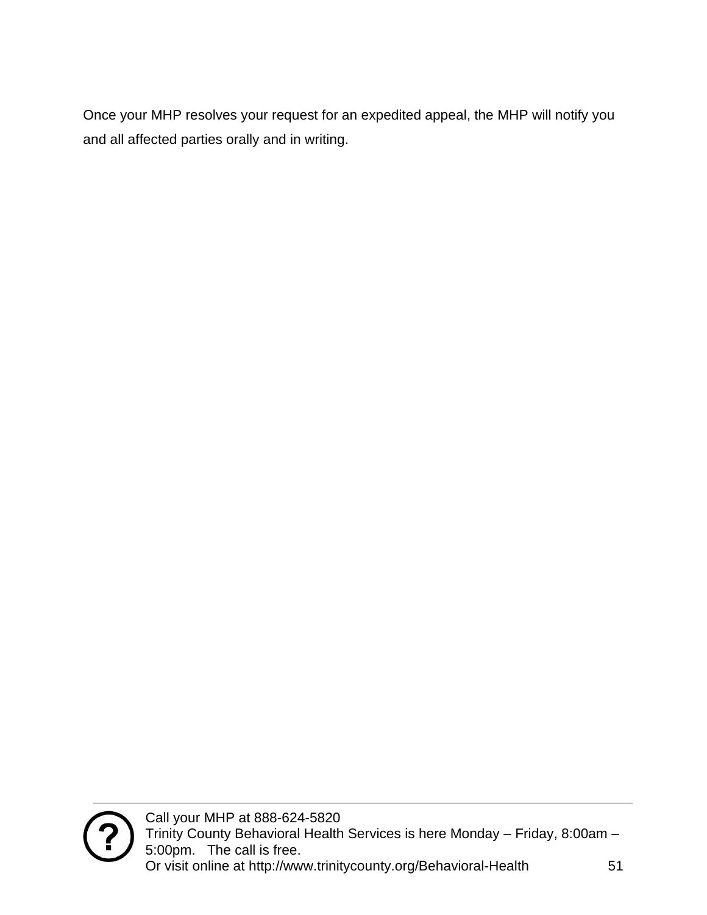Once your MHP resolves your request for an expedited appeal, the MHP will notify you and all affected parties orally and in writing.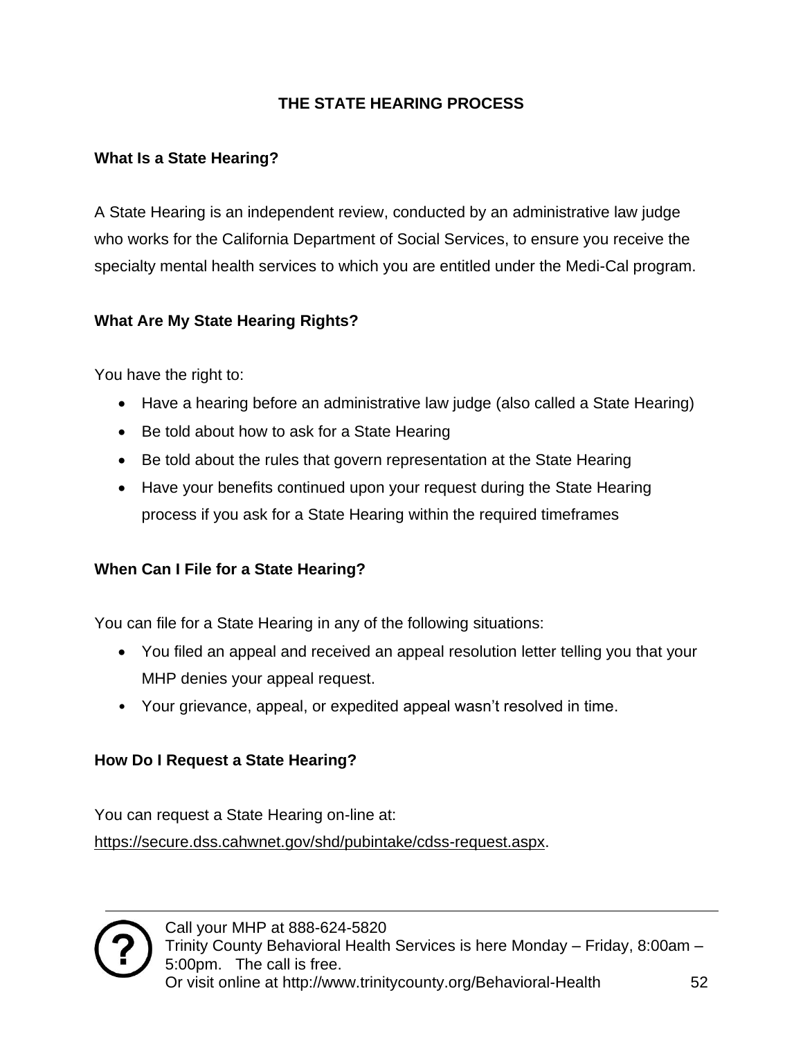## THE STATE HEARING PROCESS

### What Is a State Hearing?

A State Hearing is an independent review, conducted by an administrative law judge who works for the California Department of Social Services, to ensure you receive the specialty mental health services to which you are entitled under the Medi-Cal program.

### What Are My State Hearing Rights?

You have the right to:

- Have a hearing before an administrative law judge (also called a State Hearing)
- Be told about how to ask for a State Hearing
- Be told about the rules that govern representation at the State Hearing
- Have your benefits continued upon your request during the State Hearing process if you ask for a State Hearing within the required timeframes

### When Can I File for a State Hearing?

You can file for a State Hearing in any of the following situations:

- You filed an appeal and received an appeal resolution letter telling you that your MHP denies your appeal request.
- Your grievance, appeal, or expedited appeal wasn't resolved in time.

### How Do I Request a State Hearing?

You can request a State Hearing on-line at:
https://secure.dss.cahwnet.gov/shd/pubintake/cdss-request.aspx.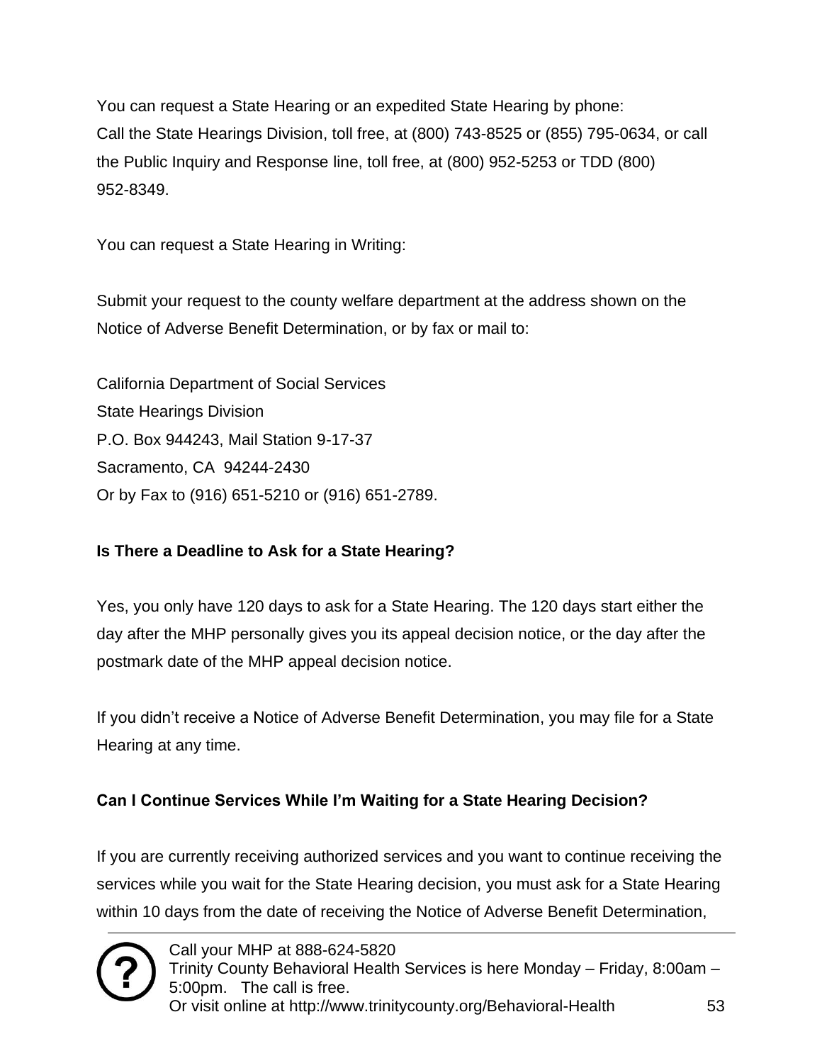You can request a State Hearing or an expedited State Hearing by phone:
Call the State Hearings Division, toll free, at (800) 743-8525 or (855) 795-0634, or call the Public Inquiry and Response line, toll free, at (800) 952-5253 or TDD (800) 952-8349.

You can request a State Hearing in Writing:

Submit your request to the county welfare department at the address shown on the Notice of Adverse Benefit Determination, or by fax or mail to:

California Department of Social Services
State Hearings Division
P.O. Box 944243, Mail Station 9-17-37
Sacramento, CA 94244-2430
Or by Fax to (916) 651-5210 or (916) 651-2789.

**Is There a Deadline to Ask for a State Hearing?**

Yes, you only have 120 days to ask for a State Hearing. The 120 days start either the day after the MHP personally gives you its appeal decision notice, or the day after the postmark date of the MHP appeal decision notice.

If you didn't receive a Notice of Adverse Benefit Determination, you may file for a State Hearing at any time.

**Can I Continue Services While I'm Waiting for a State Hearing Decision?**

If you are currently receiving authorized services and you want to continue receiving the services while you wait for the State Hearing decision, you must ask for a State Hearing within 10 days from the date of receiving the Notice of Adverse Benefit Determination,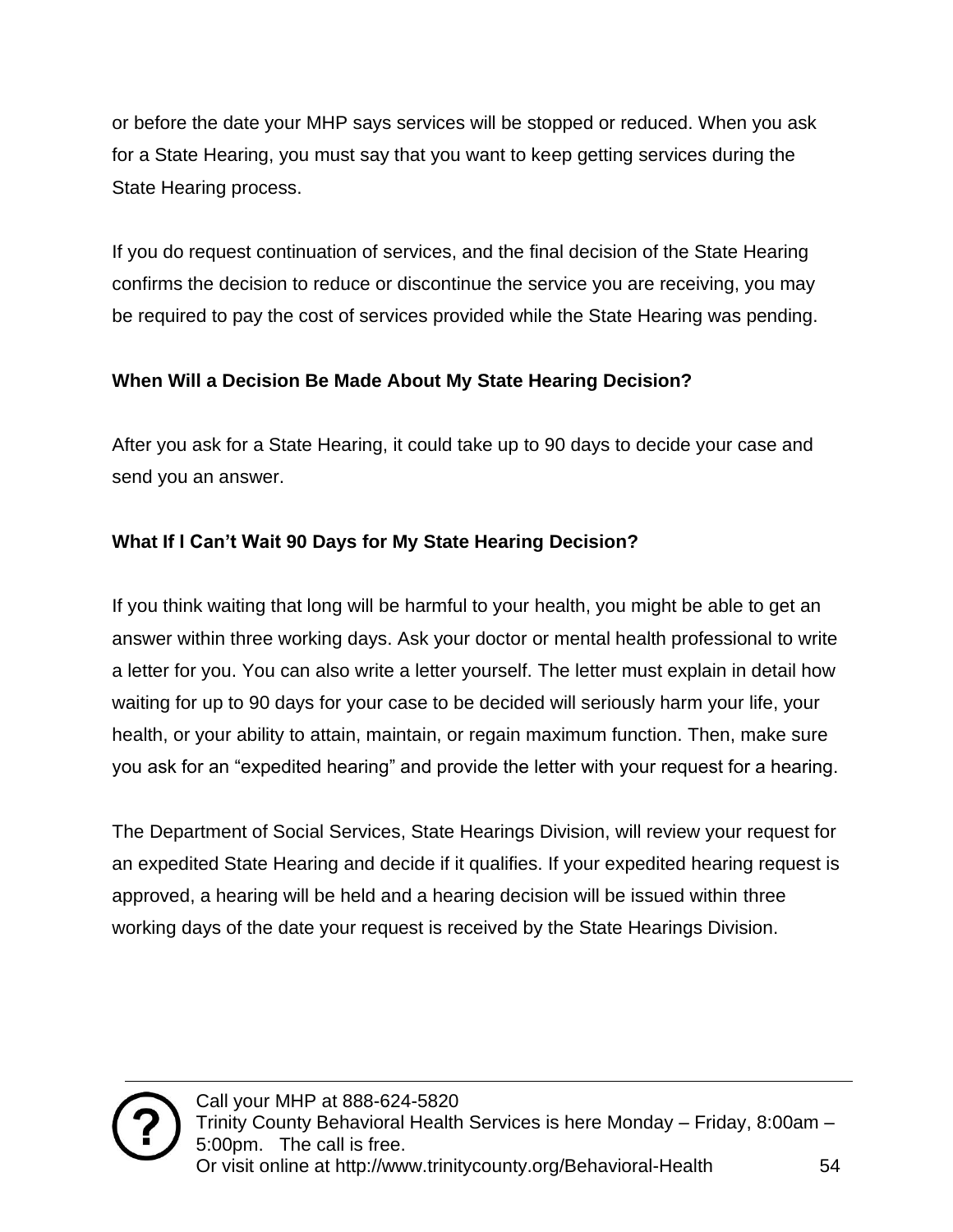or before the date your MHP says services will be stopped or reduced. When you ask for a State Hearing, you must say that you want to keep getting services during the State Hearing process.

If you do request continuation of services, and the final decision of the State Hearing confirms the decision to reduce or discontinue the service you are receiving, you may be required to pay the cost of services provided while the State Hearing was pending.

**When Will a Decision Be Made About My State Hearing Decision?**

After you ask for a State Hearing, it could take up to 90 days to decide your case and send you an answer.

**What If I Can't Wait 90 Days for My State Hearing Decision?**

If you think waiting that long will be harmful to your health, you might be able to get an answer within three working days. Ask your doctor or mental health professional to write a letter for you. You can also write a letter yourself. The letter must explain in detail how waiting for up to 90 days for your case to be decided will seriously harm your life, your health, or your ability to attain, maintain, or regain maximum function. Then, make sure you ask for an "expedited hearing" and provide the letter with your request for a hearing.

The Department of Social Services, State Hearings Division, will review your request for an expedited State Hearing and decide if it qualifies. If your expedited hearing request is approved, a hearing will be held and a hearing decision will be issued within three working days of the date your request is received by the State Hearings Division.

Call your MHP at 888-624-5820
Trinity County Behavioral Health Services is here Monday – Friday, 8:00am – 5:00pm. The call is free.
Or visit online at http://www.trinitycounty.org/Behavioral-Health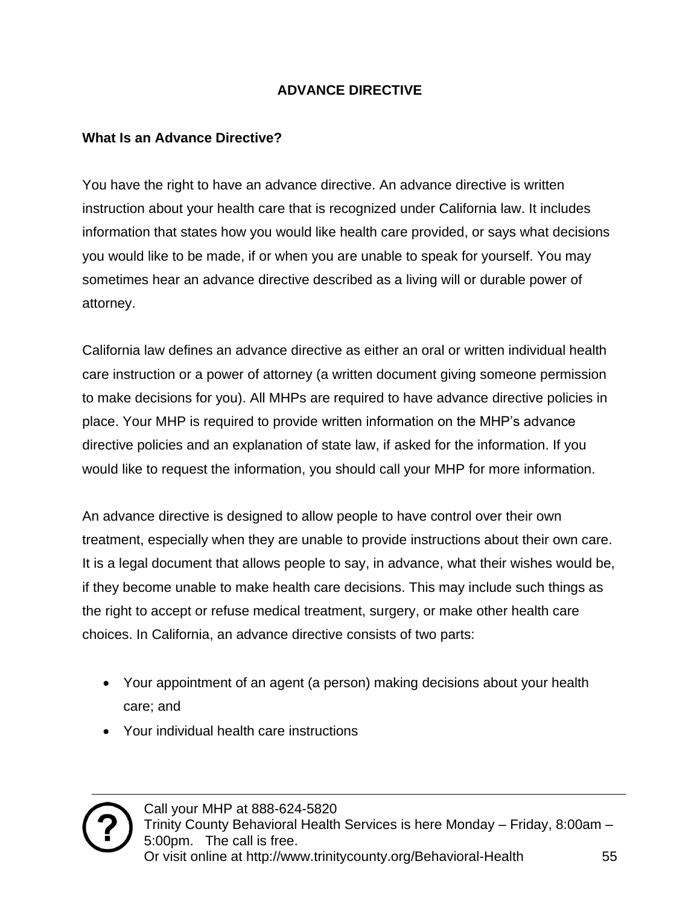# ADVANCE DIRECTIVE

## What Is an Advance Directive?

You have the right to have an advance directive. An advance directive is written instruction about your health care that is recognized under California law. It includes information that states how you would like health care provided, or says what decisions you would like to be made, if or when you are unable to speak for yourself. You may sometimes hear an advance directive described as a living will or durable power of attorney.

California law defines an advance directive as either an oral or written individual health care instruction or a power of attorney (a written document giving someone permission to make decisions for you). All MHPs are required to have advance directive policies in place. Your MHP is required to provide written information on the MHP's advance directive policies and an explanation of state law, if asked for the information. If you would like to request the information, you should call your MHP for more information.

An advance directive is designed to allow people to have control over their own treatment, especially when they are unable to provide instructions about their own care. It is a legal document that allows people to say, in advance, what their wishes would be, if they become unable to make health care decisions. This may include such things as the right to accept or refuse medical treatment, surgery, or make other health care choices. In California, an advance directive consists of two parts:

- Your appointment of an agent (a person) making decisions about your health care; and
- Your individual health care instructions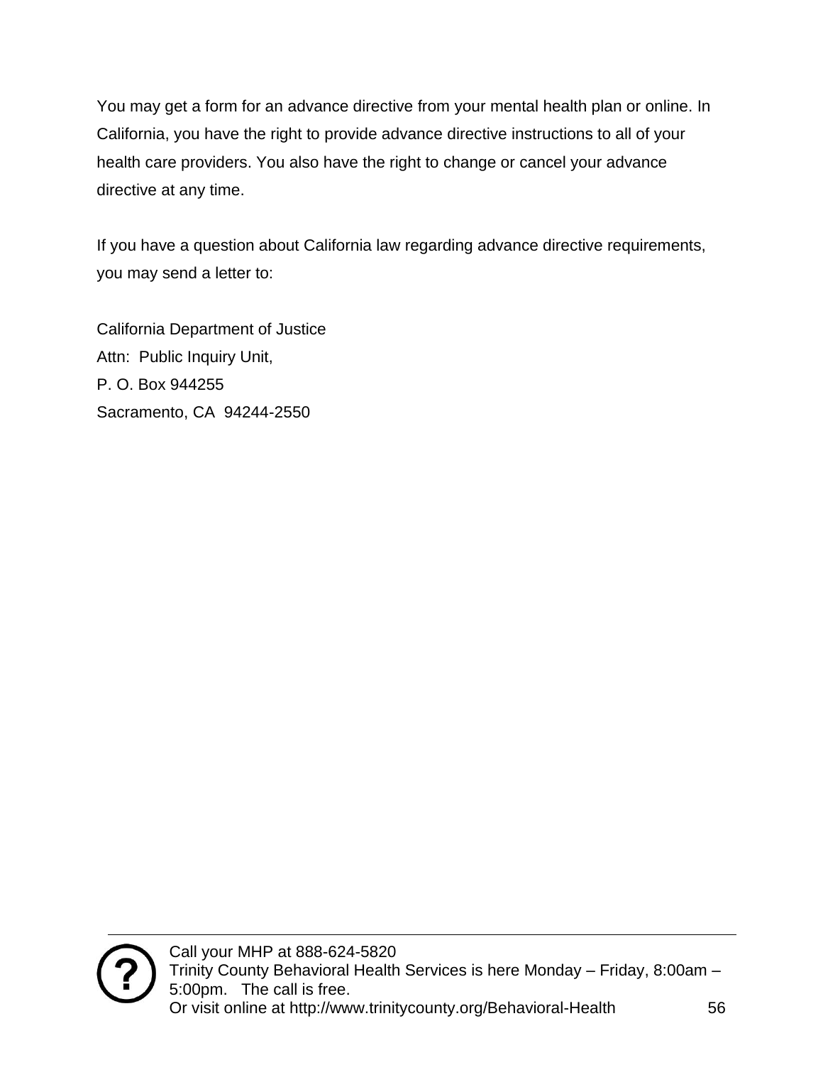You may get a form for an advance directive from your mental health plan or online. In California, you have the right to provide advance directive instructions to all of your health care providers. You also have the right to change or cancel your advance directive at any time.

If you have a question about California law regarding advance directive requirements, you may send a letter to:

California Department of Justice  
Attn: Public Inquiry Unit,  
P. O. Box 944255  
Sacramento, CA 94244-2550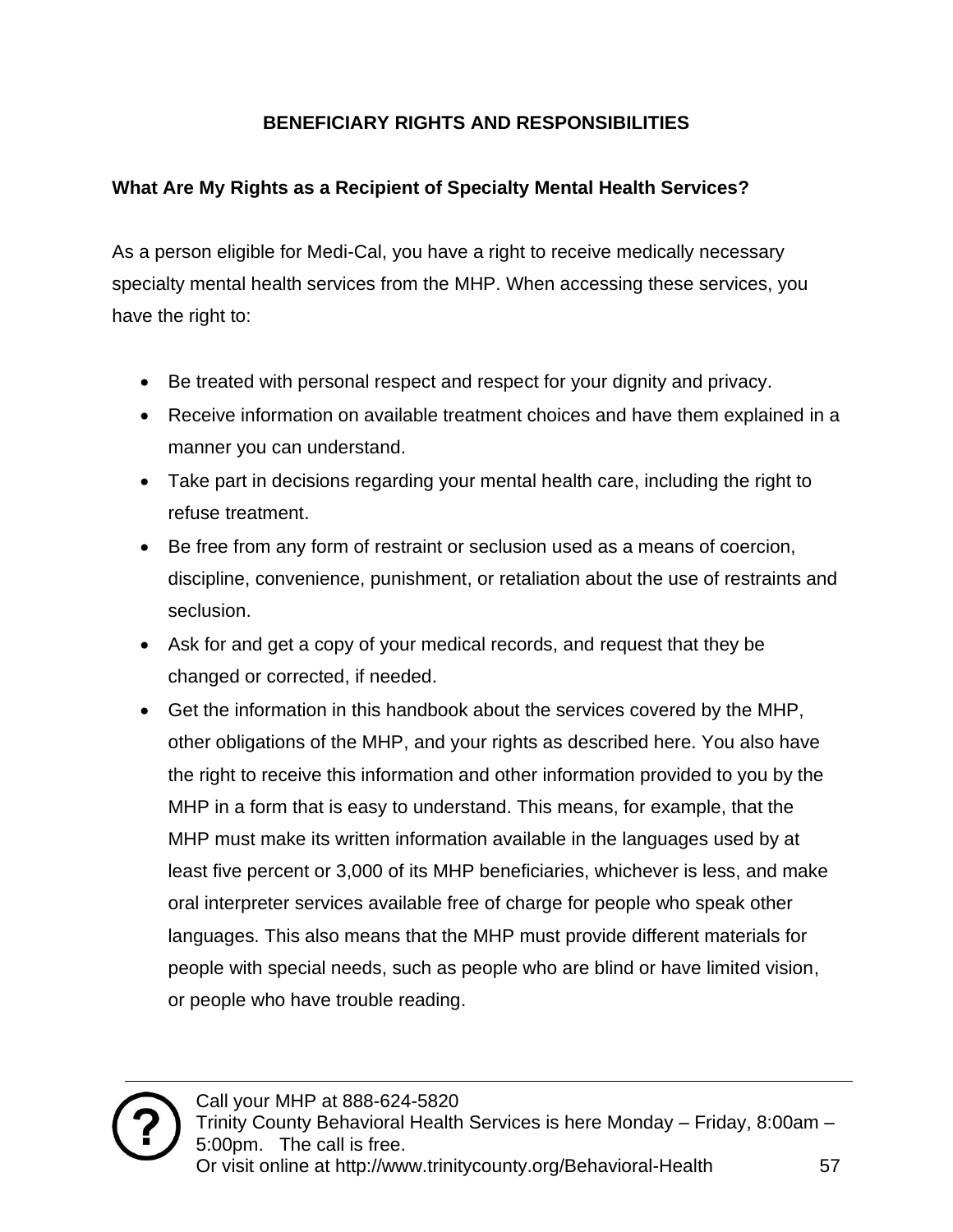# BENEFICIARY RIGHTS AND RESPONSIBILITIES

## What Are My Rights as a Recipient of Specialty Mental Health Services?

As a person eligible for Medi-Cal, you have a right to receive medically necessary specialty mental health services from the MHP. When accessing these services, you have the right to:

- Be treated with personal respect and respect for your dignity and privacy.
- Receive information on available treatment choices and have them explained in a manner you can understand.
- Take part in decisions regarding your mental health care, including the right to refuse treatment.
- Be free from any form of restraint or seclusion used as a means of coercion, discipline, convenience, punishment, or retaliation about the use of restraints and seclusion.
- Ask for and get a copy of your medical records, and request that they be changed or corrected, if needed.
- Get the information in this handbook about the services covered by the MHP, other obligations of the MHP, and your rights as described here. You also have the right to receive this information and other information provided to you by the MHP in a form that is easy to understand. This means, for example, that the MHP must make its written information available in the languages used by at least five percent or 3,000 of its MHP beneficiaries, whichever is less, and make oral interpreter services available free of charge for people who speak other languages. This also means that the MHP must provide different materials for people with special needs, such as people who are blind or have limited vision, or people who have trouble reading.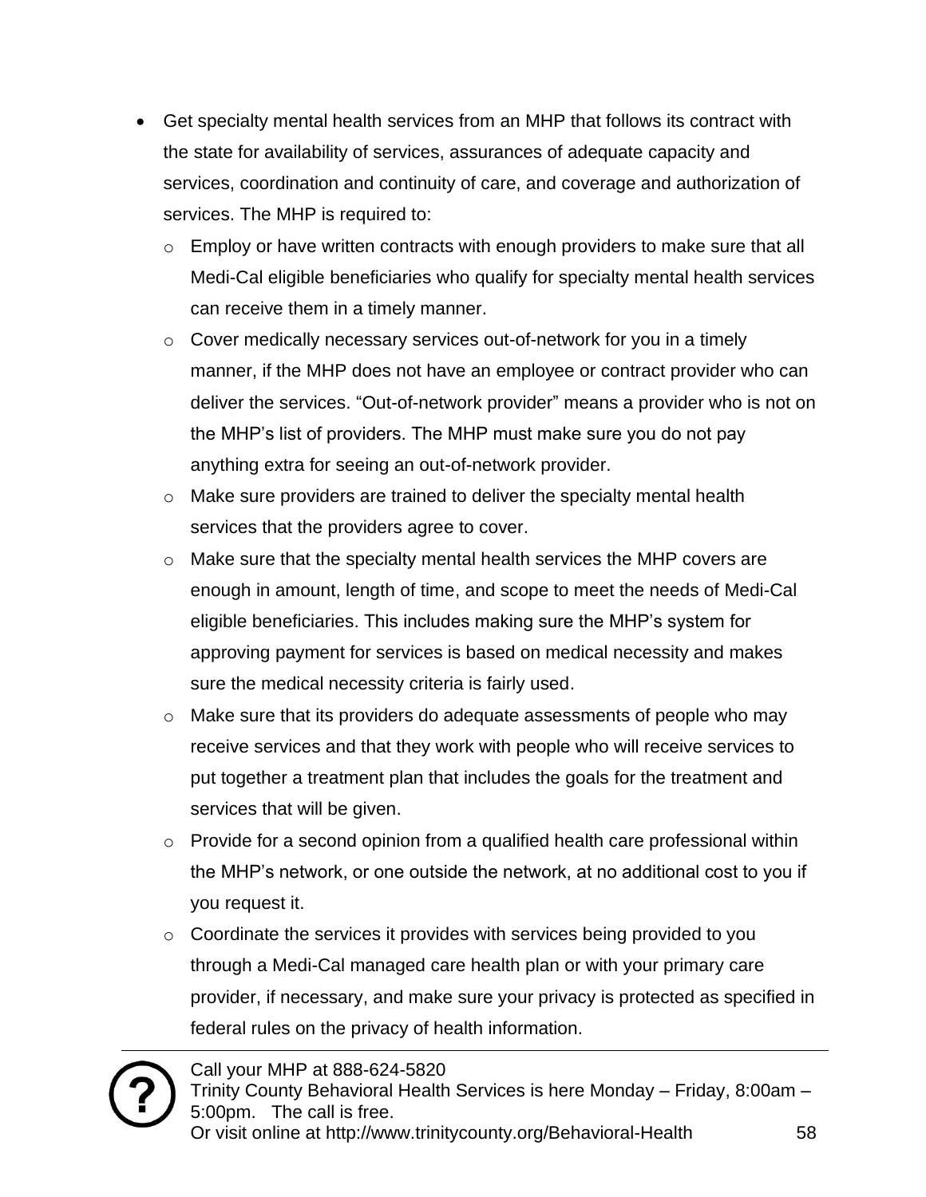- Get specialty mental health services from an MHP that follows its contract with the state for availability of services, assurances of adequate capacity and services, coordination and continuity of care, and coverage and authorization of services. The MHP is required to:
  - Employ or have written contracts with enough providers to make sure that all Medi-Cal eligible beneficiaries who qualify for specialty mental health services can receive them in a timely manner.
  - Cover medically necessary services out-of-network for you in a timely manner, if the MHP does not have an employee or contract provider who can deliver the services. "Out-of-network provider" means a provider who is not on the MHP's list of providers. The MHP must make sure you do not pay anything extra for seeing an out-of-network provider.
  - Make sure providers are trained to deliver the specialty mental health services that the providers agree to cover.
  - Make sure that the specialty mental health services the MHP covers are enough in amount, length of time, and scope to meet the needs of Medi-Cal eligible beneficiaries. This includes making sure the MHP's system for approving payment for services is based on medical necessity and makes sure the medical necessity criteria is fairly used.
  - Make sure that its providers do adequate assessments of people who may receive services and that they work with people who will receive services to put together a treatment plan that includes the goals for the treatment and services that will be given.
  - Provide for a second opinion from a qualified health care professional within the MHP's network, or one outside the network, at no additional cost to you if you request it.
  - Coordinate the services it provides with services being provided to you through a Medi-Cal managed care health plan or with your primary care provider, if necessary, and make sure your privacy is protected as specified in federal rules on the privacy of health information.

Call your MHP at 888-624-5820
Trinity County Behavioral Health Services is here Monday – Friday, 8:00am – 5:00pm. The call is free.
Or visit online at http://www.trinitycounty.org/Behavioral-Health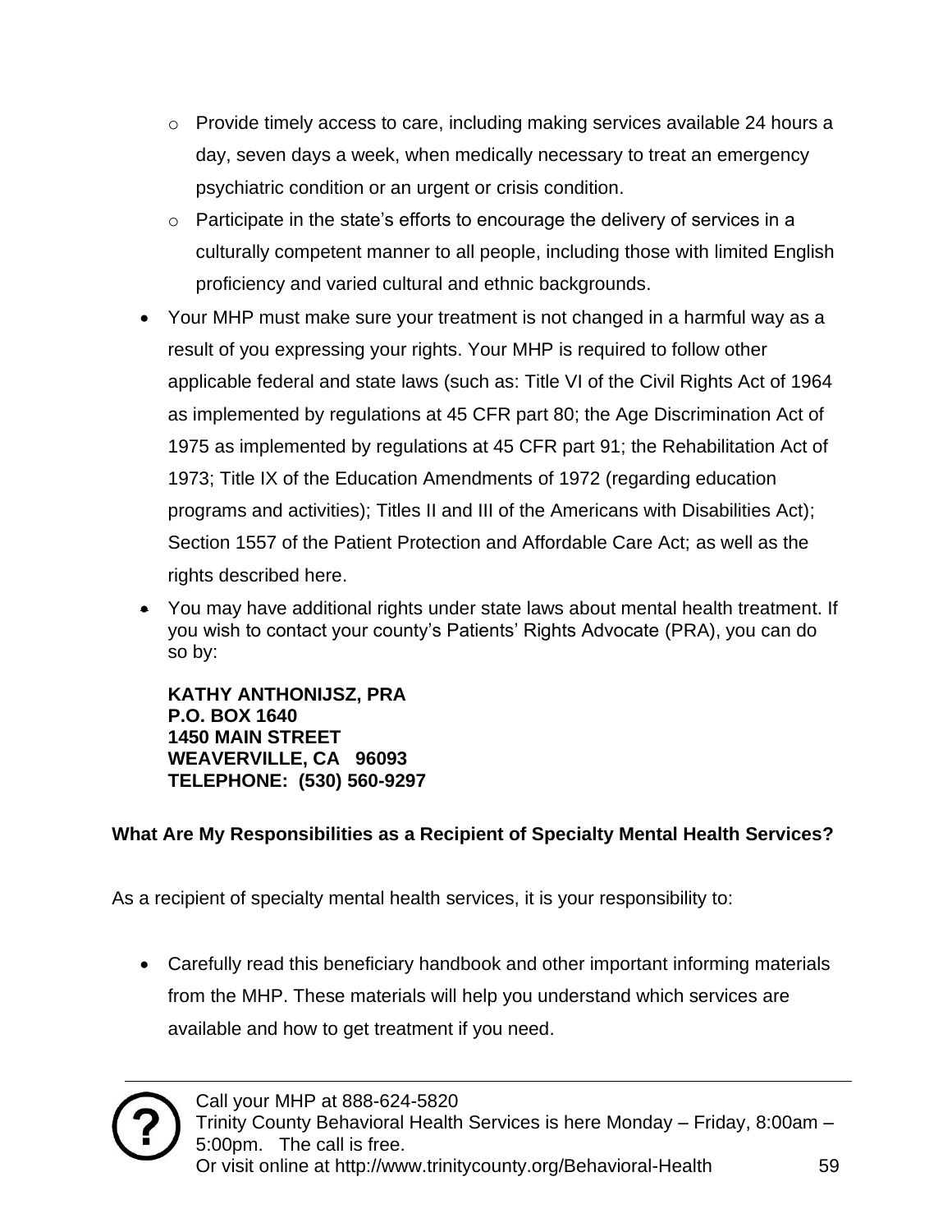- Provide timely access to care, including making services available 24 hours a day, seven days a week, when medically necessary to treat an emergency psychiatric condition or an urgent or crisis condition.
- Participate in the state's efforts to encourage the delivery of services in a culturally competent manner to all people, including those with limited English proficiency and varied cultural and ethnic backgrounds.

- Your MHP must make sure your treatment is not changed in a harmful way as a result of you expressing your rights. Your MHP is required to follow other applicable federal and state laws (such as: Title VI of the Civil Rights Act of 1964 as implemented by regulations at 45 CFR part 80; the Age Discrimination Act of 1975 as implemented by regulations at 45 CFR part 91; the Rehabilitation Act of 1973; Title IX of the Education Amendments of 1972 (regarding education programs and activities); Titles II and III of the Americans with Disabilities Act); Section 1557 of the Patient Protection and Affordable Care Act; as well as the rights described here.
- You may have additional rights under state laws about mental health treatment. If you wish to contact your county's Patients' Rights Advocate (PRA), you can do so by:

  **KATHY ANTHONIJSZ, PRA**
  **P.O. BOX 1640**
  **1450 MAIN STREET**
  **WEAVERVILLE, CA 96093**
  **TELEPHONE: (530) 560-9297**

**What Are My Responsibilities as a Recipient of Specialty Mental Health Services?**

As a recipient of specialty mental health services, it is your responsibility to:

- Carefully read this beneficiary handbook and other important informing materials from the MHP. These materials will help you understand which services are available and how to get treatment if you need.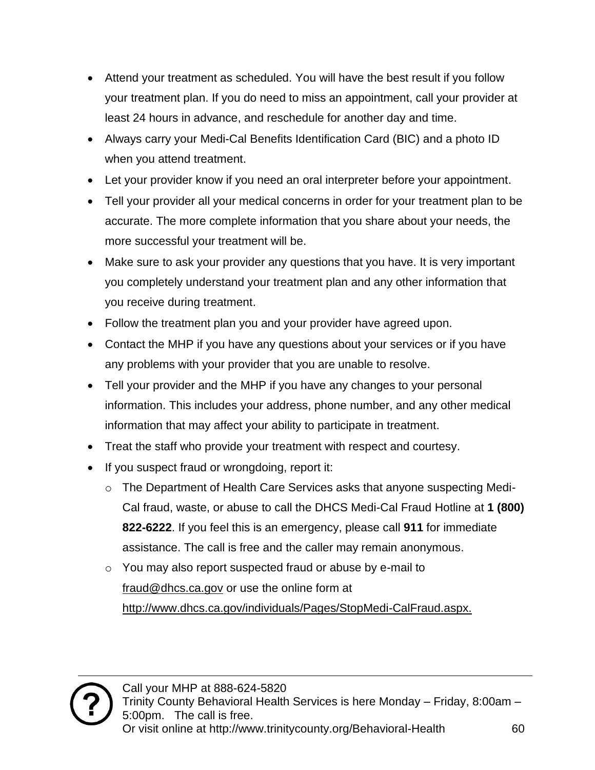- Attend your treatment as scheduled. You will have the best result if you follow your treatment plan. If you do need to miss an appointment, call your provider at least 24 hours in advance, and reschedule for another day and time.
- Always carry your Medi-Cal Benefits Identification Card (BIC) and a photo ID when you attend treatment.
- Let your provider know if you need an oral interpreter before your appointment.
- Tell your provider all your medical concerns in order for your treatment plan to be accurate. The more complete information that you share about your needs, the more successful your treatment will be.
- Make sure to ask your provider any questions that you have. It is very important you completely understand your treatment plan and any other information that you receive during treatment.
- Follow the treatment plan you and your provider have agreed upon.
- Contact the MHP if you have any questions about your services or if you have any problems with your provider that you are unable to resolve.
- Tell your provider and the MHP if you have any changes to your personal information. This includes your address, phone number, and any other medical information that may affect your ability to participate in treatment.
- Treat the staff who provide your treatment with respect and courtesy.
- If you suspect fraud or wrongdoing, report it:
  - The Department of Health Care Services asks that anyone suspecting Medi-Cal fraud, waste, or abuse to call the DHCS Medi-Cal Fraud Hotline at **1 (800) 822-6222**. If you feel this is an emergency, please call **911** for immediate assistance. The call is free and the caller may remain anonymous.
  - You may also report suspected fraud or abuse by e-mail to fraud@dhcs.ca.gov or use the online form at http://www.dhcs.ca.gov/individuals/Pages/StopMedi-CalFraud.aspx.

Call your MHP at 888-624-5820
Trinity County Behavioral Health Services is here Monday – Friday, 8:00am – 5:00pm. The call is free.
Or visit online at http://www.trinitycounty.org/Behavioral-Health